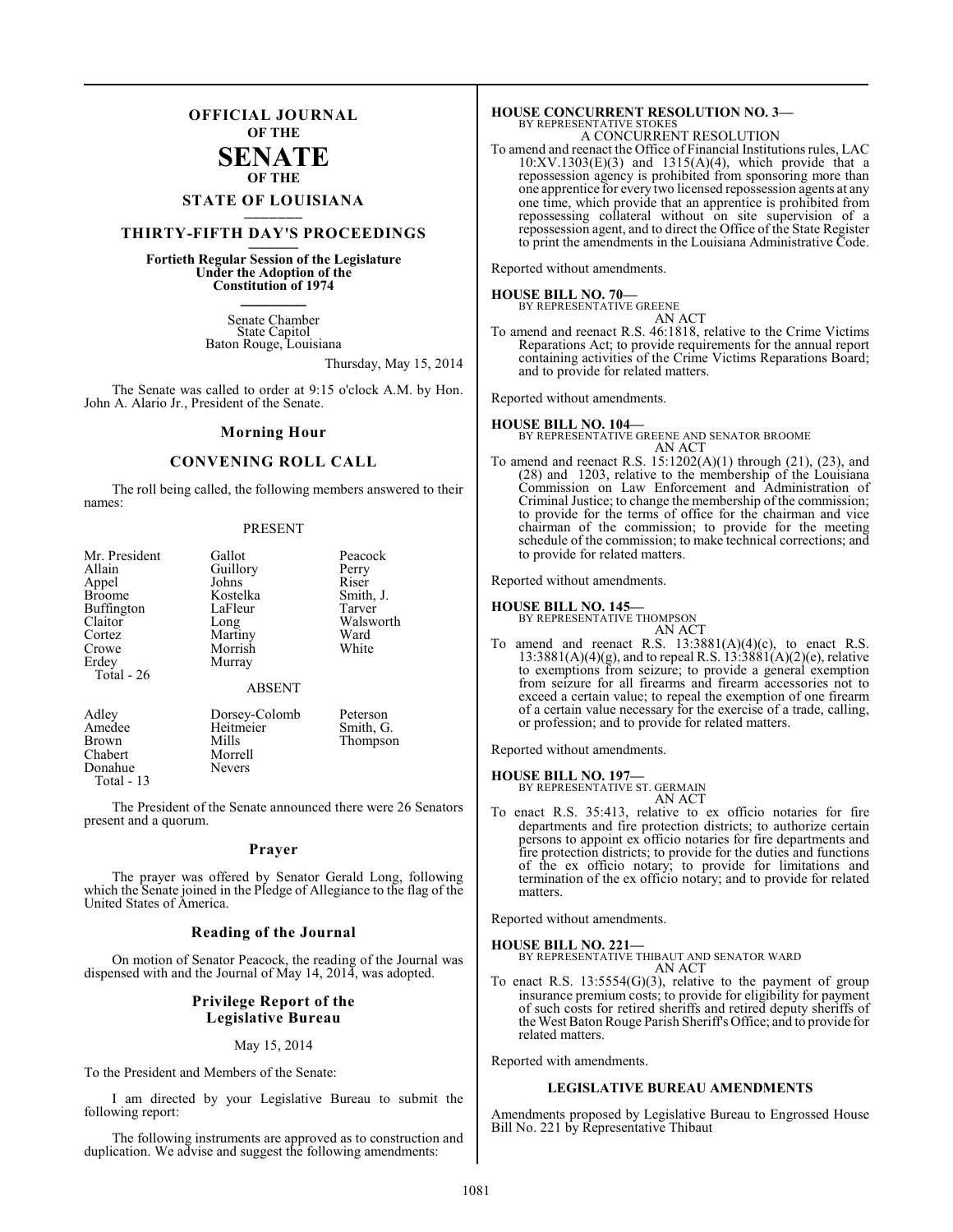# OFFICIAL JOURNAL OF THE SENATE OF THE STATE OF LOUISIANA

## THIRTY-FIFTH DAY'S PROCEEDINGS

**Fortieth Regular Session of the Legislature Under the Adoption of the Constitution of 1974**

Senate Chamber
State Capitol
Baton Rouge, Louisiana

Thursday, May 15, 2014

The Senate was called to order at 9:15 o'clock A.M. by Hon. John A. Alario Jr., President of the Senate.

### Morning Hour

### CONVENING ROLL CALL

The roll being called, the following members answered to their names:

PRESENT

| | | |
|---|---|---|
| Mr. President | Gallot | Peacock |
| Allain | Guillory | Perry |
| Appel | Johns | Riser |
| Broome | Kostelka | Smith, J. |
| Buffington | LaFleur | Tarver |
| Claitor | Long | Walsworth |
| Cortez | Martiny | Ward |
| Crowe | Morrish | White |
| Erdey | Murray | |

Total - 26

ABSENT

| | | |
|---|---|---|
| Adley | Dorsey-Colomb | Peterson |
| Amedee | Heitmeier | Smith, G. |
| Brown | Mills | Thompson |
| Chabert | Morrell | |
| Donahue | Nevers | |

Total - 13

The President of the Senate announced there were 26 Senators present and a quorum.

### Prayer

The prayer was offered by Senator Gerald Long, following which the Senate joined in the Pledge of Allegiance to the flag of the United States of America.

### Reading of the Journal

On motion of Senator Peacock, the reading of the Journal was dispensed with and the Journal of May 14, 2014, was adopted.

### Privilege Report of the Legislative Bureau

May 15, 2014

To the President and Members of the Senate:

I am directed by your Legislative Bureau to submit the following report:

The following instruments are approved as to construction and duplication. We advise and suggest the following amendments:

**HOUSE CONCURRENT RESOLUTION NO. 3—**
BY REPRESENTATIVE STOKES
A CONCURRENT RESOLUTION

To amend and reenact the Office of Financial Institutions rules, LAC 10:XV.1303(E)(3) and 1315(A)(4), which provide that a repossession agency is prohibited from sponsoring more than one apprentice for every two licensed repossession agents at any one time, which provide that an apprentice is prohibited from repossessing collateral without on site supervision of a repossession agent, and to direct the Office of the State Register to print the amendments in the Louisiana Administrative Code.

Reported without amendments.

**HOUSE BILL NO. 70—**
BY REPRESENTATIVE GREENE
AN ACT

To amend and reenact R.S. 46:1818, relative to the Crime Victims Reparations Act; to provide requirements for the annual report containing activities of the Crime Victims Reparations Board; and to provide for related matters.

Reported without amendments.

**HOUSE BILL NO. 104—**
BY REPRESENTATIVE GREENE AND SENATOR BROOME
AN ACT

To amend and reenact R.S. 15:1202(A)(1) through (21), (23), and (28) and 1203, relative to the membership of the Louisiana Commission on Law Enforcement and Administration of Criminal Justice; to change the membership of the commission; to provide for the terms of office for the chairman and vice chairman of the commission; to provide for the meeting schedule of the commission; to make technical corrections; and to provide for related matters.

Reported without amendments.

**HOUSE BILL NO. 145—**
BY REPRESENTATIVE THOMPSON
AN ACT

To amend and reenact R.S. 13:3881(A)(4)(c), to enact R.S. 13:3881(A)(4)(g), and to repeal R.S. 13:3881(A)(2)(e), relative to exemptions from seizure; to provide a general exemption from seizure for all firearms and firearm accessories not to exceed a certain value; to repeal the exemption of one firearm of a certain value necessary for the exercise of a trade, calling, or profession; and to provide for related matters.

Reported without amendments.

**HOUSE BILL NO. 197—**
BY REPRESENTATIVE ST. GERMAIN
AN ACT

To enact R.S. 35:413, relative to ex officio notaries for fire departments and fire protection districts; to authorize certain persons to appoint ex officio notaries for fire departments and fire protection districts; to provide for the duties and functions of the ex officio notary; to provide for limitations and termination of the ex officio notary; and to provide for related matters.

Reported without amendments.

**HOUSE BILL NO. 221—**
BY REPRESENTATIVE THIBAUT AND SENATOR WARD
AN ACT

To enact R.S. 13:5554(G)(3), relative to the payment of group insurance premium costs; to provide for eligibility for payment of such costs for retired sheriffs and retired deputy sheriffs of the West Baton Rouge Parish Sheriff's Office; and to provide for related matters.

Reported with amendments.

#### LEGISLATIVE BUREAU AMENDMENTS

Amendments proposed by Legislative Bureau to Engrossed House Bill No. 221 by Representative Thibaut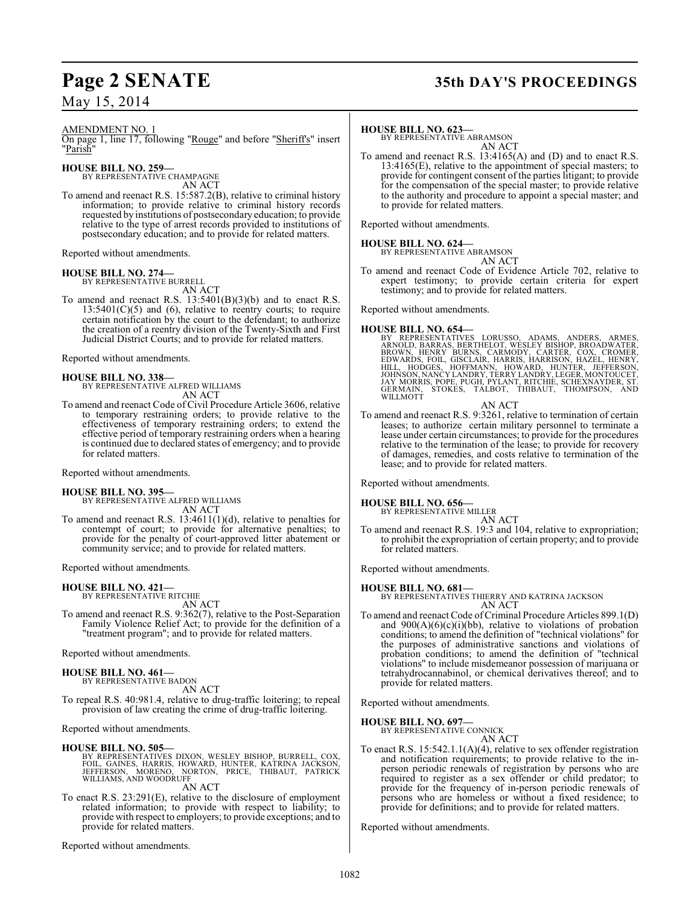AMENDMENT NO. 1

On page 1, line 17, following "Rouge" and before "Sheriff's" insert "Parish"

**HOUSE BILL NO. 259—**
BY REPRESENTATIVE CHAMPAGNE
AN ACT

To amend and reenact R.S. 15:587.2(B), relative to criminal history information; to provide relative to criminal history records requested by institutions of postsecondary education; to provide relative to the type of arrest records provided to institutions of postsecondary education; and to provide for related matters.

Reported without amendments.

**HOUSE BILL NO. 274—**
BY REPRESENTATIVE BURRELL
AN ACT

To amend and reenact R.S. 13:5401(B)(3)(b) and to enact R.S. 13:5401(C)(5) and (6), relative to reentry courts; to require certain notification by the court to the defendant; to authorize the creation of a reentry division of the Twenty-Sixth and First Judicial District Courts; and to provide for related matters.

Reported without amendments.

**HOUSE BILL NO. 338—**
BY REPRESENTATIVE ALFRED WILLIAMS
AN ACT

To amend and reenact Code of Civil Procedure Article 3606, relative to temporary restraining orders; to provide relative to the effectiveness of temporary restraining orders; to extend the effective period of temporary restraining orders when a hearing is continued due to declared states of emergency; and to provide for related matters.

Reported without amendments.

**HOUSE BILL NO. 395—**
BY REPRESENTATIVE ALFRED WILLIAMS
AN ACT

To amend and reenact R.S. 13:4611(1)(d), relative to penalties for contempt of court; to provide for alternative penalties; to provide for the penalty of court-approved litter abatement or community service; and to provide for related matters.

Reported without amendments.

**HOUSE BILL NO. 421—**
BY REPRESENTATIVE RITCHIE
AN ACT

To amend and reenact R.S. 9:362(7), relative to the Post-Separation Family Violence Relief Act; to provide for the definition of a "treatment program"; and to provide for related matters.

Reported without amendments.

**HOUSE BILL NO. 461—**
BY REPRESENTATIVE BADON
AN ACT

To repeal R.S. 40:981.4, relative to drug-traffic loitering; to repeal provision of law creating the crime of drug-traffic loitering.

Reported without amendments.

**HOUSE BILL NO. 505—**
BY REPRESENTATIVES DIXON, WESLEY BISHOP, BURRELL, COX, FOIL, GAINES, HARRIS, HOWARD, HUNTER, KATRINA JACKSON, JEFFERSON, MORENO, NORTON, PRICE, THIBAUT, PATRICK WILLIAMS, AND WOODRUFF
AN ACT

To enact R.S. 23:291(E), relative to the disclosure of employment related information; to provide with respect to liability; to provide with respect to employers; to provide exceptions; and to provide for related matters.

Reported without amendments.

**HOUSE BILL NO. 623—**
BY REPRESENTATIVE ABRAMSON
AN ACT

To amend and reenact R.S. 13:4165(A) and (D) and to enact R.S. 13:4165(E), relative to the appointment of special masters; to provide for contingent consent of the parties litigant; to provide for the compensation of the special master; to provide relative to the authority and procedure to appoint a special master; and to provide for related matters.

Reported without amendments.

**HOUSE BILL NO. 624—**
BY REPRESENTATIVE ABRAMSON
AN ACT

To amend and reenact Code of Evidence Article 702, relative to expert testimony; to provide certain criteria for expert testimony; and to provide for related matters.

Reported without amendments.

**HOUSE BILL NO. 654—**
BY REPRESENTATIVES LORUSSO, ADAMS, ANDERS, ARMES, ARNOLD, BARRAS, BERTHELOT, WESLEY BISHOP, BROADWATER, BROWN, HENRY BURNS, CARMODY, CARTER, COX, CROMER, EDWARDS, FOIL, GISCLAIR, HARRIS, HARRISON, HAZEL, HENRY, HILL, HODGES, HOFFMANN, HOWARD, HUNTER, JEFFERSON, JOHNSON, NANCY LANDRY, TERRY LANDRY, LEGER, MONTOUCET, JAY MORRIS, POPE, PUGH, PYLANT, RITCHIE, SCHEXNAYDER, ST. GERMAIN, STOKES, TALBOT, THIBAUT, THOMPSON, AND WILLMOTT
AN ACT

To amend and reenact R.S. 9:3261, relative to termination of certain leases; to authorize certain military personnel to terminate a lease under certain circumstances; to provide for the procedures relative to the termination of the lease; to provide for recovery of damages, remedies, and costs relative to termination of the lease; and to provide for related matters.

Reported without amendments.

**HOUSE BILL NO. 656—**
BY REPRESENTATIVE MILLER
AN ACT

To amend and reenact R.S. 19:3 and 104, relative to expropriation; to prohibit the expropriation of certain property; and to provide for related matters.

Reported without amendments.

**HOUSE BILL NO. 681—**
BY REPRESENTATIVES THIERRY AND KATRINA JACKSON
AN ACT

To amend and reenact Code of Criminal Procedure Articles 899.1(D) and 900(A)(6)(c)(i)(bb), relative to violations of probation conditions; to amend the definition of "technical violations" for the purposes of administrative sanctions and violations of probation conditions; to amend the definition of "technical violations" to include misdemeanor possession of marijuana or tetrahydrocannabinol, or chemical derivatives thereof; and to provide for related matters.

Reported without amendments.

**HOUSE BILL NO. 697—**
BY REPRESENTATIVE CONNICK
AN ACT

To enact R.S. 15:542.1.1(A)(4), relative to sex offender registration and notification requirements; to provide relative to the in-person periodic renewals of registration by persons who are required to register as a sex offender or child predator; to provide for the frequency of in-person periodic renewals of persons who are homeless or without a fixed residence; to provide for definitions; and to provide for related matters.

Reported without amendments.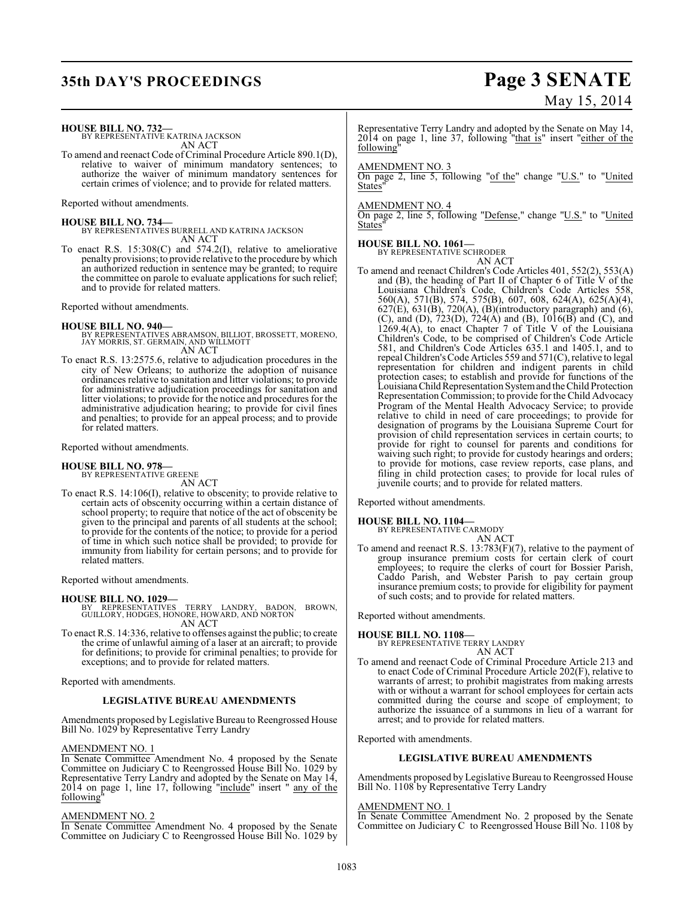**HOUSE BILL NO. 732—**
BY REPRESENTATIVE KATRINA JACKSON
AN ACT

To amend and reenact Code of Criminal Procedure Article 890.1(D), relative to waiver of minimum mandatory sentences; to authorize the waiver of minimum mandatory sentences for certain crimes of violence; and to provide for related matters.

Reported without amendments.

**HOUSE BILL NO. 734—**
BY REPRESENTATIVES BURRELL AND KATRINA JACKSON
AN ACT

To enact R.S. 15:308(C) and 574.2(I), relative to ameliorative penalty provisions; to provide relative to the procedure by which an authorized reduction in sentence may be granted; to require the committee on parole to evaluate applications for such relief; and to provide for related matters.

Reported without amendments.

**HOUSE BILL NO. 940—**
BY REPRESENTATIVES ABRAMSON, BILLIOT, BROSSETT, MORENO, JAY MORRIS, ST. GERMAIN, AND WILLMOTT
AN ACT

To enact R.S. 13:2575.6, relative to adjudication procedures in the city of New Orleans; to authorize the adoption of nuisance ordinances relative to sanitation and litter violations; to provide for administrative adjudication proceedings for sanitation and litter violations; to provide for the notice and procedures for the administrative adjudication hearing; to provide for civil fines and penalties; to provide for an appeal process; and to provide for related matters.

Reported without amendments.

**HOUSE BILL NO. 978—**
BY REPRESENTATIVE GREENE
AN ACT

To enact R.S. 14:106(I), relative to obscenity; to provide relative to certain acts of obscenity occurring within a certain distance of school property; to require that notice of the act of obscenity be given to the principal and parents of all students at the school; to provide for the contents of the notice; to provide for a period of time in which such notice shall be provided; to provide for immunity from liability for certain persons; and to provide for related matters.

Reported without amendments.

**HOUSE BILL NO. 1029—**
BY REPRESENTATIVES TERRY LANDRY, BADON, BROWN, GUILLORY, HODGES, HONORE, HOWARD, AND NORTON
AN ACT

To enact R.S. 14:336, relative to offenses against the public; to create the crime of unlawful aiming of a laser at an aircraft; to provide for definitions; to provide for criminal penalties; to provide for exceptions; and to provide for related matters.

Reported with amendments.

**LEGISLATIVE BUREAU AMENDMENTS**

Amendments proposed by Legislative Bureau to Reengrossed House Bill No. 1029 by Representative Terry Landry

AMENDMENT NO. 1
In Senate Committee Amendment No. 4 proposed by the Senate Committee on Judiciary C to Reengrossed House Bill No. 1029 by Representative Terry Landry and adopted by the Senate on May 14, 2014 on page 1, line 17, following "include" insert " any of the following"

AMENDMENT NO. 2
In Senate Committee Amendment No. 4 proposed by the Senate Committee on Judiciary C to Reengrossed House Bill No. 1029 by Representative Terry Landry and adopted by the Senate on May 14, 2014 on page 1, line 37, following "that is" insert "either of the following"

AMENDMENT NO. 3
On page 2, line 5, following "of the" change "U.S." to "United States"

AMENDMENT NO. 4
On page 2, line 5, following "Defense," change "U.S." to "United States"

**HOUSE BILL NO. 1061—**
BY REPRESENTATIVE SCHRODER
AN ACT

To amend and reenact Children's Code Articles 401, 552(2), 553(A) and (B), the heading of Part II of Chapter 6 of Title V of the Louisiana Children's Code, Children's Code Articles 558, 560(A), 571(B), 574, 575(B), 607, 608, 624(A), 625(A)(4), 627(E), 631(B), 720(A), (B)(introductory paragraph) and (6), (C), and (D), 723(D), 724(A) and (B), 1016(B) and (C), and 1269.4(A), to enact Chapter 7 of Title V of the Louisiana Children's Code, to be comprised of Children's Code Article 581, and Children's Code Articles 635.1 and 1405.1, and to repeal Children's Code Articles 559 and 571(C), relative to legal representation for children and indigent parents in child protection cases; to establish and provide for functions of the Louisiana Child Representation System and the Child Protection Representation Commission; to provide for the Child Advocacy Program of the Mental Health Advocacy Service; to provide relative to child in need of care proceedings; to provide for designation of programs by the Louisiana Supreme Court for provision of child representation services in certain courts; to provide for right to counsel for parents and conditions for waiving such right; to provide for custody hearings and orders; to provide for motions, case review reports, case plans, and filing in child protection cases; to provide for local rules of juvenile courts; and to provide for related matters.

Reported without amendments.

**HOUSE BILL NO. 1104—**
BY REPRESENTATIVE CARMODY
AN ACT

To amend and reenact R.S. 13:783(F)(7), relative to the payment of group insurance premium costs for certain clerk of court employees; to require the clerks of court for Bossier Parish, Caddo Parish, and Webster Parish to pay certain group insurance premium costs; to provide for eligibility for payment of such costs; and to provide for related matters.

Reported without amendments.

**HOUSE BILL NO. 1108—**
BY REPRESENTATIVE TERRY LANDRY
AN ACT

To amend and reenact Code of Criminal Procedure Article 213 and to enact Code of Criminal Procedure Article 202(F), relative to warrants of arrest; to prohibit magistrates from making arrests with or without a warrant for school employees for certain acts committed during the course and scope of employment; to authorize the issuance of a summons in lieu of a warrant for arrest; and to provide for related matters.

Reported with amendments.

**LEGISLATIVE BUREAU AMENDMENTS**

Amendments proposed by Legislative Bureau to Reengrossed House Bill No. 1108 by Representative Terry Landry

AMENDMENT NO. 1
In Senate Committee Amendment No. 2 proposed by the Senate Committee on Judiciary C to Reengrossed House Bill No. 1108 by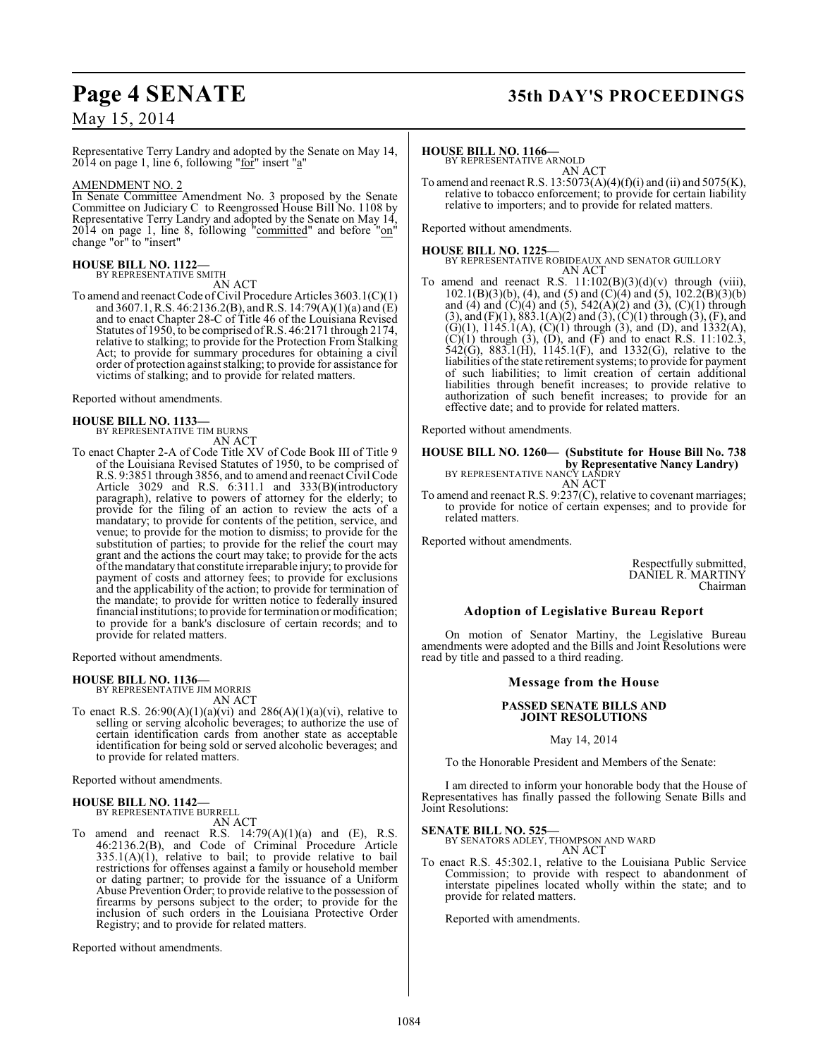Representative Terry Landry and adopted by the Senate on May 14, 2014 on page 1, line 6, following "for" insert "a"

AMENDMENT NO. 2

In Senate Committee Amendment No. 3 proposed by the Senate Committee on Judiciary C to Reengrossed House Bill No. 1108 by Representative Terry Landry and adopted by the Senate on May 14, 2014 on page 1, line 8, following "committed" and before "on" change "or" to "insert"

**HOUSE BILL NO. 1122—**
BY REPRESENTATIVE SMITH
AN ACT

To amend and reenact Code of Civil Procedure Articles 3603.1(C)(1) and 3607.1, R.S. 46:2136.2(B), and R.S. 14:79(A)(1)(a) and (E) and to enact Chapter 28-C of Title 46 of the Louisiana Revised Statutes of 1950, to be comprised of R.S. 46:2171 through 2174, relative to stalking; to provide for the Protection From Stalking Act; to provide for summary procedures for obtaining a civil order of protection against stalking; to provide for assistance for victims of stalking; and to provide for related matters.

Reported without amendments.

**HOUSE BILL NO. 1133—**
BY REPRESENTATIVE TIM BURNS
AN ACT

To enact Chapter 2-A of Code Title XV of Code Book III of Title 9 of the Louisiana Revised Statutes of 1950, to be comprised of R.S. 9:3851 through 3856, and to amend and reenact Civil Code Article 3029 and R.S. 6:311.1 and 333(B)(introductory paragraph), relative to powers of attorney for the elderly; to provide for the filing of an action to review the acts of a mandatary; to provide for contents of the petition, service, and venue; to provide for the motion to dismiss; to provide for the substitution of parties; to provide for the relief the court may grant and the actions the court may take; to provide for the acts of the mandatary that constitute irreparable injury; to provide for payment of costs and attorney fees; to provide for exclusions and the applicability of the action; to provide for termination of the mandate; to provide for written notice to federally insured financial institutions; to provide for termination or modification; to provide for a bank's disclosure of certain records; and to provide for related matters.

Reported without amendments.

**HOUSE BILL NO. 1136—**
BY REPRESENTATIVE JIM MORRIS
AN ACT

To enact R.S. 26:90(A)(1)(a)(vi) and 286(A)(1)(a)(vi), relative to selling or serving alcoholic beverages; to authorize the use of certain identification cards from another state as acceptable identification for being sold or served alcoholic beverages; and to provide for related matters.

Reported without amendments.

**HOUSE BILL NO. 1142—**
BY REPRESENTATIVE BURRELL
AN ACT

To amend and reenact R.S. 14:79(A)(1)(a) and (E), R.S. 46:2136.2(B), and Code of Criminal Procedure Article 335.1(A)(1), relative to bail; to provide relative to bail restrictions for offenses against a family or household member or dating partner; to provide for the issuance of a Uniform Abuse Prevention Order; to provide relative to the possession of firearms by persons subject to the order; to provide for the inclusion of such orders in the Louisiana Protective Order Registry; and to provide for related matters.

Reported without amendments.

**HOUSE BILL NO. 1166—**
BY REPRESENTATIVE ARNOLD
AN ACT

To amend and reenact R.S. 13:5073(A)(4)(f)(i) and (ii) and 5075(K), relative to tobacco enforcement; to provide for certain liability relative to importers; and to provide for related matters.

Reported without amendments.

**HOUSE BILL NO. 1225—**
BY REPRESENTATIVE ROBIDEAUX AND SENATOR GUILLORY
AN ACT

To amend and reenact R.S. 11:102(B)(3)(d)(v) through (viii), 102.1(B)(3)(b), (4), and (5) and (C)(4) and (5), 102.2(B)(3)(b) and (4) and (C)(4) and (5), 542(A)(2) and (3), (C)(1) through (3), and (F)(1), 883.1(A)(2) and (3), (C)(1) through (3), (F), and (G)(1), 1145.1(A), (C)(1) through (3), and (D), and 1332(A), (C)(1) through (3), (D), and (F) and to enact R.S. 11:102.3, 542(G), 883.1(H), 1145.1(F), and 1332(G), relative to the liabilities of the state retirement systems; to provide for payment of such liabilities; to limit creation of certain additional liabilities through benefit increases; to provide relative to authorization of such benefit increases; to provide for an effective date; and to provide for related matters.

Reported without amendments.

**HOUSE BILL NO. 1260— (Substitute for House Bill No. 738 by Representative Nancy Landry)**
BY REPRESENTATIVE NANCY LANDRY
AN ACT

To amend and reenact R.S. 9:237(C), relative to covenant marriages; to provide for notice of certain expenses; and to provide for related matters.

Reported without amendments.

Respectfully submitted,
DANIEL R. MARTINY
Chairman

## Adoption of Legislative Bureau Report

On motion of Senator Martiny, the Legislative Bureau amendments were adopted and the Bills and Joint Resolutions were read by title and passed to a third reading.

## Message from the House

### PASSED SENATE BILLS AND JOINT RESOLUTIONS

May 14, 2014

To the Honorable President and Members of the Senate:

I am directed to inform your honorable body that the House of Representatives has finally passed the following Senate Bills and Joint Resolutions:

**SENATE BILL NO. 525—**
BY SENATORS ADLEY, THOMPSON AND WARD
AN ACT

To enact R.S. 45:302.1, relative to the Louisiana Public Service Commission; to provide with respect to abandonment of interstate pipelines located wholly within the state; and to provide for related matters.

Reported with amendments.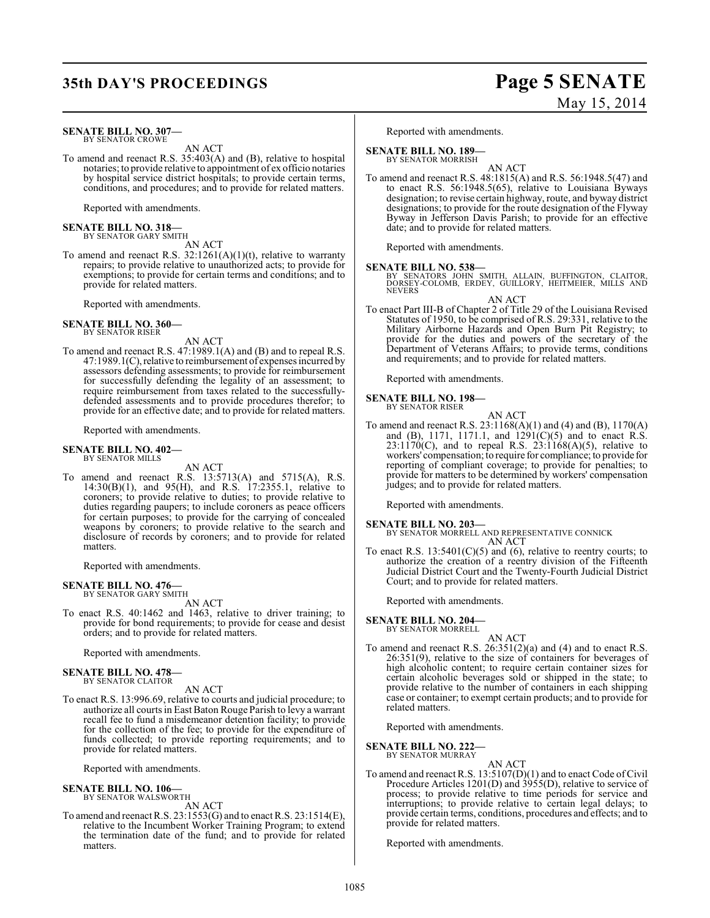**SENATE BILL NO. 307—**
BY SENATOR CROWE

AN ACT

To amend and reenact R.S. 35:403(A) and (B), relative to hospital notaries; to provide relative to appointment of ex officio notaries by hospital service district hospitals; to provide certain terms, conditions, and procedures; and to provide for related matters.

Reported with amendments.

**SENATE BILL NO. 318—**
BY SENATOR GARY SMITH

AN ACT

To amend and reenact R.S. 32:1261(A)(1)(t), relative to warranty repairs; to provide relative to unauthorized acts; to provide for exemptions; to provide for certain terms and conditions; and to provide for related matters.

Reported with amendments.

**SENATE BILL NO. 360—**
BY SENATOR RISER

AN ACT

To amend and reenact R.S. 47:1989.1(A) and (B) and to repeal R.S. 47:1989.1(C), relative to reimbursement of expenses incurred by assessors defending assessments; to provide for reimbursement for successfully defending the legality of an assessment; to require reimbursement from taxes related to the successfully-defended assessments and to provide procedures therefor; to provide for an effective date; and to provide for related matters.

Reported with amendments.

**SENATE BILL NO. 402—**
BY SENATOR MILLS

AN ACT

To amend and reenact R.S. 13:5713(A) and 5715(A), R.S. 14:30(B)(1), and 95(H), and R.S. 17:2355.1, relative to coroners; to provide relative to duties; to provide relative to duties regarding paupers; to include coroners as peace officers for certain purposes; to provide for the carrying of concealed weapons by coroners; to provide relative to the search and disclosure of records by coroners; and to provide for related matters.

Reported with amendments.

**SENATE BILL NO. 476—**
BY SENATOR GARY SMITH

AN ACT

To enact R.S. 40:1462 and 1463, relative to driver training; to provide for bond requirements; to provide for cease and desist orders; and to provide for related matters.

Reported with amendments.

**SENATE BILL NO. 478—**
BY SENATOR CLAITOR

AN ACT

To enact R.S. 13:996.69, relative to courts and judicial procedure; to authorize all courts in East Baton Rouge Parish to levy a warrant recall fee to fund a misdemeanor detention facility; to provide for the collection of the fee; to provide for the expenditure of funds collected; to provide reporting requirements; and to provide for related matters.

Reported with amendments.

**SENATE BILL NO. 106—**
BY SENATOR WALSWORTH

AN ACT

To amend and reenact R.S. 23:1553(G) and to enact R.S. 23:1514(E), relative to the Incumbent Worker Training Program; to extend the termination date of the fund; and to provide for related matters.

Reported with amendments.

**SENATE BILL NO. 189—**
BY SENATOR MORRISH

AN ACT

To amend and reenact R.S. 48:1815(A) and R.S. 56:1948.5(47) and to enact R.S. 56:1948.5(65), relative to Louisiana Byways designation; to revise certain highway, route, and byway district designations; to provide for the route designation of the Flyway Byway in Jefferson Davis Parish; to provide for an effective date; and to provide for related matters.

Reported with amendments.

**SENATE BILL NO. 538—**
BY SENATORS JOHN SMITH, ALLAIN, BUFFINGTON, CLAITOR, DORSEY-COLOMB, ERDEY, GUILLORY, HEITMEIER, MILLS AND NEVERS

AN ACT

To enact Part III-B of Chapter 2 of Title 29 of the Louisiana Revised Statutes of 1950, to be comprised of R.S. 29:331, relative to the Military Airborne Hazards and Open Burn Pit Registry; to provide for the duties and powers of the secretary of the Department of Veterans Affairs; to provide terms, conditions and requirements; and to provide for related matters.

Reported with amendments.

**SENATE BILL NO. 198—**
BY SENATOR RISER

AN ACT

To amend and reenact R.S. 23:1168(A)(1) and (4) and (B), 1170(A) and (B), 1171, 1171.1, and 1291(C)(5) and to enact R.S. 23:1170(C), and to repeal R.S. 23:1168(A)(5), relative to workers' compensation; to require for compliance; to provide for reporting of compliant coverage; to provide for penalties; to provide for matters to be determined by workers' compensation judges; and to provide for related matters.

Reported with amendments.

**SENATE BILL NO. 203—**
BY SENATOR MORRELL AND REPRESENTATIVE CONNICK

AN ACT

To enact R.S. 13:5401(C)(5) and (6), relative to reentry courts; to authorize the creation of a reentry division of the Fifteenth Judicial District Court and the Twenty-Fourth Judicial District Court; and to provide for related matters.

Reported with amendments.

**SENATE BILL NO. 204—**
BY SENATOR MORRELL

AN ACT

To amend and reenact R.S. 26:351(2)(a) and (4) and to enact R.S. 26:351(9), relative to the size of containers for beverages of high alcoholic content; to require certain container sizes for certain alcoholic beverages sold or shipped in the state; to provide relative to the number of containers in each shipping case or container; to exempt certain products; and to provide for related matters.

Reported with amendments.

**SENATE BILL NO. 222—**
BY SENATOR MURRAY

AN ACT

To amend and reenact R.S. 13:5107(D)(1) and to enact Code of Civil Procedure Articles 1201(D) and 3955(D), relative to service of process; to provide relative to time periods for service and interruptions; to provide relative to certain legal delays; to provide certain terms, conditions, procedures and effects; and to provide for related matters.

Reported with amendments.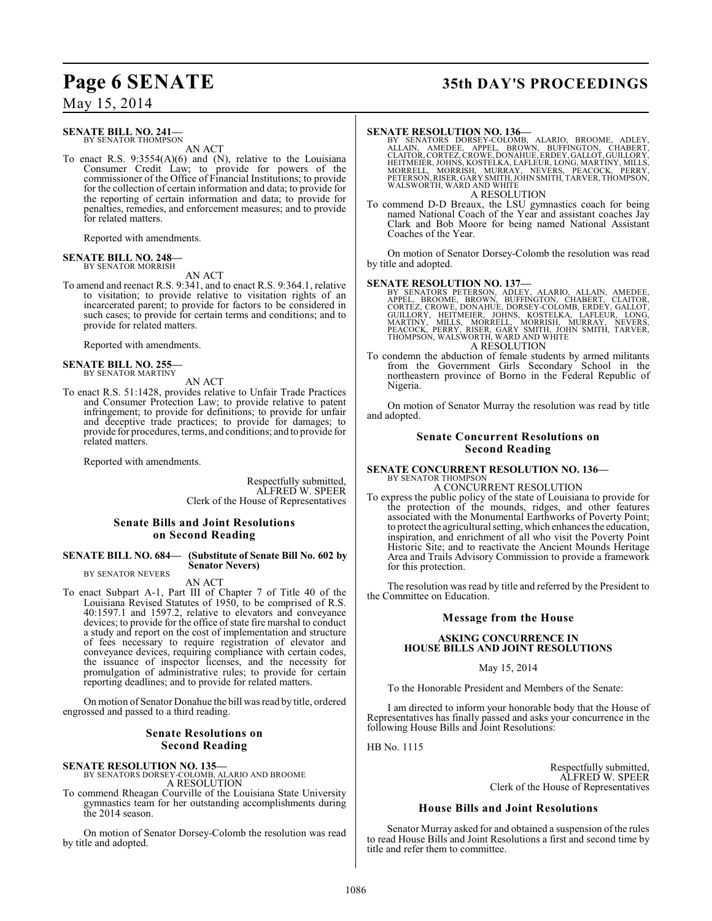**SENATE BILL NO. 241—**
BY SENATOR THOMPSON

AN ACT

To enact R.S. 9:3554(A)(6) and (N), relative to the Louisiana Consumer Credit Law; to provide for powers of the commissioner of the Office of Financial Institutions; to provide for the collection of certain information and data; to provide for the reporting of certain information and data; to provide for penalties, remedies, and enforcement measures; and to provide for related matters.

Reported with amendments.

**SENATE BILL NO. 248—**
BY SENATOR MORRISH

AN ACT

To amend and reenact R.S. 9:341, and to enact R.S. 9:364.1, relative to visitation; to provide relative to visitation rights of an incarcerated parent; to provide for factors to be considered in such cases; to provide for certain terms and conditions; and to provide for related matters.

Reported with amendments.

**SENATE BILL NO. 255—**
BY SENATOR MARTINY

AN ACT

To enact R.S. 51:1428, provides relative to Unfair Trade Practices and Consumer Protection Law; to provide relative to patent infringement; to provide for definitions; to provide for unfair and deceptive trade practices; to provide for damages; to provide for procedures, terms, and conditions; and to provide for related matters.

Reported with amendments.

Respectfully submitted,
ALFRED W. SPEER
Clerk of the House of Representatives

## Senate Bills and Joint Resolutions on Second Reading

**SENATE BILL NO. 684— (Substitute of Senate Bill No. 602 by Senator Nevers)**
BY SENATOR NEVERS

AN ACT

To enact Subpart A-1, Part III of Chapter 7 of Title 40 of the Louisiana Revised Statutes of 1950, to be comprised of R.S. 40:1597.1 and 1597.2, relative to elevators and conveyance devices; to provide for the office of state fire marshal to conduct a study and report on the cost of implementation and structure of fees necessary to require registration of elevator and conveyance devices, requiring compliance with certain codes, the issuance of inspector licenses, and the necessity for promulgation of administrative rules; to provide for certain reporting deadlines; and to provide for related matters.

On motion of Senator Donahue the bill was read by title, ordered engrossed and passed to a third reading.

## Senate Resolutions on Second Reading

**SENATE RESOLUTION NO. 135—**
BY SENATORS DORSEY-COLOMB, ALARIO AND BROOME

A RESOLUTION

To commend Rheagan Courville of the Louisiana State University gymnastics team for her outstanding accomplishments during the 2014 season.

On motion of Senator Dorsey-Colomb the resolution was read by title and adopted.

**SENATE RESOLUTION NO. 136—**
BY SENATORS DORSEY-COLOMB, ALARIO, BROOME, ADLEY, ALLAIN, AMEDEE, APPEL, BROWN, BUFFINGTON, CHABERT, CLAITOR, CORTEZ, CROWE, DONAHUE, ERDEY, GALLOT, GUILLORY, HEITMEIER, JOHNS, KOSTELKA, LAFLEUR, LONG, MARTINY, MILLS, MORRELL, MORRISH, MURRAY, NEVERS, PEACOCK, PERRY, PETERSON, RISER, GARY SMITH, JOHN SMITH, TARVER, THOMPSON, WALSWORTH, WARD AND WHITE

A RESOLUTION

To commend D-D Breaux, the LSU gymnastics coach for being named National Coach of the Year and assistant coaches Jay Clark and Bob Moore for being named National Assistant Coaches of the Year.

On motion of Senator Dorsey-Colomb the resolution was read by title and adopted.

**SENATE RESOLUTION NO. 137—**
BY SENATORS PETERSON, ADLEY, ALARIO, ALLAIN, AMEDEE, APPEL, BROOME, BROWN, BUFFINGTON, CHABERT, CLAITOR, CORTEZ, CROWE, DONAHUE, DORSEY-COLOMB, ERDEY, GALLOT, GUILLORY, HEITMEIER, JOHNS, KOSTELKA, LAFLEUR, LONG, MARTINY, MILLS, MORRELL, MORRISH, MURRAY, NEVERS, PEACOCK, PERRY, RISER, GARY SMITH, JOHN SMITH, TARVER, THOMPSON, WALSWORTH, WARD AND WHITE

A RESOLUTION

To condemn the abduction of female students by armed militants from the Government Girls Secondary School in the northeastern province of Borno in the Federal Republic of Nigeria.

On motion of Senator Murray the resolution was read by title and adopted.

## Senate Concurrent Resolutions on Second Reading

**SENATE CONCURRENT RESOLUTION NO. 136—**
BY SENATOR THOMPSON

A CONCURRENT RESOLUTION

To express the public policy of the state of Louisiana to provide for the protection of the mounds, ridges, and other features associated with the Monumental Earthworks of Poverty Point; to protect the agricultural setting, which enhances the education, inspiration, and enrichment of all who visit the Poverty Point Historic Site; and to reactivate the Ancient Mounds Heritage Area and Trails Advisory Commission to provide a framework for this protection.

The resolution was read by title and referred by the President to the Committee on Education.

## Message from the House

### ASKING CONCURRENCE IN HOUSE BILLS AND JOINT RESOLUTIONS

May 15, 2014

To the Honorable President and Members of the Senate:

I am directed to inform your honorable body that the House of Representatives has finally passed and asks your concurrence in the following House Bills and Joint Resolutions:

HB No. 1115

Respectfully submitted,
ALFRED W. SPEER
Clerk of the House of Representatives

## House Bills and Joint Resolutions

Senator Murray asked for and obtained a suspension of the rules to read House Bills and Joint Resolutions a first and second time by title and refer them to committee.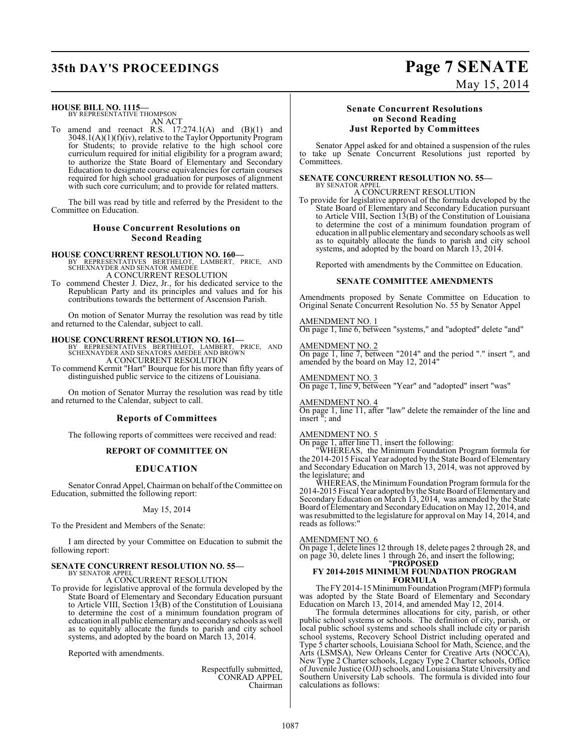**HOUSE BILL NO. 1115—**
BY REPRESENTATIVE THOMPSON

AN ACT

To amend and reenact R.S. 17:274.1(A) and (B)(1) and 3048.1(A)(1)(f)(iv), relative to the Taylor Opportunity Program for Students; to provide relative to the high school core curriculum required for initial eligibility for a program award; to authorize the State Board of Elementary and Secondary Education to designate course equivalencies for certain courses required for high school graduation for purposes of alignment with such core curriculum; and to provide for related matters.

The bill was read by title and referred by the President to the Committee on Education.

## House Concurrent Resolutions on Second Reading

**HOUSE CONCURRENT RESOLUTION NO. 160—**
BY REPRESENTATIVES BERTHELOT, LAMBERT, PRICE, AND SCHEXNAYDER AND SENATOR AMEDEE

A CONCURRENT RESOLUTION

To commend Chester J. Diez, Jr., for his dedicated service to the Republican Party and its principles and values and for his contributions towards the betterment of Ascension Parish.

On motion of Senator Murray the resolution was read by title and returned to the Calendar, subject to call.

**HOUSE CONCURRENT RESOLUTION NO. 161—**
BY REPRESENTATIVES BERTHELOT, LAMBERT, PRICE, AND SCHEXNAYDER AND SENATORS AMEDEE AND BROWN

A CONCURRENT RESOLUTION

To commend Kermit "Hart" Bourque for his more than fifty years of distinguished public service to the citizens of Louisiana.

On motion of Senator Murray the resolution was read by title and returned to the Calendar, subject to call.

## Reports of Committees

The following reports of committees were received and read:

### REPORT OF COMMITTEE ON

### EDUCATION

Senator Conrad Appel, Chairman on behalf of the Committee on Education, submitted the following report:

May 15, 2014

To the President and Members of the Senate:

I am directed by your Committee on Education to submit the following report:

**SENATE CONCURRENT RESOLUTION NO. 55—**
BY SENATOR APPEL

A CONCURRENT RESOLUTION

To provide for legislative approval of the formula developed by the State Board of Elementary and Secondary Education pursuant to Article VIII, Section 13(B) of the Constitution of Louisiana to determine the cost of a minimum foundation program of education in all public elementary and secondary schools as well as to equitably allocate the funds to parish and city school systems, and adopted by the board on March 13, 2014.

Reported with amendments.

Respectfully submitted,
CONRAD APPEL
Chairman

## Senate Concurrent Resolutions on Second Reading Just Reported by Committees

Senator Appel asked for and obtained a suspension of the rules to take up Senate Concurrent Resolutions just reported by Committees.

**SENATE CONCURRENT RESOLUTION NO. 55—**
BY SENATOR APPEL

A CONCURRENT RESOLUTION

To provide for legislative approval of the formula developed by the State Board of Elementary and Secondary Education pursuant to Article VIII, Section 13(B) of the Constitution of Louisiana to determine the cost of a minimum foundation program of education in all public elementary and secondary schools as well as to equitably allocate the funds to parish and city school systems, and adopted by the board on March 13, 2014.

Reported with amendments by the Committee on Education.

### SENATE COMMITTEE AMENDMENTS

Amendments proposed by Senate Committee on Education to Original Senate Concurrent Resolution No. 55 by Senator Appel

AMENDMENT NO. 1
On page 1, line 6, between "systems," and "adopted" delete "and"

AMENDMENT NO. 2
On page 1, line 7, between "2014" and the period "." insert ", and amended by the board on May 12, 2014"

AMENDMENT NO. 3
On page 1, line 9, between "Year" and "adopted" insert "was"

AMENDMENT NO. 4
On page 1, line 11, after "law" delete the remainder of the line and insert "; and

AMENDMENT NO. 5
On page 1, after line 11, insert the following:

"WHEREAS, the Minimum Foundation Program formula for the 2014-2015 Fiscal Year adopted by the State Board of Elementary and Secondary Education on March 13, 2014, was not approved by the legislature; and

WHEREAS, the Minimum Foundation Program formula for the 2014-2015 Fiscal Year adopted by the State Board of Elementary and Secondary Education on March 13, 2014, was amended by the State Board of Elementary and Secondary Education on May 12, 2014, and was resubmitted to the legislature for approval on May 14, 2014, and reads as follows:"

AMENDMENT NO. 6
On page 1, delete lines 12 through 18, delete pages 2 through 28, and on page 30, delete lines 1 through 26, and insert the following;

"**PROPOSED**
**FY 2014-2015 MINIMUM FOUNDATION PROGRAM FORMULA**

The FY 2014-15 Minimum Foundation Program (MFP) formula was adopted by the State Board of Elementary and Secondary Education on March 13, 2014, and amended May 12, 2014.

The formula determines allocations for city, parish, or other public school systems or schools. The definition of city, parish, or local public school systems and schools shall include city or parish school systems, Recovery School District including operated and Type 5 charter schools, Louisiana School for Math, Science, and the Arts (LSMSA), New Orleans Center for Creative Arts (NOCCA), New Type 2 Charter schools, Legacy Type 2 Charter schools, Office of Juvenile Justice (OJJ) schools, and Louisiana State University and Southern University Lab schools. The formula is divided into four calculations as follows: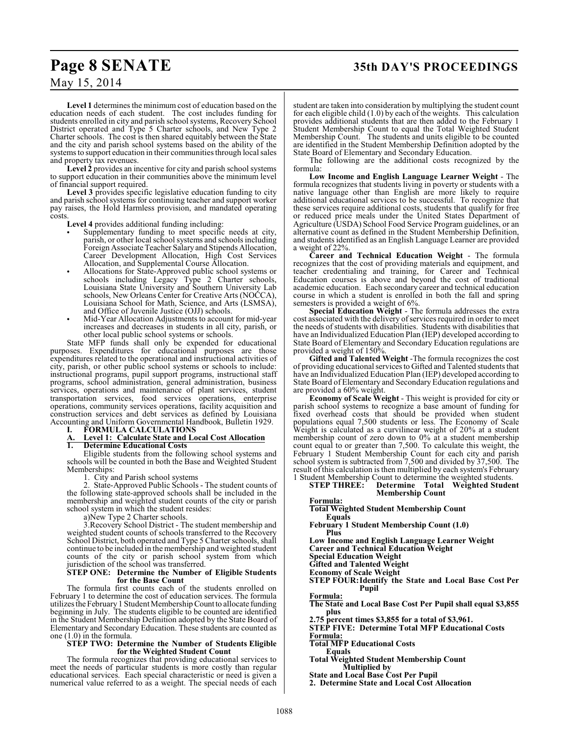**Level 1** determines the minimum cost of education based on the education needs of each student. The cost includes funding for students enrolled in city and parish school systems, Recovery School District operated and Type 5 Charter schools, and New Type 2 Charter schools. The cost is then shared equitably between the State and the city and parish school systems based on the ability of the systems to support education in their communities through local sales and property tax revenues.

**Level 2** provides an incentive for city and parish school systems to support education in their communities above the minimum level of financial support required.

**Level 3** provides specific legislative education funding to city and parish school systems for continuing teacher and support worker pay raises, the Hold Harmless provision, and mandated operating costs.

**Level 4** provides additional funding including:

- Supplementary funding to meet specific needs at city, parish, or other local school systems and schools including Foreign Associate Teacher Salary and Stipends Allocation, Career Development Allocation, High Cost Services Allocation, and Supplemental Course Allocation.
- Allocations for State-Approved public school systems or schools including Legacy Type 2 Charter schools, Louisiana State University and Southern University Lab schools, New Orleans Center for Creative Arts (NOCCA), Louisiana School for Math, Science, and Arts (LSMSA), and Office of Juvenile Justice (OJJ) schools.
- Mid-Year Allocation Adjustments to account for mid-year increases and decreases in students in all city, parish, or other local public school systems or schools.

State MFP funds shall only be expended for educational purposes. Expenditures for educational purposes are those expenditures related to the operational and instructional activities of city, parish, or other public school systems or schools to include: instructional programs, pupil support programs, instructional staff programs, school administration, general administration, business services, operations and maintenance of plant services, student transportation services, food services operations, enterprise operations, community services operations, facility acquisition and construction services and debt services as defined by Louisiana Accounting and Uniform Governmental Handbook, Bulletin 1929.

**I. FORMULA CALCULATIONS**

**A. Level 1: Calculate State and Local Cost Allocation**

**1. Determine Educational Costs**

Eligible students from the following school systems and schools will be counted in both the Base and Weighted Student Memberships:

1. City and Parish school systems

2. State-Approved Public Schools - The student counts of the following state-approved schools shall be included in the membership and weighted student counts of the city or parish school system in which the student resides:

a)New Type 2 Charter schools.

3.Recovery School District - The student membership and weighted student counts of schools transferred to the Recovery School District, both operated and Type 5 Charter schools, shall continue to be included in the membership and weighted student counts of the city or parish school system from which jurisdiction of the school was transferred.

**STEP ONE: Determine the Number of Eligible Students for the Base Count**

The formula first counts each of the students enrolled on February 1 to determine the cost of education services. The formula utilizes the February 1 Student Membership Count to allocate funding beginning in July. The students eligible to be counted are identified in the Student Membership Definition adopted by the State Board of Elementary and Secondary Education. These students are counted as one (1.0) in the formula.

**STEP TWO: Determine the Number of Students Eligible for the Weighted Student Count**

The formula recognizes that providing educational services to meet the needs of particular students is more costly than regular educational services. Each special characteristic or need is given a numerical value referred to as a weight. The special needs of each student are taken into consideration by multiplying the student count for each eligible child (1.0) by each of the weights. This calculation provides additional students that are then added to the February 1 Student Membership Count to equal the Total Weighted Student Membership Count. The students and units eligible to be counted are identified in the Student Membership Definition adopted by the State Board of Elementary and Secondary Education.

The following are the additional costs recognized by the formula:

**Low Income and English Language Learner Weight** - The formula recognizes that students living in poverty or students with a native language other than English are more likely to require additional educational services to be successful. To recognize that these services require additional costs, students that qualify for free or reduced price meals under the United States Department of Agriculture (USDA) School Food Service Program guidelines, or an alternative count as defined in the Student Membership Definition, and students identified as an English Language Learner are provided a weight of 22%.

**Career and Technical Education Weight** - The formula recognizes that the cost of providing materials and equipment, and teacher credentialing and training, for Career and Technical Education courses is above and beyond the cost of traditional academic education. Each secondary career and technical education course in which a student is enrolled in both the fall and spring semesters is provided a weight of 6%.

**Special Education Weight** - The formula addresses the extra cost associated with the delivery of services required in order to meet the needs of students with disabilities. Students with disabilities that have an Individualized Education Plan (IEP) developed according to State Board of Elementary and Secondary Education regulations are provided a weight of 150%.

**Gifted and Talented Weight** -The formula recognizes the cost of providing educational services to Gifted and Talented students that have an Individualized Education Plan (IEP) developed according to State Board of Elementary and Secondary Education regulations and are provided a 60% weight.

**Economy of Scale Weight** - This weight is provided for city or parish school systems to recognize a base amount of funding for fixed overhead costs that should be provided when student populations equal 7,500 students or less. The Economy of Scale Weight is calculated as a curvilinear weight of 20% at a student membership count of zero down to 0% at a student membership count equal to or greater than 7,500. To calculate this weight, the February 1 Student Membership Count for each city and parish school system is subtracted from 7,500 and divided by 37,500. The result of this calculation is then multiplied by each system's February 1 Student Membership Count to determine the weighted students.

**STEP THREE: Determine Total Weighted Student Membership Count**

**Formula:**

**Total Weighted Student Membership Count**
**Equals**
**February 1 Student Membership Count (1.0)**
**Plus**
**Low Income and English Language Learner Weight**
**Career and Technical Education Weight**
**Special Education Weight**
**Gifted and Talented Weight**
**Economy of Scale Weight**

**STEP FOUR:Identify the State and Local Base Cost Per Pupil**

**Formula:**

**The State and Local Base Cost Per Pupil shall equal $3,855 plus**
**2.75 percent times $3,855 for a total of $3,961.**

**STEP FIVE: Determine Total MFP Educational Costs**

**Formula:**

**Total MFP Educational Costs**
**Equals**
**Total Weighted Student Membership Count**
**Multiplied by**
**State and Local Base Cost Per Pupil**

**2. Determine State and Local Cost Allocation**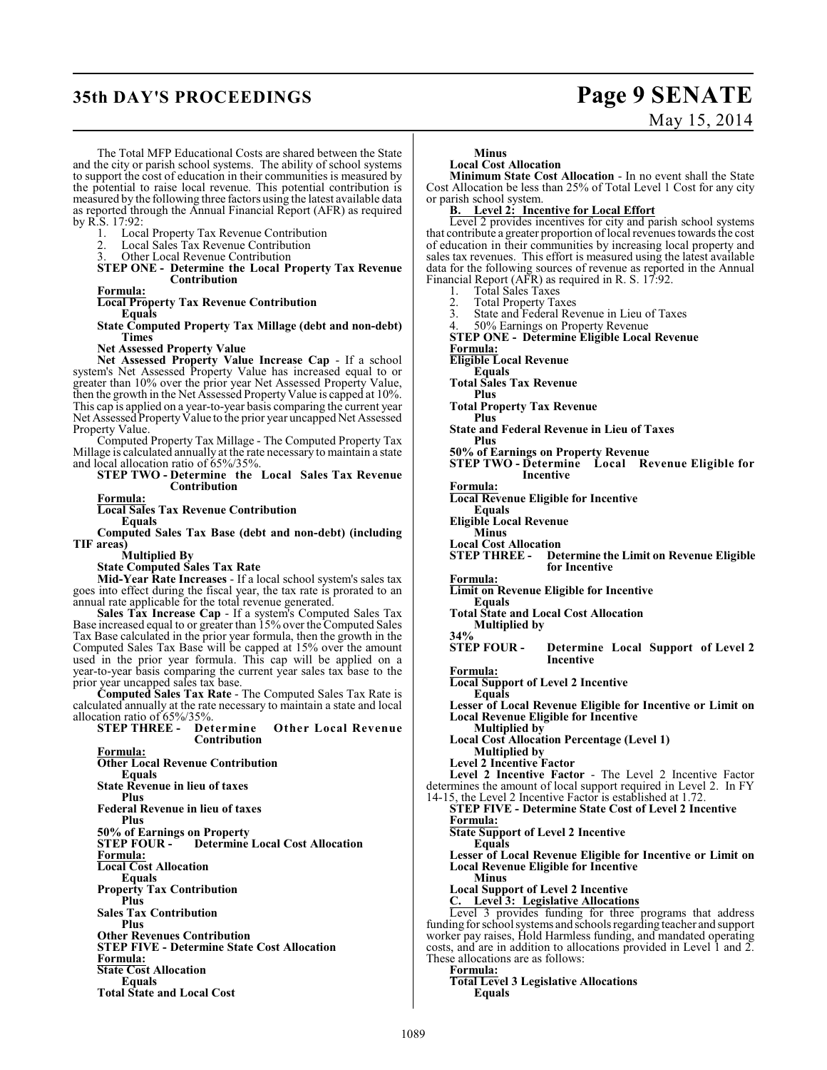The Total MFP Educational Costs are shared between the State and the city or parish school systems. The ability of school systems to support the cost of education in their communities is measured by the potential to raise local revenue. This potential contribution is measured by the following three factors using the latest available data as reported through the Annual Financial Report (AFR) as required by R.S. 17:92:

1. Local Property Tax Revenue Contribution
2. Local Sales Tax Revenue Contribution
3. Other Local Revenue Contribution

**STEP ONE - Determine the Local Property Tax Revenue Contribution**

**Formula:**

**Local Property Tax Revenue Contribution**
**Equals**
**State Computed Property Tax Millage (debt and non-debt)**
**Times**
**Net Assessed Property Value**

**Net Assessed Property Value Increase Cap** - If a school system's Net Assessed Property Value has increased equal to or greater than 10% over the prior year Net Assessed Property Value, then the growth in the Net Assessed Property Value is capped at 10%. This cap is applied on a year-to-year basis comparing the current year Net Assessed Property Value to the prior year uncapped Net Assessed Property Value.

Computed Property Tax Millage - The Computed Property Tax Millage is calculated annually at the rate necessary to maintain a state and local allocation ratio of 65%/35%.

**STEP TWO - Determine the Local Sales Tax Revenue Contribution**

**Formula:**

**Local Sales Tax Revenue Contribution**
**Equals**
**Computed Sales Tax Base (debt and non-debt) (including TIF areas)**
**Multiplied By**
**State Computed Sales Tax Rate**

**Mid-Year Rate Increases** - If a local school system's sales tax goes into effect during the fiscal year, the tax rate is prorated to an annual rate applicable for the total revenue generated.

**Sales Tax Increase Cap** - If a system's Computed Sales Tax Base increased equal to or greater than 15% over the Computed Sales Tax Base calculated in the prior year formula, then the growth in the Computed Sales Tax Base will be capped at 15% over the amount used in the prior year formula. This cap will be applied on a year-to-year basis comparing the current year sales tax base to the prior year uncapped sales tax base.

**Computed Sales Tax Rate** - The Computed Sales Tax Rate is calculated annually at the rate necessary to maintain a state and local allocation ratio of 65%/35%.

**STEP THREE - Determine Other Local Revenue Contribution**

**Formula:**

**Other Local Revenue Contribution**
**Equals**
**State Revenue in lieu of taxes**
**Plus**
**Federal Revenue in lieu of taxes**
**Plus**
**50% of Earnings on Property**

**STEP FOUR - Determine Local Cost Allocation**

**Formula:**

**Local Cost Allocation**
**Equals**
**Property Tax Contribution**
**Plus**
**Sales Tax Contribution**
**Plus**
**Other Revenues Contribution**

**STEP FIVE - Determine State Cost Allocation**

**Formula:**

**State Cost Allocation**
**Equals**
**Total State and Local Cost**
**Minus**
**Local Cost Allocation**

**Minimum State Cost Allocation** - In no event shall the State Cost Allocation be less than 25% of Total Level 1 Cost for any city or parish school system.

**B. Level 2: Incentive for Local Effort**

Level 2 provides incentives for city and parish school systems that contribute a greater proportion of local revenues towards the cost of education in their communities by increasing local property and sales tax revenues. This effort is measured using the latest available data for the following sources of revenue as reported in the Annual Financial Report (AFR) as required in R. S. 17:92.

1. Total Sales Taxes
2. Total Property Taxes
3. State and Federal Revenue in Lieu of Taxes
4. 50% Earnings on Property Revenue

**STEP ONE - Determine Eligible Local Revenue**

**Formula:**

**Eligible Local Revenue**
**Equals**
**Total Sales Tax Revenue**
**Plus**
**Total Property Tax Revenue**
**Plus**
**State and Federal Revenue in Lieu of Taxes**
**Plus**
**50% of Earnings on Property Revenue**

**STEP TWO - Determine Local Revenue Eligible for Incentive**

**Formula:**

**Local Revenue Eligible for Incentive**
**Equals**
**Eligible Local Revenue**
**Minus**
**Local Cost Allocation**

**STEP THREE - Determine the Limit on Revenue Eligible for Incentive**

**Formula:**

**Limit on Revenue Eligible for Incentive**
**Equals**
**Total State and Local Cost Allocation**
**Multiplied by**
**34%**

**STEP FOUR - Determine Local Support of Level 2 Incentive**

**Formula:**

**Local Support of Level 2 Incentive**
**Equals**
**Lesser of Local Revenue Eligible for Incentive or Limit on Local Revenue Eligible for Incentive**
**Multiplied by**
**Local Cost Allocation Percentage (Level 1)**
**Multiplied by**
**Level 2 Incentive Factor**

**Level 2 Incentive Factor** - The Level 2 Incentive Factor determines the amount of local support required in Level 2. In FY 14-15, the Level 2 Incentive Factor is established at 1.72.

**STEP FIVE - Determine State Cost of Level 2 Incentive**

**Formula:**

**State Support of Level 2 Incentive**
**Equals**
**Lesser of Local Revenue Eligible for Incentive or Limit on Local Revenue Eligible for Incentive**
**Minus**
**Local Support of Level 2 Incentive**

**C. Level 3: Legislative Allocations**

Level 3 provides funding for three programs that address funding for school systems and schools regarding teacher and support worker pay raises, Hold Harmless funding, and mandated operating costs, and are in addition to allocations provided in Level 1 and 2. These allocations are as follows:

**Formula:**

**Total Level 3 Legislative Allocations**
**Equals**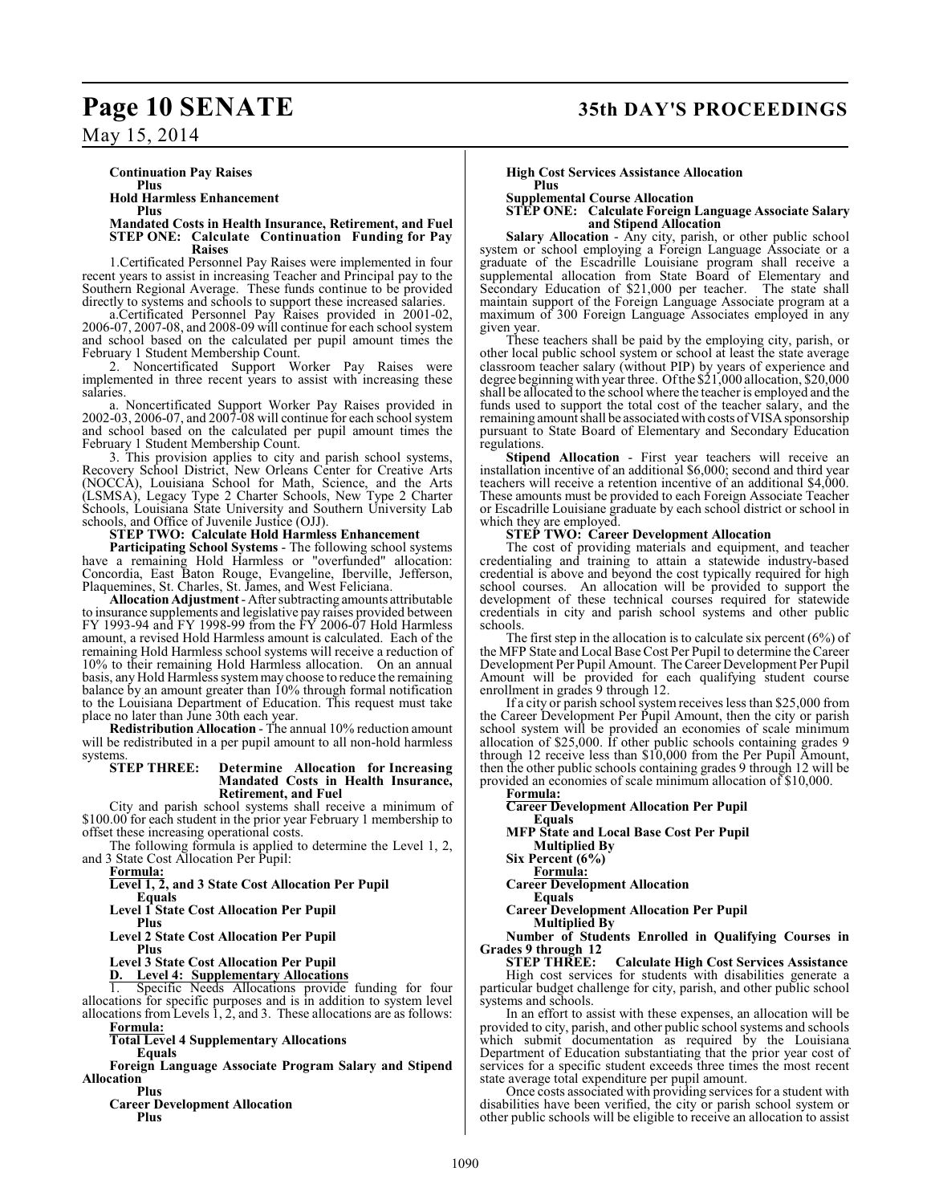**Continuation Pay Raises**

**Plus**

**Hold Harmless Enhancement**

**Plus**

**Mandated Costs in Health Insurance, Retirement, and Fuel**

**STEP ONE: Calculate Continuation Funding for Pay Raises**

1.Certificated Personnel Pay Raises were implemented in four recent years to assist in increasing Teacher and Principal pay to the Southern Regional Average. These funds continue to be provided directly to systems and schools to support these increased salaries.

a.Certificated Personnel Pay Raises provided in 2001-02, 2006-07, 2007-08, and 2008-09 will continue for each school system and school based on the calculated per pupil amount times the February 1 Student Membership Count.

2. Noncertificated Support Worker Pay Raises were implemented in three recent years to assist with increasing these salaries.

a. Noncertificated Support Worker Pay Raises provided in 2002-03, 2006-07, and 2007-08 will continue for each school system and school based on the calculated per pupil amount times the February 1 Student Membership Count.

3. This provision applies to city and parish school systems, Recovery School District, New Orleans Center for Creative Arts (NOCCA), Louisiana School for Math, Science, and the Arts (LSMSA), Legacy Type 2 Charter Schools, New Type 2 Charter Schools, Louisiana State University and Southern University Lab schools, and Office of Juvenile Justice (OJJ).

**STEP TWO: Calculate Hold Harmless Enhancement**

**Participating School Systems** - The following school systems have a remaining Hold Harmless or "overfunded" allocation: Concordia, East Baton Rouge, Evangeline, Iberville, Jefferson, Plaquemines, St. Charles, St. James, and West Feliciana.

**Allocation Adjustment** - After subtracting amounts attributable to insurance supplements and legislative pay raises provided between FY 1993-94 and FY 1998-99 from the FY 2006-07 Hold Harmless amount, a revised Hold Harmless amount is calculated. Each of the remaining Hold Harmless school systems will receive a reduction of 10% to their remaining Hold Harmless allocation. On an annual basis, any Hold Harmless system may choose to reduce the remaining balance by an amount greater than 10% through formal notification to the Louisiana Department of Education. This request must take place no later than June 30th each year.

**Redistribution Allocation** - The annual 10% reduction amount will be redistributed in a per pupil amount to all non-hold harmless systems.

**STEP THREE: Determine Allocation for Increasing Mandated Costs in Health Insurance, Retirement, and Fuel**

City and parish school systems shall receive a minimum of $100.00 for each student in the prior year February 1 membership to offset these increasing operational costs.

The following formula is applied to determine the Level 1, 2, and 3 State Cost Allocation Per Pupil:

**Formula:**

**Level 1, 2, and 3 State Cost Allocation Per Pupil**

**Equals**

**Level 1 State Cost Allocation Per Pupil**

**Plus**

**Level 2 State Cost Allocation Per Pupil**

**Plus**

**Level 3 State Cost Allocation Per Pupil**

**D. Level 4: Supplementary Allocations**

1. Specific Needs Allocations provide funding for four allocations for specific purposes and is in addition to system level allocations from Levels 1, 2, and 3. These allocations are as follows:

**Formula:**

**Total Level 4 Supplementary Allocations**

**Equals**

**Foreign Language Associate Program Salary and Stipend Allocation**

**Plus**

**Career Development Allocation**

**Plus**

**High Cost Services Assistance Allocation**

**Plus**

**Supplemental Course Allocation**

**STEP ONE: Calculate Foreign Language Associate Salary and Stipend Allocation**

**Salary Allocation** - Any city, parish, or other public school system or school employing a Foreign Language Associate or a graduate of the Escadrille Louisiane program shall receive a supplemental allocation from State Board of Elementary and Secondary Education of $21,000 per teacher. The state shall maintain support of the Foreign Language Associate program at a maximum of 300 Foreign Language Associates employed in any given year.

These teachers shall be paid by the employing city, parish, or other local public school system or school at least the state average classroom teacher salary (without PIP) by years of experience and degree beginning with year three. Of the $21,000 allocation, $20,000 shall be allocated to the school where the teacher is employed and the funds used to support the total cost of the teacher salary, and the remaining amount shall be associated with costs of VISA sponsorship pursuant to State Board of Elementary and Secondary Education regulations.

**Stipend Allocation** - First year teachers will receive an installation incentive of an additional $6,000; second and third year teachers will receive a retention incentive of an additional $4,000. These amounts must be provided to each Foreign Associate Teacher or Escadrille Louisiane graduate by each school district or school in which they are employed.

**STEP TWO: Career Development Allocation**

The cost of providing materials and equipment, and teacher credentialing and training to attain a statewide industry-based credential is above and beyond the cost typically required for high school courses. An allocation will be provided to support the development of these technical courses required for statewide credentials in city and parish school systems and other public schools.

The first step in the allocation is to calculate six percent (6%) of the MFP State and Local Base Cost Per Pupil to determine the Career Development Per Pupil Amount. The Career Development Per Pupil Amount will be provided for each qualifying student course enrollment in grades 9 through 12.

If a city or parish school system receives less than $25,000 from the Career Development Per Pupil Amount, then the city or parish school system will be provided an economies of scale minimum allocation of $25,000. If other public schools containing grades 9 through 12 receive less than $10,000 from the Per Pupil Amount, then the other public schools containing grades 9 through 12 will be provided an economies of scale minimum allocation of $10,000.

**Formula:**

**Career Development Allocation Per Pupil**

**Equals**

**MFP State and Local Base Cost Per Pupil**

**Multiplied By**

**Six Percent (6%)**

**Formula:**

**Career Development Allocation**

**Equals**

**Career Development Allocation Per Pupil**

**Multiplied By**

**Number of Students Enrolled in Qualifying Courses in Grades 9 through 12**

**STEP THREE: Calculate High Cost Services Assistance**

High cost services for students with disabilities generate a particular budget challenge for city, parish, and other public school systems and schools.

In an effort to assist with these expenses, an allocation will be provided to city, parish, and other public school systems and schools which submit documentation as required by the Louisiana Department of Education substantiating that the prior year cost of services for a specific student exceeds three times the most recent state average total expenditure per pupil amount.

Once costs associated with providing services for a student with disabilities have been verified, the city or parish school system or other public schools will be eligible to receive an allocation to assist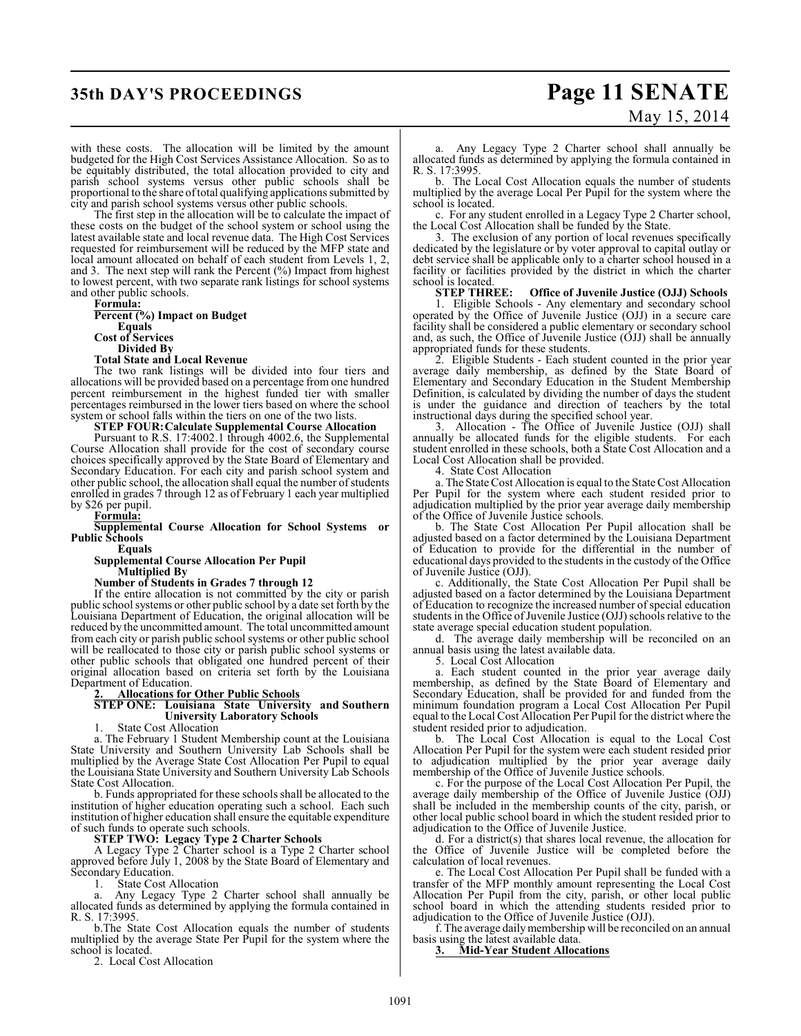with these costs. The allocation will be limited by the amount budgeted for the High Cost Services Assistance Allocation. So as to be equitably distributed, the total allocation provided to city and parish school systems versus other public schools shall be proportional to the share of total qualifying applications submitted by city and parish school systems versus other public schools.

The first step in the allocation will be to calculate the impact of these costs on the budget of the school system or school using the latest available state and local revenue data. The High Cost Services requested for reimbursement will be reduced by the MFP state and local amount allocated on behalf of each student from Levels 1, 2, and 3. The next step will rank the Percent (%) Impact from highest to lowest percent, with two separate rank listings for school systems and other public schools.

**Formula:**

**Percent (%) Impact on Budget**
**Equals**
**Cost of Services**
**Divided By**
**Total State and Local Revenue**

The two rank listings will be divided into four tiers and allocations will be provided based on a percentage from one hundred percent reimbursement in the highest funded tier with smaller percentages reimbursed in the lower tiers based on where the school system or school falls within the tiers on one of the two lists.

**STEP FOUR: Calculate Supplemental Course Allocation**

Pursuant to R.S. 17:4002.1 through 4002.6, the Supplemental Course Allocation shall provide for the cost of secondary course choices specifically approved by the State Board of Elementary and Secondary Education. For each city and parish school system and other public school, the allocation shall equal the number of students enrolled in grades 7 through 12 as of February 1 each year multiplied by $26 per pupil.

**Formula:**

**Supplemental Course Allocation for School Systems or Public Schools**
**Equals**
**Supplemental Course Allocation Per Pupil**
**Multiplied By**
**Number of Students in Grades 7 through 12**

If the entire allocation is not committed by the city or parish public school systems or other public school by a date set forth by the Louisiana Department of Education, the original allocation will be reduced by the uncommitted amount. The total uncommitted amount from each city or parish public school systems or other public school will be reallocated to those city or parish public school systems or other public schools that obligated one hundred percent of their original allocation based on criteria set forth by the Louisiana Department of Education.

**2. Allocations for Other Public Schools**

**STEP ONE: Louisiana State University and Southern University Laboratory Schools**

1. State Cost Allocation

a. The February 1 Student Membership count at the Louisiana State University and Southern University Lab Schools shall be multiplied by the Average State Cost Allocation Per Pupil to equal the Louisiana State University and Southern University Lab Schools State Cost Allocation.

b. Funds appropriated for these schools shall be allocated to the institution of higher education operating such a school. Each such institution of higher education shall ensure the equitable expenditure of such funds to operate such schools.

**STEP TWO: Legacy Type 2 Charter Schools**

A Legacy Type 2 Charter school is a Type 2 Charter school approved before July 1, 2008 by the State Board of Elementary and Secondary Education.

1. State Cost Allocation

a. Any Legacy Type 2 Charter school shall annually be allocated funds as determined by applying the formula contained in R. S. 17:3995.

b.The State Cost Allocation equals the number of students multiplied by the average State Per Pupil for the system where the school is located.

2. Local Cost Allocation

a. Any Legacy Type 2 Charter school shall annually be allocated funds as determined by applying the formula contained in R. S. 17:3995.

b. The Local Cost Allocation equals the number of students multiplied by the average Local Per Pupil for the system where the school is located.

c. For any student enrolled in a Legacy Type 2 Charter school, the Local Cost Allocation shall be funded by the State.

3. The exclusion of any portion of local revenues specifically dedicated by the legislature or by voter approval to capital outlay or debt service shall be applicable only to a charter school housed in a facility or facilities provided by the district in which the charter school is located.

**STEP THREE: Office of Juvenile Justice (OJJ) Schools**

1. Eligible Schools - Any elementary and secondary school operated by the Office of Juvenile Justice (OJJ) in a secure care facility shall be considered a public elementary or secondary school and, as such, the Office of Juvenile Justice (OJJ) shall be annually appropriated funds for these students.

2. Eligible Students - Each student counted in the prior year average daily membership, as defined by the State Board of Elementary and Secondary Education in the Student Membership Definition, is calculated by dividing the number of days the student is under the guidance and direction of teachers by the total instructional days during the specified school year.

3. Allocation - The Office of Juvenile Justice (OJJ) shall annually be allocated funds for the eligible students. For each student enrolled in these schools, both a State Cost Allocation and a Local Cost Allocation shall be provided.

4. State Cost Allocation

a. The State Cost Allocation is equal to the State Cost Allocation Per Pupil for the system where each student resided prior to adjudication multiplied by the prior year average daily membership of the Office of Juvenile Justice schools.

b. The State Cost Allocation Per Pupil allocation shall be adjusted based on a factor determined by the Louisiana Department of Education to provide for the differential in the number of educational days provided to the students in the custody of the Office of Juvenile Justice (OJJ).

c. Additionally, the State Cost Allocation Per Pupil shall be adjusted based on a factor determined by the Louisiana Department of Education to recognize the increased number of special education students in the Office of Juvenile Justice (OJJ) schools relative to the state average special education student population.

d. The average daily membership will be reconciled on an annual basis using the latest available data.

5. Local Cost Allocation

a. Each student counted in the prior year average daily membership, as defined by the State Board of Elementary and Secondary Education, shall be provided for and funded from the minimum foundation program a Local Cost Allocation Per Pupil equal to the Local Cost Allocation Per Pupil for the district where the student resided prior to adjudication.

b. The Local Cost Allocation is equal to the Local Cost Allocation Per Pupil for the system were each student resided prior to adjudication multiplied by the prior year average daily membership of the Office of Juvenile Justice schools.

c. For the purpose of the Local Cost Allocation Per Pupil, the average daily membership of the Office of Juvenile Justice (OJJ) shall be included in the membership counts of the city, parish, or other local public school board in which the student resided prior to adjudication to the Office of Juvenile Justice.

d. For a district(s) that shares local revenue, the allocation for the Office of Juvenile Justice will be completed before the calculation of local revenues.

e. The Local Cost Allocation Per Pupil shall be funded with a transfer of the MFP monthly amount representing the Local Cost Allocation Per Pupil from the city, parish, or other local public school board in which the attending students resided prior to adjudication to the Office of Juvenile Justice (OJJ).

f. The average daily membership will be reconciled on an annual basis using the latest available data.

**3. Mid-Year Student Allocations**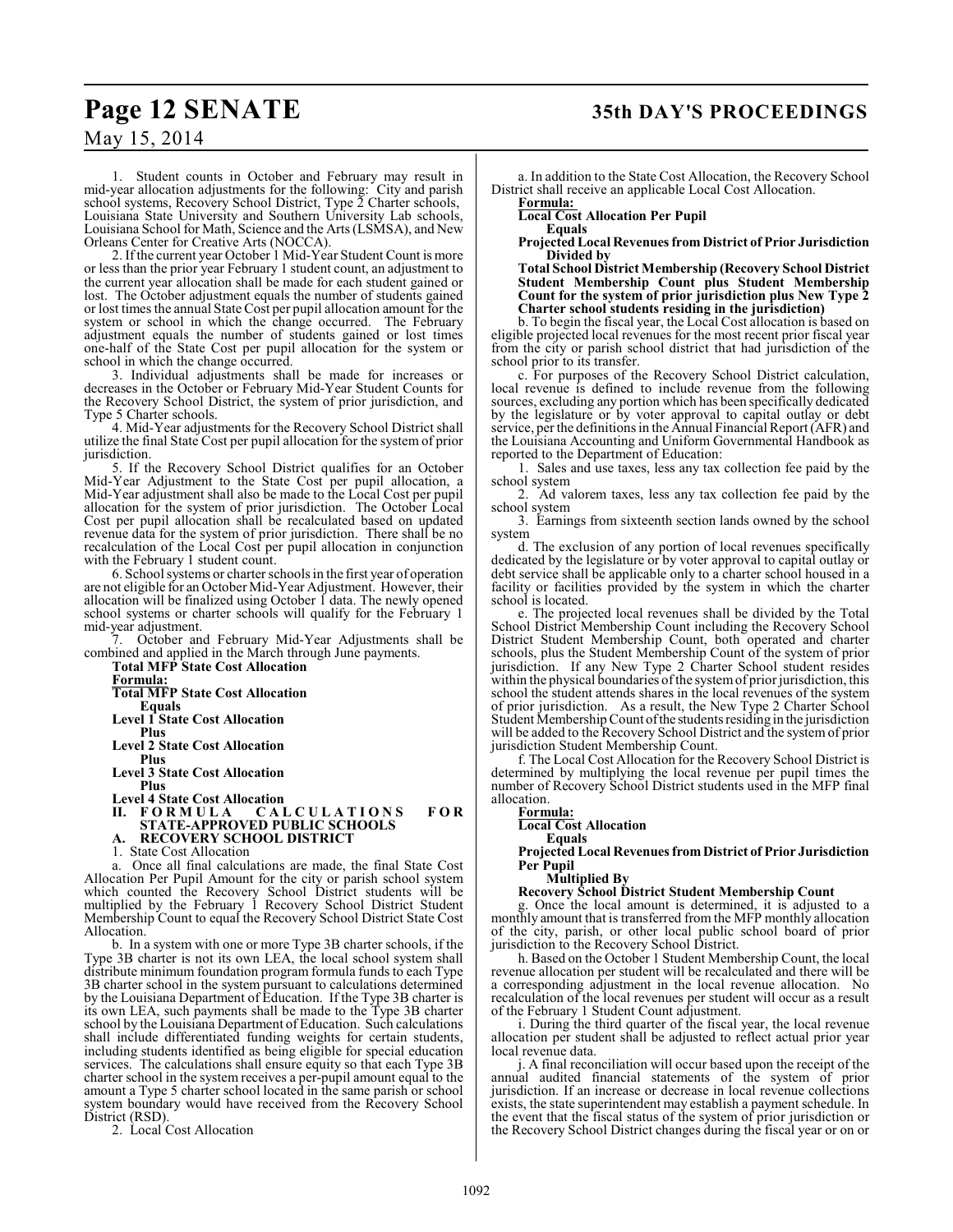1. Student counts in October and February may result in mid-year allocation adjustments for the following: City and parish school systems, Recovery School District, Type 2 Charter schools, Louisiana State University and Southern University Lab schools, Louisiana School for Math, Science and the Arts (LSMSA), and New Orleans Center for Creative Arts (NOCCA).

2. If the current year October 1 Mid-Year Student Count is more or less than the prior year February 1 student count, an adjustment to the current year allocation shall be made for each student gained or lost. The October adjustment equals the number of students gained or lost times the annual State Cost per pupil allocation amount for the system or school in which the change occurred. The February adjustment equals the number of students gained or lost times one-half of the State Cost per pupil allocation for the system or school in which the change occurred.

3. Individual adjustments shall be made for increases or decreases in the October or February Mid-Year Student Counts for the Recovery School District, the system of prior jurisdiction, and Type 5 Charter schools.

4. Mid-Year adjustments for the Recovery School District shall utilize the final State Cost per pupil allocation for the system of prior jurisdiction.

5. If the Recovery School District qualifies for an October Mid-Year Adjustment to the State Cost per pupil allocation, a Mid-Year adjustment shall also be made to the Local Cost per pupil allocation for the system of prior jurisdiction. The October Local Cost per pupil allocation shall be recalculated based on updated revenue data for the system of prior jurisdiction. There shall be no recalculation of the Local Cost per pupil allocation in conjunction with the February 1 student count.

6. School systems or charter schools in the first year of operation are not eligible for an October Mid-Year Adjustment. However, their allocation will be finalized using October 1 data. The newly opened school systems or charter schools will qualify for the February 1 mid-year adjustment.

7. October and February Mid-Year Adjustments shall be combined and applied in the March through June payments.

**Total MFP State Cost Allocation**

**Formula:**

**Total MFP State Cost Allocation**
**Equals**
**Level 1 State Cost Allocation**
**Plus**
**Level 2 State Cost Allocation**
**Plus**
**Level 3 State Cost Allocation**
**Plus**
**Level 4 State Cost Allocation**

**II. FORMULA CALCULATIONS FOR STATE-APPROVED PUBLIC SCHOOLS**

**A. RECOVERY SCHOOL DISTRICT**

1. State Cost Allocation

a. Once all final calculations are made, the final State Cost Allocation Per Pupil Amount for the city or parish school system which counted the Recovery School District students will be multiplied by the February 1 Recovery School District Student Membership Count to equal the Recovery School District State Cost Allocation.

b. In a system with one or more Type 3B charter schools, if the Type 3B charter is not its own LEA, the local school system shall distribute minimum foundation program formula funds to each Type 3B charter school in the system pursuant to calculations determined by the Louisiana Department of Education. If the Type 3B charter is its own LEA, such payments shall be made to the Type 3B charter school by the Louisiana Department of Education. Such calculations shall include differentiated funding weights for certain students, including students identified as being eligible for special education services. The calculations shall ensure equity so that each Type 3B charter school in the system receives a per-pupil amount equal to the amount a Type 5 charter school located in the same parish or school system boundary would have received from the Recovery School District (RSD).

2. Local Cost Allocation

a. In addition to the State Cost Allocation, the Recovery School District shall receive an applicable Local Cost Allocation.

**Formula:**

**Local Cost Allocation Per Pupil**
**Equals**
**Projected Local Revenues from District of Prior Jurisdiction**
**Divided by**
**Total School District Membership (Recovery School District Student Membership Count plus Student Membership Count for the system of prior jurisdiction plus New Type 2 Charter school students residing in the jurisdiction)**

b. To begin the fiscal year, the Local Cost allocation is based on eligible projected local revenues for the most recent prior fiscal year from the city or parish school district that had jurisdiction of the school prior to its transfer.

c. For purposes of the Recovery School District calculation, local revenue is defined to include revenue from the following sources, excluding any portion which has been specifically dedicated by the legislature or by voter approval to capital outlay or debt service, per the definitions in the Annual Financial Report (AFR) and the Louisiana Accounting and Uniform Governmental Handbook as reported to the Department of Education:

1. Sales and use taxes, less any tax collection fee paid by the school system
2. Ad valorem taxes, less any tax collection fee paid by the school system
3. Earnings from sixteenth section lands owned by the school system

d. The exclusion of any portion of local revenues specifically dedicated by the legislature or by voter approval to capital outlay or debt service shall be applicable only to a charter school housed in a facility or facilities provided by the system in which the charter school is located.

e. The projected local revenues shall be divided by the Total School District Membership Count including the Recovery School District Student Membership Count, both operated and charter schools, plus the Student Membership Count of the system of prior jurisdiction. If any New Type 2 Charter School student resides within the physical boundaries of the system of prior jurisdiction, this school the student attends shares in the local revenues of the system of prior jurisdiction. As a result, the New Type 2 Charter School Student Membership Count of the students residing in the jurisdiction will be added to the Recovery School District and the system of prior jurisdiction Student Membership Count.

f. The Local Cost Allocation for the Recovery School District is determined by multiplying the local revenue per pupil times the number of Recovery School District students used in the MFP final allocation.

**Formula:**

**Local Cost Allocation**
**Equals**
**Projected Local Revenues from District of Prior Jurisdiction Per Pupil**
**Multiplied By**
**Recovery School District Student Membership Count**

g. Once the local amount is determined, it is adjusted to a monthly amount that is transferred from the MFP monthly allocation of the city, parish, or other local public school board of prior jurisdiction to the Recovery School District.

h. Based on the October 1 Student Membership Count, the local revenue allocation per student will be recalculated and there will be a corresponding adjustment in the local revenue allocation. No recalculation of the local revenues per student will occur as a result of the February 1 Student Count adjustment.

i. During the third quarter of the fiscal year, the local revenue allocation per student shall be adjusted to reflect actual prior year local revenue data.

j. A final reconciliation will occur based upon the receipt of the annual audited financial statements of the system of prior jurisdiction. If an increase or decrease in local revenue collections exists, the state superintendent may establish a payment schedule. In the event that the fiscal status of the system of prior jurisdiction or the Recovery School District changes during the fiscal year or on or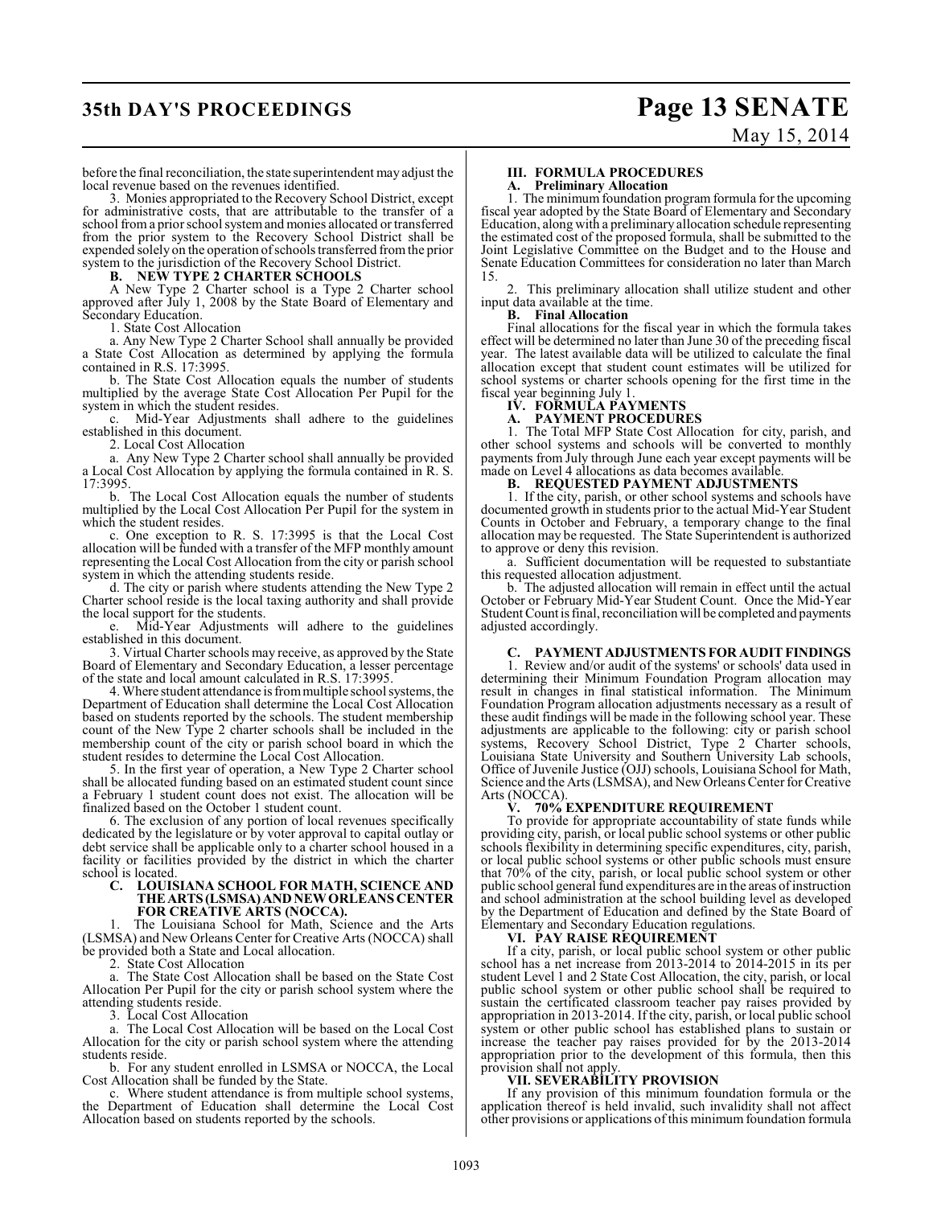before the final reconciliation, the state superintendent may adjust the local revenue based on the revenues identified.

3. Monies appropriated to the Recovery School District, except for administrative costs, that are attributable to the transfer of a school from a prior school system and monies allocated or transferred from the prior system to the Recovery School District shall be expended solely on the operation of schools transferred from the prior system to the jurisdiction of the Recovery School District.

**B. NEW TYPE 2 CHARTER SCHOOLS**

A New Type 2 Charter school is a Type 2 Charter school approved after July 1, 2008 by the State Board of Elementary and Secondary Education.

1. State Cost Allocation

a. Any New Type 2 Charter School shall annually be provided a State Cost Allocation as determined by applying the formula contained in R.S. 17:3995.

b. The State Cost Allocation equals the number of students multiplied by the average State Cost Allocation Per Pupil for the system in which the student resides.

c. Mid-Year Adjustments shall adhere to the guidelines established in this document.

2. Local Cost Allocation

a. Any New Type 2 Charter school shall annually be provided a Local Cost Allocation by applying the formula contained in R. S. 17:3995.

b. The Local Cost Allocation equals the number of students multiplied by the Local Cost Allocation Per Pupil for the system in which the student resides.

c. One exception to R. S. 17:3995 is that the Local Cost allocation will be funded with a transfer of the MFP monthly amount representing the Local Cost Allocation from the city or parish school system in which the attending students reside.

d. The city or parish where students attending the New Type 2 Charter school reside is the local taxing authority and shall provide the local support for the students.

e. Mid-Year Adjustments will adhere to the guidelines established in this document.

3. Virtual Charter schools may receive, as approved by the State Board of Elementary and Secondary Education, a lesser percentage of the state and local amount calculated in R.S. 17:3995.

4. Where student attendance is from multiple school systems, the Department of Education shall determine the Local Cost Allocation based on students reported by the schools. The student membership count of the New Type 2 charter schools shall be included in the membership count of the city or parish school board in which the student resides to determine the Local Cost Allocation.

5. In the first year of operation, a New Type 2 Charter school shall be allocated funding based on an estimated student count since a February 1 student count does not exist. The allocation will be finalized based on the October 1 student count.

6. The exclusion of any portion of local revenues specifically dedicated by the legislature or by voter approval to capital outlay or debt service shall be applicable only to a charter school housed in a facility or facilities provided by the district in which the charter school is located.

**C. LOUISIANA SCHOOL FOR MATH, SCIENCE AND THE ARTS (LSMSA) AND NEW ORLEANS CENTER FOR CREATIVE ARTS (NOCCA).**

1. The Louisiana School for Math, Science and the Arts (LSMSA) and New Orleans Center for Creative Arts (NOCCA) shall be provided both a State and Local allocation.

2. State Cost Allocation

a. The State Cost Allocation shall be based on the State Cost Allocation Per Pupil for the city or parish school system where the attending students reside.

3. Local Cost Allocation

a. The Local Cost Allocation will be based on the Local Cost Allocation for the city or parish school system where the attending students reside.

b. For any student enrolled in LSMSA or NOCCA, the Local Cost Allocation shall be funded by the State.

c. Where student attendance is from multiple school systems, the Department of Education shall determine the Local Cost Allocation based on students reported by the schools.

**III. FORMULA PROCEDURES**

**A. Preliminary Allocation**

1. The minimum foundation program formula for the upcoming fiscal year adopted by the State Board of Elementary and Secondary Education, along with a preliminary allocation schedule representing the estimated cost of the proposed formula, shall be submitted to the Joint Legislative Committee on the Budget and to the House and Senate Education Committees for consideration no later than March 15.

2. This preliminary allocation shall utilize student and other input data available at the time.

**B. Final Allocation**

Final allocations for the fiscal year in which the formula takes effect will be determined no later than June 30 of the preceding fiscal year. The latest available data will be utilized to calculate the final allocation except that student count estimates will be utilized for school systems or charter schools opening for the first time in the fiscal year beginning July 1.

**IV. FORMULA PAYMENTS**

**A. PAYMENT PROCEDURES**

1. The Total MFP State Cost Allocation for city, parish, and other school systems and schools will be converted to monthly payments from July through June each year except payments will be made on Level 4 allocations as data becomes available.

**B. REQUESTED PAYMENT ADJUSTMENTS**

1. If the city, parish, or other school systems and schools have documented growth in students prior to the actual Mid-Year Student Counts in October and February, a temporary change to the final allocation may be requested. The State Superintendent is authorized to approve or deny this revision.

a. Sufficient documentation will be requested to substantiate this requested allocation adjustment.

b. The adjusted allocation will remain in effect until the actual October or February Mid-Year Student Count. Once the Mid-Year Student Count is final, reconciliation will be completed and payments adjusted accordingly.

**C. PAYMENT ADJUSTMENTS FOR AUDIT FINDINGS**

1. Review and/or audit of the systems' or schools' data used in determining their Minimum Foundation Program allocation may result in changes in final statistical information. The Minimum Foundation Program allocation adjustments necessary as a result of these audit findings will be made in the following school year. These adjustments are applicable to the following: city or parish school systems, Recovery School District, Type 2 Charter schools, Louisiana State University and Southern University Lab schools, Office of Juvenile Justice (OJJ) schools, Louisiana School for Math, Science and the Arts (LSMSA), and New Orleans Center for Creative Arts (NOCCA).

**V. 70% EXPENDITURE REQUIREMENT**

To provide for appropriate accountability of state funds while providing city, parish, or local public school systems or other public schools flexibility in determining specific expenditures, city, parish, or local public school systems or other public schools must ensure that 70% of the city, parish, or local public school system or other public school general fund expenditures are in the areas of instruction and school administration at the school building level as developed by the Department of Education and defined by the State Board of Elementary and Secondary Education regulations.

**VI. PAY RAISE REQUIREMENT**

If a city, parish, or local public school system or other public school has a net increase from 2013-2014 to 2014-2015 in its per student Level 1 and 2 State Cost Allocation, the city, parish, or local public school system or other public school shall be required to sustain the certificated classroom teacher pay raises provided by appropriation in 2013-2014. If the city, parish, or local public school system or other public school has established plans to sustain or increase the teacher pay raises provided for by the 2013-2014 appropriation prior to the development of this formula, then this provision shall not apply.

**VII. SEVERABILITY PROVISION**

If any provision of this minimum foundation formula or the application thereof is held invalid, such invalidity shall not affect other provisions or applications of this minimum foundation formula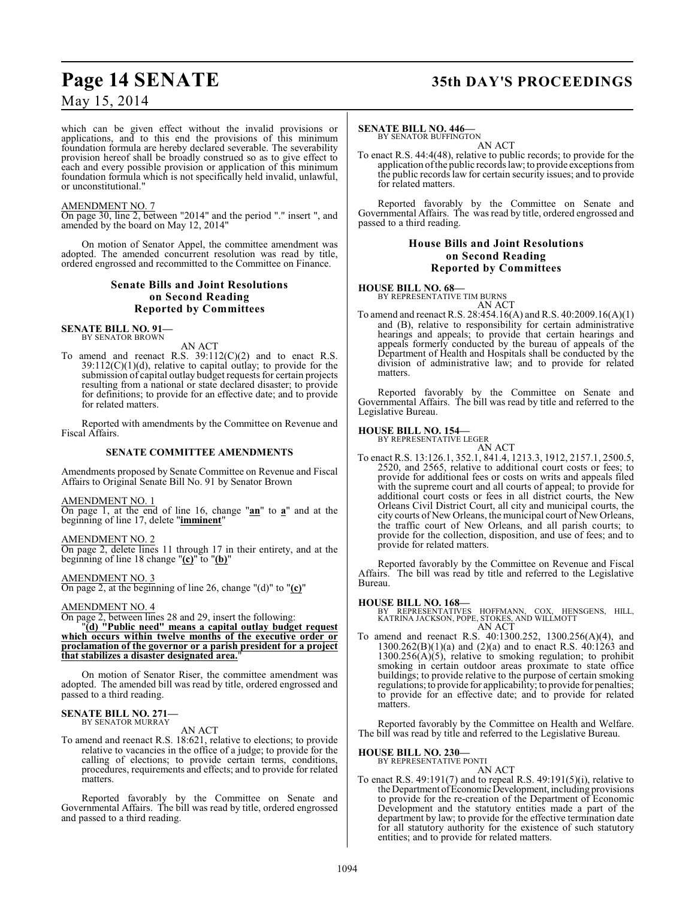which can be given effect without the invalid provisions or applications, and to this end the provisions of this minimum foundation formula are hereby declared severable. The severability provision hereof shall be broadly construed so as to give effect to each and every possible provision or application of this minimum foundation formula which is not specifically held invalid, unlawful, or unconstitutional."

AMENDMENT NO. 7

On page 30, line 2, between "2014" and the period "." insert ", and amended by the board on May 12, 2014"

On motion of Senator Appel, the committee amendment was adopted. The amended concurrent resolution was read by title, ordered engrossed and recommitted to the Committee on Finance.

### Senate Bills and Joint Resolutions on Second Reading Reported by Committees

**SENATE BILL NO. 91—**
BY SENATOR BROWN

AN ACT

To amend and reenact R.S. 39:112(C)(2) and to enact R.S. 39:112(C)(1)(d), relative to capital outlay; to provide for the submission of capital outlay budget requests for certain projects resulting from a national or state declared disaster; to provide for definitions; to provide for an effective date; and to provide for related matters.

Reported with amendments by the Committee on Revenue and Fiscal Affairs.

#### SENATE COMMITTEE AMENDMENTS

Amendments proposed by Senate Committee on Revenue and Fiscal Affairs to Original Senate Bill No. 91 by Senator Brown

AMENDMENT NO. 1

On page 1, at the end of line 16, change "**an**" to "**a**" and at the beginning of line 17, delete "**imminent**"

AMENDMENT NO. 2

On page 2, delete lines 11 through 17 in their entirety, and at the beginning of line 18 change "**(c)**" to "**(b)**"

AMENDMENT NO. 3

On page 2, at the beginning of line 26, change "(d)" to "**(c)**"

AMENDMENT NO. 4

On page 2, between lines 28 and 29, insert the following:

"**(d) "Public need" means a capital outlay budget request which occurs within twelve months of the executive order or proclamation of the governor or a parish president for a project that stabilizes a disaster designated area.**"

On motion of Senator Riser, the committee amendment was adopted. The amended bill was read by title, ordered engrossed and passed to a third reading.

**SENATE BILL NO. 271—**
BY SENATOR MURRAY

AN ACT

To amend and reenact R.S. 18:621, relative to elections; to provide relative to vacancies in the office of a judge; to provide for the calling of elections; to provide certain terms, conditions, procedures, requirements and effects; and to provide for related matters.

Reported favorably by the Committee on Senate and Governmental Affairs. The bill was read by title, ordered engrossed and passed to a third reading.

**SENATE BILL NO. 446—**
BY SENATOR BUFFINGTON

AN ACT

To enact R.S. 44:4(48), relative to public records; to provide for the application of the public records law; to provide exceptions from the public records law for certain security issues; and to provide for related matters.

Reported favorably by the Committee on Senate and Governmental Affairs. The was read by title, ordered engrossed and passed to a third reading.

### House Bills and Joint Resolutions on Second Reading Reported by Committees

**HOUSE BILL NO. 68—**
BY REPRESENTATIVE TIM BURNS

AN ACT

To amend and reenact R.S. 28:454.16(A) and R.S. 40:2009.16(A)(1) and (B), relative to responsibility for certain administrative hearings and appeals; to provide that certain hearings and appeals formerly conducted by the bureau of appeals of the Department of Health and Hospitals shall be conducted by the division of administrative law; and to provide for related matters.

Reported favorably by the Committee on Senate and Governmental Affairs. The bill was read by title and referred to the Legislative Bureau.

**HOUSE BILL NO. 154—**
BY REPRESENTATIVE LEGER

AN ACT

To enact R.S. 13:126.1, 352.1, 841.4, 1213.3, 1912, 2157.1, 2500.5, 2520, and 2565, relative to additional court costs or fees; to provide for additional fees or costs on writs and appeals filed with the supreme court and all courts of appeal; to provide for additional court costs or fees in all district courts, the New Orleans Civil District Court, all city and municipal courts, the city courts of New Orleans, the municipal court of New Orleans, the traffic court of New Orleans, and all parish courts; to provide for the collection, disposition, and use of fees; and to provide for related matters.

Reported favorably by the Committee on Revenue and Fiscal Affairs. The bill was read by title and referred to the Legislative Bureau.

**HOUSE BILL NO. 168—**
BY REPRESENTATIVES HOFFMANN, COX, HENSGENS, HILL, KATRINA JACKSON, POPE, STOKES, AND WILLMOTT

AN ACT

To amend and reenact R.S. 40:1300.252, 1300.256(A)(4), and 1300.262(B)(1)(a) and (2)(a) and to enact R.S. 40:1263 and 1300.256(A)(5), relative to smoking regulation; to prohibit smoking in certain outdoor areas proximate to state office buildings; to provide relative to the purpose of certain smoking regulations; to provide for applicability; to provide for penalties; to provide for an effective date; and to provide for related matters.

Reported favorably by the Committee on Health and Welfare. The bill was read by title and referred to the Legislative Bureau.

**HOUSE BILL NO. 230—**
BY REPRESENTATIVE PONTI

AN ACT

To enact R.S. 49:191(7) and to repeal R.S. 49:191(5)(i), relative to the Department of Economic Development, including provisions to provide for the re-creation of the Department of Economic Development and the statutory entities made a part of the department by law; to provide for the effective termination date for all statutory authority for the existence of such statutory entities; and to provide for related matters.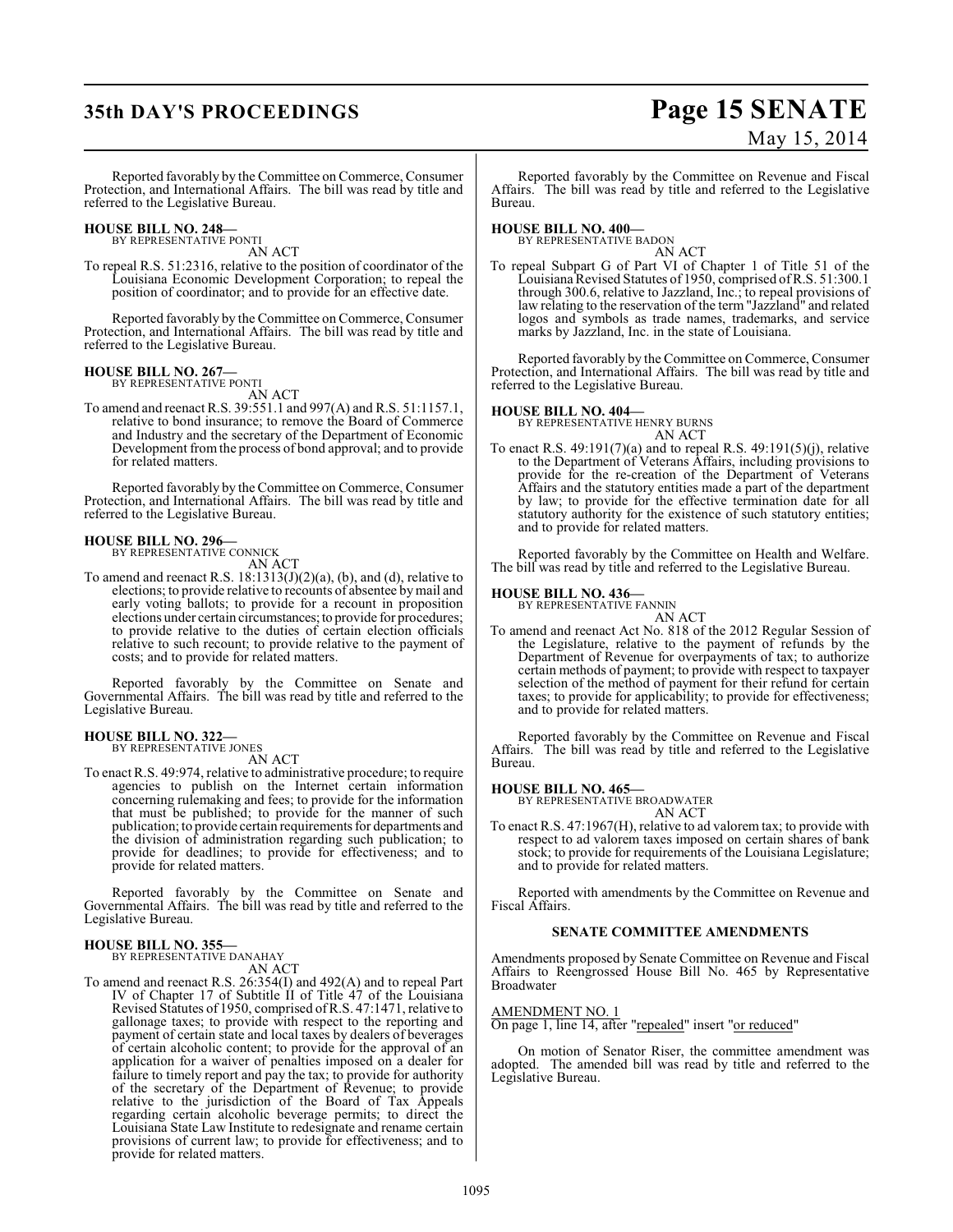Reported favorably by the Committee on Commerce, Consumer Protection, and International Affairs. The bill was read by title and referred to the Legislative Bureau.

**HOUSE BILL NO. 248—**
BY REPRESENTATIVE PONTI

AN ACT

To repeal R.S. 51:2316, relative to the position of coordinator of the Louisiana Economic Development Corporation; to repeal the position of coordinator; and to provide for an effective date.

Reported favorably by the Committee on Commerce, Consumer Protection, and International Affairs. The bill was read by title and referred to the Legislative Bureau.

**HOUSE BILL NO. 267—**
BY REPRESENTATIVE PONTI

AN ACT

To amend and reenact R.S. 39:551.1 and 997(A) and R.S. 51:1157.1, relative to bond insurance; to remove the Board of Commerce and Industry and the secretary of the Department of Economic Development from the process of bond approval; and to provide for related matters.

Reported favorably by the Committee on Commerce, Consumer Protection, and International Affairs. The bill was read by title and referred to the Legislative Bureau.

**HOUSE BILL NO. 296—**
BY REPRESENTATIVE CONNICK

AN ACT

To amend and reenact R.S. 18:1313(J)(2)(a), (b), and (d), relative to elections; to provide relative to recounts of absentee by mail and early voting ballots; to provide for a recount in proposition elections under certain circumstances; to provide for procedures; to provide relative to the duties of certain election officials relative to such recount; to provide relative to the payment of costs; and to provide for related matters.

Reported favorably by the Committee on Senate and Governmental Affairs. The bill was read by title and referred to the Legislative Bureau.

**HOUSE BILL NO. 322—**
BY REPRESENTATIVE JONES

AN ACT

To enact R.S. 49:974, relative to administrative procedure; to require agencies to publish on the Internet certain information concerning rulemaking and fees; to provide for the information that must be published; to provide for the manner of such publication; to provide certain requirements for departments and the division of administration regarding such publication; to provide for deadlines; to provide for effectiveness; and to provide for related matters.

Reported favorably by the Committee on Senate and Governmental Affairs. The bill was read by title and referred to the Legislative Bureau.

**HOUSE BILL NO. 355—**
BY REPRESENTATIVE DANAHAY

AN ACT

To amend and reenact R.S. 26:354(I) and 492(A) and to repeal Part IV of Chapter 17 of Subtitle II of Title 47 of the Louisiana Revised Statutes of 1950, comprised of R.S. 47:1471, relative to gallonage taxes; to provide with respect to the reporting and payment of certain state and local taxes by dealers of beverages of certain alcoholic content; to provide for the approval of an application for a waiver of penalties imposed on a dealer for failure to timely report and pay the tax; to provide for authority of the secretary of the Department of Revenue; to provide relative to the jurisdiction of the Board of Tax Appeals regarding certain alcoholic beverage permits; to direct the Louisiana State Law Institute to redesignate and rename certain provisions of current law; to provide for effectiveness; and to provide for related matters.

Reported favorably by the Committee on Revenue and Fiscal Affairs. The bill was read by title and referred to the Legislative Bureau.

**HOUSE BILL NO. 400—**
BY REPRESENTATIVE BADON

AN ACT

To repeal Subpart G of Part VI of Chapter 1 of Title 51 of the Louisiana Revised Statutes of 1950, comprised of R.S. 51:300.1 through 300.6, relative to Jazzland, Inc.; to repeal provisions of law relating to the reservation of the term "Jazzland" and related logos and symbols as trade names, trademarks, and service marks by Jazzland, Inc. in the state of Louisiana.

Reported favorably by the Committee on Commerce, Consumer Protection, and International Affairs. The bill was read by title and referred to the Legislative Bureau.

**HOUSE BILL NO. 404—**
BY REPRESENTATIVE HENRY BURNS

AN ACT

To enact R.S. 49:191(7)(a) and to repeal R.S. 49:191(5)(j), relative to the Department of Veterans Affairs, including provisions to provide for the re-creation of the Department of Veterans Affairs and the statutory entities made a part of the department by law; to provide for the effective termination date for all statutory authority for the existence of such statutory entities; and to provide for related matters.

Reported favorably by the Committee on Health and Welfare. The bill was read by title and referred to the Legislative Bureau.

**HOUSE BILL NO. 436—**
BY REPRESENTATIVE FANNIN

AN ACT

To amend and reenact Act No. 818 of the 2012 Regular Session of the Legislature, relative to the payment of refunds by the Department of Revenue for overpayments of tax; to authorize certain methods of payment; to provide with respect to taxpayer selection of the method of payment for their refund for certain taxes; to provide for applicability; to provide for effectiveness; and to provide for related matters.

Reported favorably by the Committee on Revenue and Fiscal Affairs. The bill was read by title and referred to the Legislative Bureau.

**HOUSE BILL NO. 465—**
BY REPRESENTATIVE BROADWATER

AN ACT

To enact R.S. 47:1967(H), relative to ad valorem tax; to provide with respect to ad valorem taxes imposed on certain shares of bank stock; to provide for requirements of the Louisiana Legislature; and to provide for related matters.

Reported with amendments by the Committee on Revenue and Fiscal Affairs.

**SENATE COMMITTEE AMENDMENTS**

Amendments proposed by Senate Committee on Revenue and Fiscal Affairs to Reengrossed House Bill No. 465 by Representative Broadwater

AMENDMENT NO. 1
On page 1, line 14, after "repealed" insert "or reduced"

On motion of Senator Riser, the committee amendment was adopted. The amended bill was read by title and referred to the Legislative Bureau.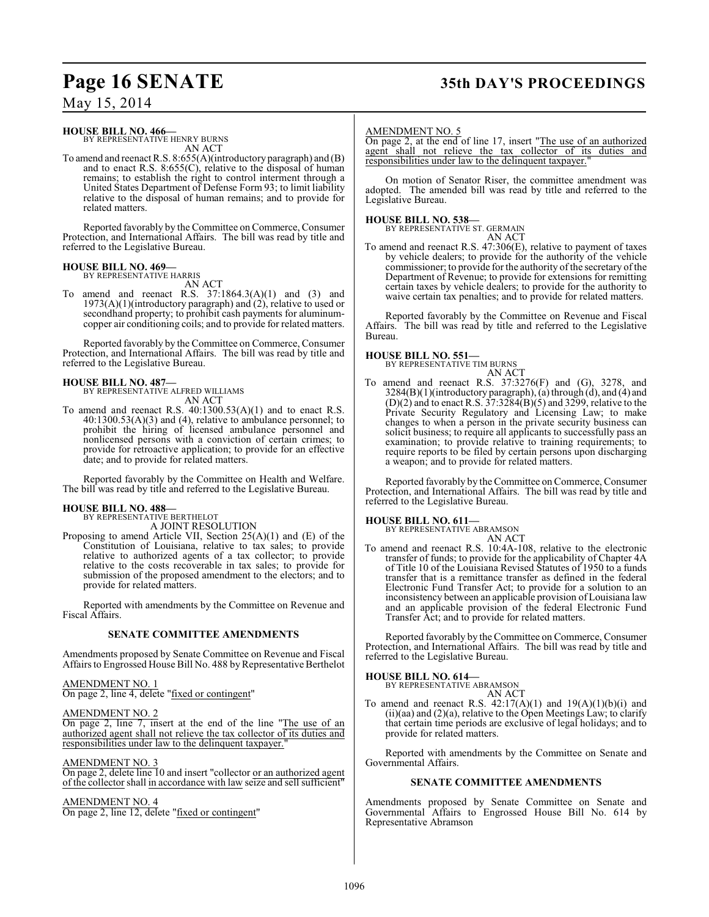**HOUSE BILL NO. 466—**
BY REPRESENTATIVE HENRY BURNS
AN ACT

To amend and reenact R.S. 8:655(A)(introductory paragraph) and (B) and to enact R.S. 8:655(C), relative to the disposal of human remains; to establish the right to control interment through a United States Department of Defense Form 93; to limit liability relative to the disposal of human remains; and to provide for related matters.

Reported favorably by the Committee on Commerce, Consumer Protection, and International Affairs. The bill was read by title and referred to the Legislative Bureau.

**HOUSE BILL NO. 469—**
BY REPRESENTATIVE HARRIS
AN ACT

To amend and reenact R.S. 37:1864.3(A)(1) and (3) and 1973(A)(1)(introductory paragraph) and (2), relative to used or secondhand property; to prohibit cash payments for aluminum-copper air conditioning coils; and to provide for related matters.

Reported favorably by the Committee on Commerce, Consumer Protection, and International Affairs. The bill was read by title and referred to the Legislative Bureau.

**HOUSE BILL NO. 487—**
BY REPRESENTATIVE ALFRED WILLIAMS
AN ACT

To amend and reenact R.S. 40:1300.53(A)(1) and to enact R.S. 40:1300.53(A)(3) and (4), relative to ambulance personnel; to prohibit the hiring of licensed ambulance personnel and nonlicensed persons with a conviction of certain crimes; to provide for retroactive application; to provide for an effective date; and to provide for related matters.

Reported favorably by the Committee on Health and Welfare. The bill was read by title and referred to the Legislative Bureau.

**HOUSE BILL NO. 488—**
BY REPRESENTATIVE BERTHELOT
A JOINT RESOLUTION

Proposing to amend Article VII, Section 25(A)(1) and (E) of the Constitution of Louisiana, relative to tax sales; to provide relative to authorized agents of a tax collector; to provide relative to the costs recoverable in tax sales; to provide for submission of the proposed amendment to the electors; and to provide for related matters.

Reported with amendments by the Committee on Revenue and Fiscal Affairs.

**SENATE COMMITTEE AMENDMENTS**

Amendments proposed by Senate Committee on Revenue and Fiscal Affairs to Engrossed House Bill No. 488 by Representative Berthelot

AMENDMENT NO. 1
On page 2, line 4, delete "fixed or contingent"

AMENDMENT NO. 2
On page 2, line 7, insert at the end of the line "The use of an authorized agent shall not relieve the tax collector of its duties and responsibilities under law to the delinquent taxpayer."

AMENDMENT NO. 3
On page 2, delete line 10 and insert "collector or an authorized agent of the collector shall in accordance with law seize and sell sufficient"

AMENDMENT NO. 4
On page 2, line 12, delete "fixed or contingent"

AMENDMENT NO. 5
On page 2, at the end of line 17, insert "The use of an authorized agent shall not relieve the tax collector of its duties and responsibilities under law to the delinquent taxpayer."

On motion of Senator Riser, the committee amendment was adopted. The amended bill was read by title and referred to the Legislative Bureau.

**HOUSE BILL NO. 538—**
BY REPRESENTATIVE ST. GERMAIN
AN ACT

To amend and reenact R.S. 47:306(E), relative to payment of taxes by vehicle dealers; to provide for the authority of the vehicle commissioner; to provide for the authority of the secretary of the Department of Revenue; to provide for extensions for remitting certain taxes by vehicle dealers; to provide for the authority to waive certain tax penalties; and to provide for related matters.

Reported favorably by the Committee on Revenue and Fiscal Affairs. The bill was read by title and referred to the Legislative Bureau.

**HOUSE BILL NO. 551—**
BY REPRESENTATIVE TIM BURNS
AN ACT

To amend and reenact R.S. 37:3276(F) and (G), 3278, and 3284(B)(1)(introductory paragraph), (a) through (d), and (4) and (D)(2) and to enact R.S. 37:3284(B)(5) and 3299, relative to the Private Security Regulatory and Licensing Law; to make changes to when a person in the private security business can solicit business; to require all applicants to successfully pass an examination; to provide relative to training requirements; to require reports to be filed by certain persons upon discharging a weapon; and to provide for related matters.

Reported favorably by the Committee on Commerce, Consumer Protection, and International Affairs. The bill was read by title and referred to the Legislative Bureau.

**HOUSE BILL NO. 611—**
BY REPRESENTATIVE ABRAMSON
AN ACT

To amend and reenact R.S. 10:4A-108, relative to the electronic transfer of funds; to provide for the applicability of Chapter 4A of Title 10 of the Louisiana Revised Statutes of 1950 to a funds transfer that is a remittance transfer as defined in the federal Electronic Fund Transfer Act; to provide for a solution to an inconsistency between an applicable provision of Louisiana law and an applicable provision of the federal Electronic Fund Transfer Act; and to provide for related matters.

Reported favorably by the Committee on Commerce, Consumer Protection, and International Affairs. The bill was read by title and referred to the Legislative Bureau.

**HOUSE BILL NO. 614—**
BY REPRESENTATIVE ABRAMSON
AN ACT

To amend and reenact R.S. 42:17(A)(1) and 19(A)(1)(b)(i) and (ii)(aa) and (2)(a), relative to the Open Meetings Law; to clarify that certain time periods are exclusive of legal holidays; and to provide for related matters.

Reported with amendments by the Committee on Senate and Governmental Affairs.

**SENATE COMMITTEE AMENDMENTS**

Amendments proposed by Senate Committee on Senate and Governmental Affairs to Engrossed House Bill No. 614 by Representative Abramson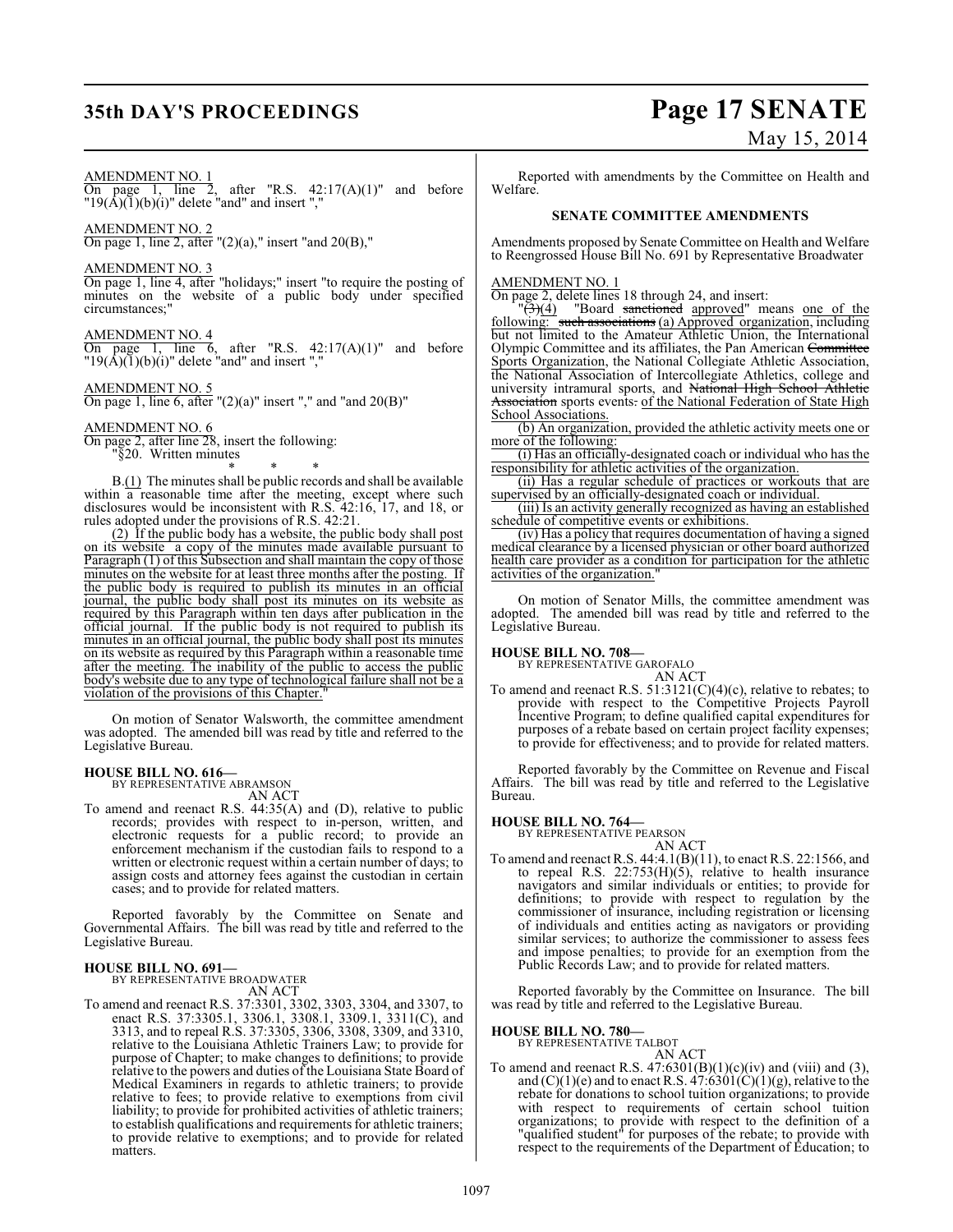AMENDMENT NO. 1

On page 1, line 2, after "R.S. 42:17(A)(1)" and before "19(A)(1)(b)(i)" delete "and" and insert ","

AMENDMENT NO. 2

On page 1, line 2, after "(2)(a)," insert "and 20(B),"

AMENDMENT NO. 3

On page 1, line 4, after "holidays;" insert "to require the posting of minutes on the website of a public body under specified circumstances;"

AMENDMENT NO. 4

On page 1, line 6, after "R.S. 42:17(A)(1)" and before "19(A)(1)(b)(i)" delete "and" and insert ","

AMENDMENT NO. 5

On page 1, line 6, after "(2)(a)" insert "," and "and 20(B)"

AMENDMENT NO. 6

On page 2, after line 28, insert the following:

"§20. Written minutes

\* \* \*

B.(1) The minutes shall be public records and shall be available within a reasonable time after the meeting, except where such disclosures would be inconsistent with R.S. 42:16, 17, and 18, or rules adopted under the provisions of R.S. 42:21.

(2) If the public body has a website, the public body shall post on its website a copy of the minutes made available pursuant to Paragraph (1) of this Subsection and shall maintain the copy of those minutes on the website for at least three months after the posting. If the public body is required to publish its minutes in an official journal, the public body shall post its minutes on its website as required by this Paragraph within ten days after publication in the official journal. If the public body is not required to publish its minutes in an official journal, the public body shall post its minutes on its website as required by this Paragraph within a reasonable time after the meeting. The inability of the public to access the public body's website due to any type of technological failure shall not be a violation of the provisions of this Chapter."

On motion of Senator Walsworth, the committee amendment was adopted. The amended bill was read by title and referred to the Legislative Bureau.

**HOUSE BILL NO. 616—**
BY REPRESENTATIVE ABRAMSON
AN ACT

To amend and reenact R.S. 44:35(A) and (D), relative to public records; provides with respect to in-person, written, and electronic requests for a public record; to provide an enforcement mechanism if the custodian fails to respond to a written or electronic request within a certain number of days; to assign costs and attorney fees against the custodian in certain cases; and to provide for related matters.

Reported favorably by the Committee on Senate and Governmental Affairs. The bill was read by title and referred to the Legislative Bureau.

**HOUSE BILL NO. 691—**
BY REPRESENTATIVE BROADWATER
AN ACT

To amend and reenact R.S. 37:3301, 3302, 3303, 3304, and 3307, to enact R.S. 37:3305.1, 3306.1, 3308.1, 3309.1, 3311(C), and 3313, and to repeal R.S. 37:3305, 3306, 3308, 3309, and 3310, relative to the Louisiana Athletic Trainers Law; to provide for purpose of Chapter; to make changes to definitions; to provide relative to the powers and duties of the Louisiana State Board of Medical Examiners in regards to athletic trainers; to provide relative to fees; to provide relative to exemptions from civil liability; to provide for prohibited activities of athletic trainers; to establish qualifications and requirements for athletic trainers; to provide relative to exemptions; and to provide for related matters.

Reported with amendments by the Committee on Health and Welfare.

**SENATE COMMITTEE AMENDMENTS**

Amendments proposed by Senate Committee on Health and Welfare to Reengrossed House Bill No. 691 by Representative Broadwater

AMENDMENT NO. 1

On page 2, delete lines 18 through 24, and insert:

"~~(3)~~(4) "Board ~~sanctioned~~ approved" means one of the following: ~~such associations~~ (a) Approved organization, including but not limited to the Amateur Athletic Union, the International Olympic Committee and its affiliates, the Pan American ~~Committee~~ Sports Organization, the National Collegiate Athletic Association, the National Association of Intercollegiate Athletics, college and university intramural sports, and ~~National High School Athletic Association~~ sports events~~.~~ of the National Federation of State High School Associations.

(b) An organization, provided the athletic activity meets one or more of the following:

(i) Has an officially-designated coach or individual who has the responsibility for athletic activities of the organization.

(ii) Has a regular schedule of practices or workouts that are supervised by an officially-designated coach or individual.

(iii) Is an activity generally recognized as having an established schedule of competitive events or exhibitions.

(iv) Has a policy that requires documentation of having a signed medical clearance by a licensed physician or other board authorized health care provider as a condition for participation for the athletic activities of the organization."

On motion of Senator Mills, the committee amendment was adopted. The amended bill was read by title and referred to the Legislative Bureau.

**HOUSE BILL NO. 708—**
BY REPRESENTATIVE GAROFALO
AN ACT

To amend and reenact R.S. 51:3121(C)(4)(c), relative to rebates; to provide with respect to the Competitive Projects Payroll Incentive Program; to define qualified capital expenditures for purposes of a rebate based on certain project facility expenses; to provide for effectiveness; and to provide for related matters.

Reported favorably by the Committee on Revenue and Fiscal Affairs. The bill was read by title and referred to the Legislative Bureau.

**HOUSE BILL NO. 764—**
BY REPRESENTATIVE PEARSON
AN ACT

To amend and reenact R.S. 44:4.1(B)(11), to enact R.S. 22:1566, and to repeal R.S. 22:753(H)(5), relative to health insurance navigators and similar individuals or entities; to provide for definitions; to provide with respect to regulation by the commissioner of insurance, including registration or licensing of individuals and entities acting as navigators or providing similar services; to authorize the commissioner to assess fees and impose penalties; to provide for an exemption from the Public Records Law; and to provide for related matters.

Reported favorably by the Committee on Insurance. The bill was read by title and referred to the Legislative Bureau.

**HOUSE BILL NO. 780—**
BY REPRESENTATIVE TALBOT
AN ACT

To amend and reenact R.S. 47:6301(B)(1)(c)(iv) and (viii) and (3), and (C)(1)(e) and to enact R.S. 47:6301(C)(1)(g), relative to the rebate for donations to school tuition organizations; to provide with respect to requirements of certain school tuition organizations; to provide with respect to the definition of a "qualified student" for purposes of the rebate; to provide with respect to the requirements of the Department of Education; to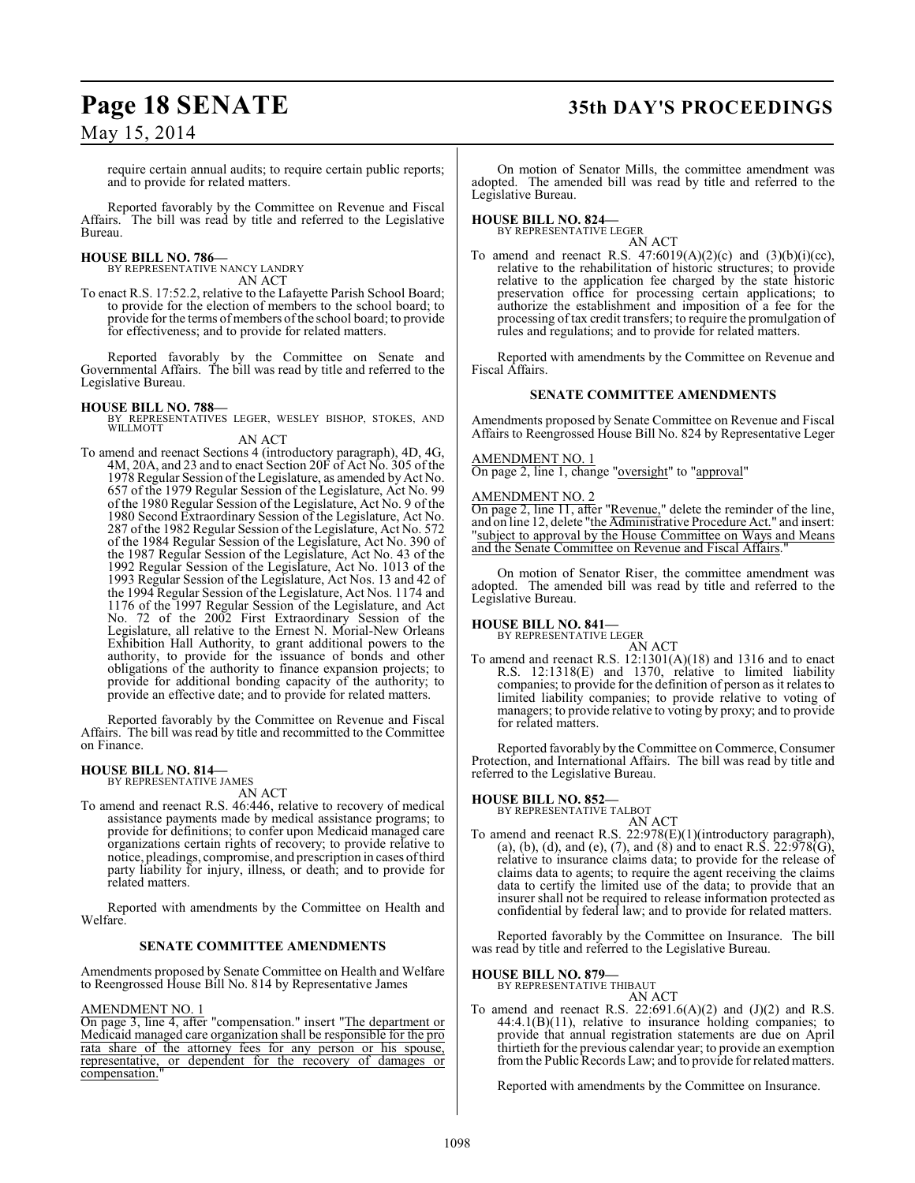require certain annual audits; to require certain public reports; and to provide for related matters.

Reported favorably by the Committee on Revenue and Fiscal Affairs. The bill was read by title and referred to the Legislative Bureau.

**HOUSE BILL NO. 786—**
BY REPRESENTATIVE NANCY LANDRY
AN ACT

To enact R.S. 17:52.2, relative to the Lafayette Parish School Board; to provide for the election of members to the school board; to provide for the terms of members of the school board; to provide for effectiveness; and to provide for related matters.

Reported favorably by the Committee on Senate and Governmental Affairs. The bill was read by title and referred to the Legislative Bureau.

**HOUSE BILL NO. 788—**
BY REPRESENTATIVES LEGER, WESLEY BISHOP, STOKES, AND WILLMOTT
AN ACT

To amend and reenact Sections 4 (introductory paragraph), 4D, 4G, 4M, 20A, and 23 and to enact Section 20F of Act No. 305 of the 1978 Regular Session of the Legislature, as amended by Act No. 657 of the 1979 Regular Session of the Legislature, Act No. 99 of the 1980 Regular Session of the Legislature, Act No. 9 of the 1980 Second Extraordinary Session of the Legislature, Act No. 287 of the 1982 Regular Session of the Legislature, Act No. 572 of the 1984 Regular Session of the Legislature, Act No. 390 of the 1987 Regular Session of the Legislature, Act No. 43 of the 1992 Regular Session of the Legislature, Act No. 1013 of the 1993 Regular Session of the Legislature, Act Nos. 13 and 42 of the 1994 Regular Session of the Legislature, Act Nos. 1174 and 1176 of the 1997 Regular Session of the Legislature, and Act No. 72 of the 2002 First Extraordinary Session of the Legislature, all relative to the Ernest N. Morial-New Orleans Exhibition Hall Authority, to grant additional powers to the authority, to provide for the issuance of bonds and other obligations of the authority to finance expansion projects; to provide for additional bonding capacity of the authority; to provide an effective date; and to provide for related matters.

Reported favorably by the Committee on Revenue and Fiscal Affairs. The bill was read by title and recommitted to the Committee on Finance.

**HOUSE BILL NO. 814—**
BY REPRESENTATIVE JAMES
AN ACT

To amend and reenact R.S. 46:446, relative to recovery of medical assistance payments made by medical assistance programs; to provide for definitions; to confer upon Medicaid managed care organizations certain rights of recovery; to provide relative to notice, pleadings, compromise, and prescription in cases of third party liability for injury, illness, or death; and to provide for related matters.

Reported with amendments by the Committee on Health and Welfare.

**SENATE COMMITTEE AMENDMENTS**

Amendments proposed by Senate Committee on Health and Welfare to Reengrossed House Bill No. 814 by Representative James

AMENDMENT NO. 1
On page 3, line 4, after "compensation." insert "The department or Medicaid managed care organization shall be responsible for the pro rata share of the attorney fees for any person or his spouse, representative, or dependent for the recovery of damages or compensation."

On motion of Senator Mills, the committee amendment was adopted. The amended bill was read by title and referred to the Legislative Bureau.

**HOUSE BILL NO. 824—**
BY REPRESENTATIVE LEGER
AN ACT

To amend and reenact R.S. 47:6019(A)(2)(c) and (3)(b)(i)(cc), relative to the rehabilitation of historic structures; to provide relative to the application fee charged by the state historic preservation office for processing certain applications; to authorize the establishment and imposition of a fee for the processing of tax credit transfers; to require the promulgation of rules and regulations; and to provide for related matters.

Reported with amendments by the Committee on Revenue and Fiscal Affairs.

**SENATE COMMITTEE AMENDMENTS**

Amendments proposed by Senate Committee on Revenue and Fiscal Affairs to Reengrossed House Bill No. 824 by Representative Leger

AMENDMENT NO. 1
On page 2, line 1, change "oversight" to "approval"

AMENDMENT NO. 2
On page 2, line 11, after "Revenue," delete the reminder of the line, and on line 12, delete "the Administrative Procedure Act." and insert: "subject to approval by the House Committee on Ways and Means and the Senate Committee on Revenue and Fiscal Affairs."

On motion of Senator Riser, the committee amendment was adopted. The amended bill was read by title and referred to the Legislative Bureau.

**HOUSE BILL NO. 841—**
BY REPRESENTATIVE LEGER
AN ACT

To amend and reenact R.S. 12:1301(A)(18) and 1316 and to enact R.S. 12:1318(E) and 1370, relative to limited liability companies; to provide for the definition of person as it relates to limited liability companies; to provide relative to voting of managers; to provide relative to voting by proxy; and to provide for related matters.

Reported favorably by the Committee on Commerce, Consumer Protection, and International Affairs. The bill was read by title and referred to the Legislative Bureau.

**HOUSE BILL NO. 852—**
BY REPRESENTATIVE TALBOT
AN ACT

To amend and reenact R.S. 22:978(E)(1)(introductory paragraph), (a), (b), (d), and (e), (7), and (8) and to enact R.S. 22:978(G), relative to insurance claims data; to provide for the release of claims data to agents; to require the agent receiving the claims data to certify the limited use of the data; to provide that an insurer shall not be required to release information protected as confidential by federal law; and to provide for related matters.

Reported favorably by the Committee on Insurance. The bill was read by title and referred to the Legislative Bureau.

**HOUSE BILL NO. 879—**
BY REPRESENTATIVE THIBAUT
AN ACT

To amend and reenact R.S. 22:691.6(A)(2) and (J)(2) and R.S. 44:4.1(B)(11), relative to insurance holding companies; to provide that annual registration statements are due on April thirtieth for the previous calendar year; to provide an exemption from the Public Records Law; and to provide for related matters.

Reported with amendments by the Committee on Insurance.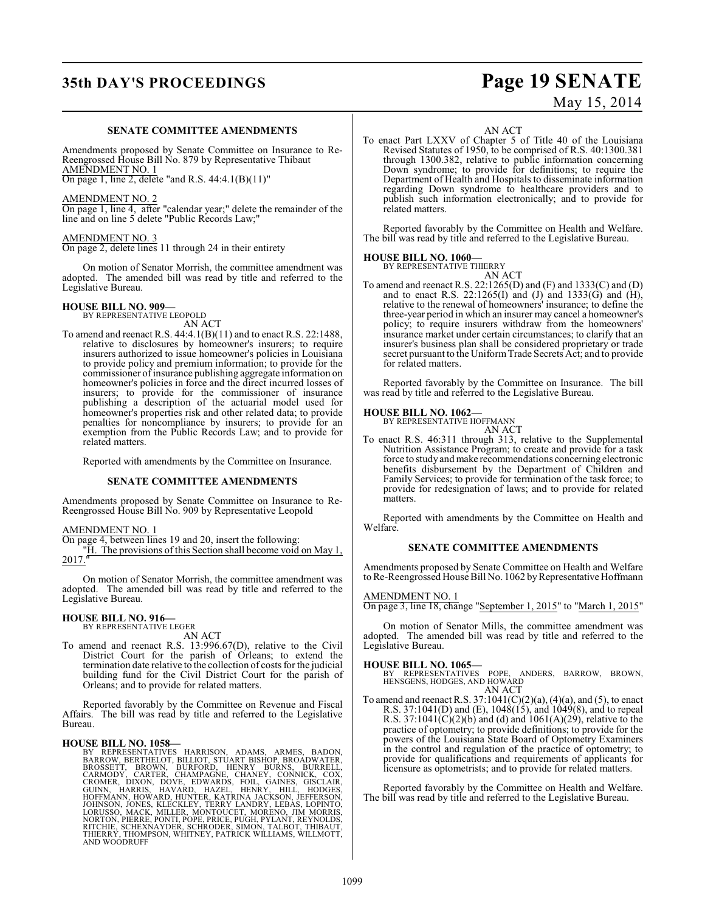### SENATE COMMITTEE AMENDMENTS

Amendments proposed by Senate Committee on Insurance to Re-Reengrossed House Bill No. 879 by Representative Thibaut

AMENDMENT NO. 1

On page 1, line 2, delete "and R.S. 44:4.1(B)(11)"

AMENDMENT NO. 2

On page 1, line 4, after "calendar year;" delete the remainder of the line and on line 5 delete "Public Records Law;"

AMENDMENT NO. 3

On page 2, delete lines 11 through 24 in their entirety

On motion of Senator Morrish, the committee amendment was adopted. The amended bill was read by title and referred to the Legislative Bureau.

**HOUSE BILL NO. 909—**
BY REPRESENTATIVE LEOPOLD

AN ACT

To amend and reenact R.S. 44:4.1(B)(11) and to enact R.S. 22:1488, relative to disclosures by homeowner's insurers; to require insurers authorized to issue homeowner's policies in Louisiana to provide policy and premium information; to provide for the commissioner of insurance publishing aggregate information on homeowner's policies in force and the direct incurred losses of insurers; to provide for the commissioner of insurance publishing a description of the actuarial model used for homeowner's properties risk and other related data; to provide penalties for noncompliance by insurers; to provide for an exemption from the Public Records Law; and to provide for related matters.

Reported with amendments by the Committee on Insurance.

### SENATE COMMITTEE AMENDMENTS

Amendments proposed by Senate Committee on Insurance to Re-Reengrossed House Bill No. 909 by Representative Leopold

AMENDMENT NO. 1

On page 4, between lines 19 and 20, insert the following:

"H. The provisions of this Section shall become void on May 1, 2017."

On motion of Senator Morrish, the committee amendment was adopted. The amended bill was read by title and referred to the Legislative Bureau.

**HOUSE BILL NO. 916—**
BY REPRESENTATIVE LEGER

AN ACT

To amend and reenact R.S. 13:996.67(D), relative to the Civil District Court for the parish of Orleans; to extend the termination date relative to the collection of costs for the judicial building fund for the Civil District Court for the parish of Orleans; and to provide for related matters.

Reported favorably by the Committee on Revenue and Fiscal Affairs. The bill was read by title and referred to the Legislative Bureau.

**HOUSE BILL NO. 1058—**
BY REPRESENTATIVES HARRISON, ADAMS, ARMES, BADON, BARROW, BERTHELOT, BILLIOT, STUART BISHOP, BROADWATER, BROSSETT, BROWN, BURFORD, HENRY BURNS, BURRELL, CARMODY, CARTER, CHAMPAGNE, CHANEY, CONNICK, COX, CROMER, DIXON, DOVE, EDWARDS, FOIL, GAINES, GISCLAIR, GUINN, HARRIS, HAVARD, HAZEL, HENRY, HILL, HODGES, HOFFMANN, HOWARD, HUNTER, KATRINA JACKSON, JEFFERSON, JOHNSON, JONES, KLECKLEY, TERRY LANDRY, LEBAS, LOPINTO, LORUSSO, MACK, MILLER, MONTOUCET, MORENO, JIM MORRIS, NORTON, PIERRE, PONTI, POPE, PRICE, PUGH, PYLANT, REYNOLDS, RITCHIE, SCHEXNAYDER, SCHRODER, SIMON, TALBOT, THIBAUT, THIERRY, THOMPSON, WHITNEY, PATRICK WILLIAMS, WILLMOTT, AND WOODRUFF

AN ACT

To enact Part LXXV of Chapter 5 of Title 40 of the Louisiana Revised Statutes of 1950, to be comprised of R.S. 40:1300.381 through 1300.382, relative to public information concerning Down syndrome; to provide for definitions; to require the Department of Health and Hospitals to disseminate information regarding Down syndrome to healthcare providers and to publish such information electronically; and to provide for related matters.

Reported favorably by the Committee on Health and Welfare. The bill was read by title and referred to the Legislative Bureau.

**HOUSE BILL NO. 1060—**
BY REPRESENTATIVE THIERRY

AN ACT

To amend and reenact R.S. 22:1265(D) and (F) and 1333(C) and (D) and to enact R.S. 22:1265(I) and (J) and 1333(G) and (H), relative to the renewal of homeowners' insurance; to define the three-year period in which an insurer may cancel a homeowner's policy; to require insurers withdraw from the homeowners' insurance market under certain circumstances; to clarify that an insurer's business plan shall be considered proprietary or trade secret pursuant to the Uniform Trade Secrets Act; and to provide for related matters.

Reported favorably by the Committee on Insurance. The bill was read by title and referred to the Legislative Bureau.

**HOUSE BILL NO. 1062—**
BY REPRESENTATIVE HOFFMANN

AN ACT

To enact R.S. 46:311 through 313, relative to the Supplemental Nutrition Assistance Program; to create and provide for a task force to study and make recommendations concerning electronic benefits disbursement by the Department of Children and Family Services; to provide for termination of the task force; to provide for redesignation of laws; and to provide for related matters.

Reported with amendments by the Committee on Health and Welfare.

### SENATE COMMITTEE AMENDMENTS

Amendments proposed by Senate Committee on Health and Welfare to Re-Reengrossed House Bill No. 1062 by Representative Hoffmann

AMENDMENT NO. 1

On page 3, line 18, change "September 1, 2015" to "March 1, 2015"

On motion of Senator Mills, the committee amendment was adopted. The amended bill was read by title and referred to the Legislative Bureau.

**HOUSE BILL NO. 1065—**
BY REPRESENTATIVES POPE, ANDERS, BARROW, BROWN, HENSGENS, HODGES, AND HOWARD

AN ACT

To amend and reenact R.S. 37:1041(C)(2)(a), (4)(a), and (5), to enact R.S. 37:1041(D) and (E), 1048(15), and 1049(8), and to repeal R.S. 37:1041(C)(2)(b) and (d) and 1061(A)(29), relative to the practice of optometry; to provide definitions; to provide for the powers of the Louisiana State Board of Optometry Examiners in the control and regulation of the practice of optometry; to provide for qualifications and requirements of applicants for licensure as optometrists; and to provide for related matters.

Reported favorably by the Committee on Health and Welfare. The bill was read by title and referred to the Legislative Bureau.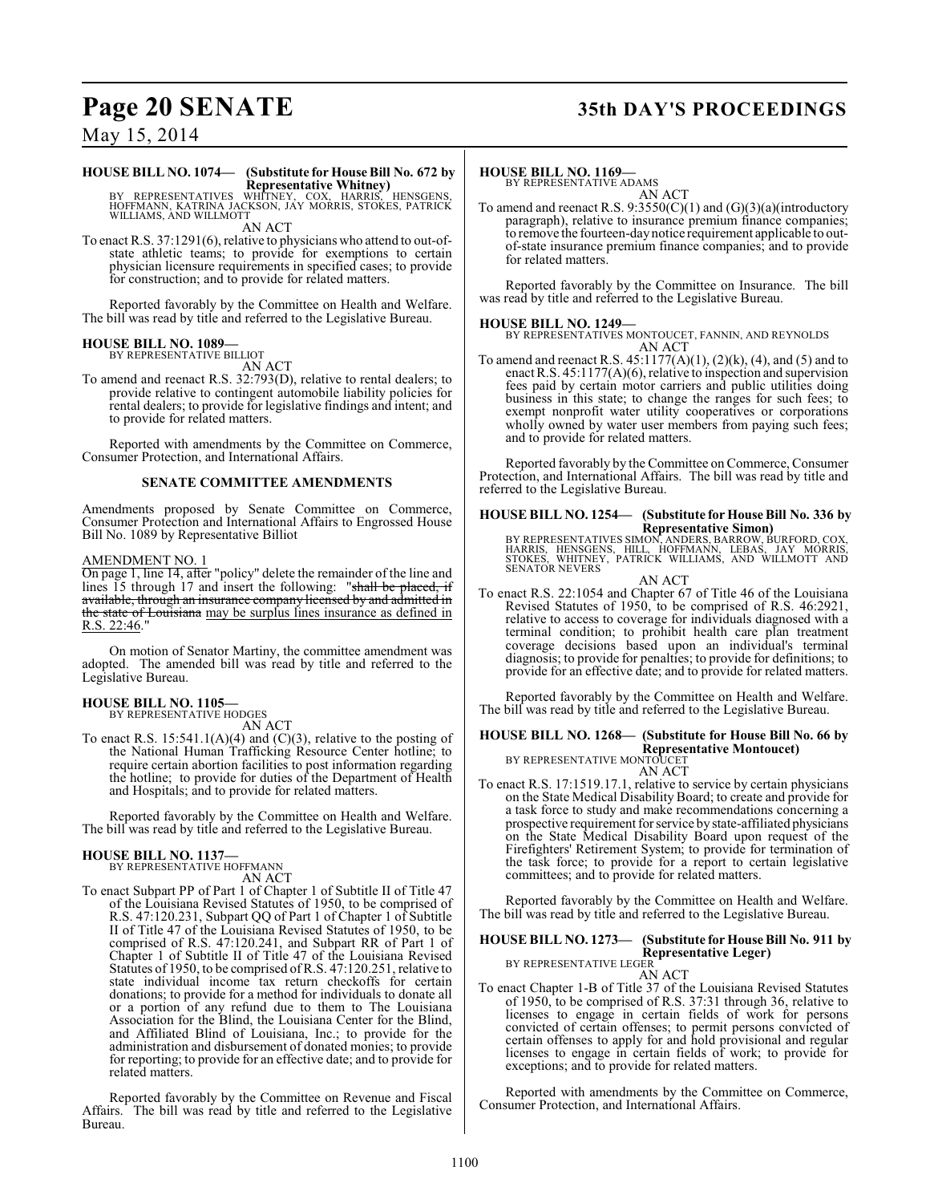**HOUSE BILL NO. 1074— (Substitute for House Bill No. 672 by Representative Whitney)**

BY REPRESENTATIVES WHITNEY, COX, HARRIS, HENSGENS, HOFFMANN, KATRINA JACKSON, JAY MORRIS, STOKES, PATRICK WILLIAMS, AND WILLMOTT

AN ACT

To enact R.S. 37:1291(6), relative to physicians who attend to out-of-state athletic teams; to provide for exemptions to certain physician licensure requirements in specified cases; to provide for construction; and to provide for related matters.

Reported favorably by the Committee on Health and Welfare. The bill was read by title and referred to the Legislative Bureau.

**HOUSE BILL NO. 1089—**

BY REPRESENTATIVE BILLIOT

AN ACT

To amend and reenact R.S. 32:793(D), relative to rental dealers; to provide relative to contingent automobile liability policies for rental dealers; to provide for legislative findings and intent; and to provide for related matters.

Reported with amendments by the Committee on Commerce, Consumer Protection, and International Affairs.

**SENATE COMMITTEE AMENDMENTS**

Amendments proposed by Senate Committee on Commerce, Consumer Protection and International Affairs to Engrossed House Bill No. 1089 by Representative Billiot

AMENDMENT NO. 1

On page 1, line 14, after "policy" delete the remainder of the line and lines 15 through 17 and insert the following: "~~shall be placed, if available, through an insurance company licensed by and admitted in the state of Louisiana~~ may be surplus lines insurance as defined in R.S. 22:46."

On motion of Senator Martiny, the committee amendment was adopted. The amended bill was read by title and referred to the Legislative Bureau.

**HOUSE BILL NO. 1105—**

BY REPRESENTATIVE HODGES

AN ACT

To enact R.S. 15:541.1(A)(4) and (C)(3), relative to the posting of the National Human Trafficking Resource Center hotline; to require certain abortion facilities to post information regarding the hotline; to provide for duties of the Department of Health and Hospitals; and to provide for related matters.

Reported favorably by the Committee on Health and Welfare. The bill was read by title and referred to the Legislative Bureau.

**HOUSE BILL NO. 1137—**

BY REPRESENTATIVE HOFFMANN

AN ACT

To enact Subpart PP of Part 1 of Chapter 1 of Subtitle II of Title 47 of the Louisiana Revised Statutes of 1950, to be comprised of R.S. 47:120.231, Subpart QQ of Part 1 of Chapter 1 of Subtitle II of Title 47 of the Louisiana Revised Statutes of 1950, to be comprised of R.S. 47:120.241, and Subpart RR of Part 1 of Chapter 1 of Subtitle II of Title 47 of the Louisiana Revised Statutes of 1950, to be comprised of R.S. 47:120.251, relative to state individual income tax return checkoffs for certain donations; to provide for a method for individuals to donate all or a portion of any refund due to them to The Louisiana Association for the Blind, the Louisiana Center for the Blind, and Affiliated Blind of Louisiana, Inc.; to provide for the administration and disbursement of donated monies; to provide for reporting; to provide for an effective date; and to provide for related matters.

Reported favorably by the Committee on Revenue and Fiscal Affairs. The bill was read by title and referred to the Legislative Bureau.

**HOUSE BILL NO. 1169—**

BY REPRESENTATIVE ADAMS

AN ACT

To amend and reenact R.S. 9:3550(C)(1) and (G)(3)(a)(introductory paragraph), relative to insurance premium finance companies; to remove the fourteen-day notice requirement applicable to out-of-state insurance premium finance companies; and to provide for related matters.

Reported favorably by the Committee on Insurance. The bill was read by title and referred to the Legislative Bureau.

**HOUSE BILL NO. 1249—**

BY REPRESENTATIVES MONTOUCET, FANNIN, AND REYNOLDS

AN ACT

To amend and reenact R.S. 45:1177(A)(1), (2)(k), (4), and (5) and to enact R.S. 45:1177(A)(6), relative to inspection and supervision fees paid by certain motor carriers and public utilities doing business in this state; to change the ranges for such fees; to exempt nonprofit water utility cooperatives or corporations wholly owned by water user members from paying such fees; and to provide for related matters.

Reported favorably by the Committee on Commerce, Consumer Protection, and International Affairs. The bill was read by title and referred to the Legislative Bureau.

**HOUSE BILL NO. 1254— (Substitute for House Bill No. 336 by Representative Simon)**

BY REPRESENTATIVES SIMON, ANDERS, BARROW, BURFORD, COX, HARRIS, HENSGENS, HILL, HOFFMANN, LEBAS, JAY MORRIS, STOKES, WHITNEY, PATRICK WILLIAMS, AND WILLMOTT AND SENATOR NEVERS

AN ACT

To enact R.S. 22:1054 and Chapter 67 of Title 46 of the Louisiana Revised Statutes of 1950, to be comprised of R.S. 46:2921, relative to access to coverage for individuals diagnosed with a terminal condition; to prohibit health care plan treatment coverage decisions based upon an individual's terminal diagnosis; to provide for penalties; to provide for definitions; to provide for an effective date; and to provide for related matters.

Reported favorably by the Committee on Health and Welfare. The bill was read by title and referred to the Legislative Bureau.

**HOUSE BILL NO. 1268— (Substitute for House Bill No. 66 by Representative Montoucet)**

BY REPRESENTATIVE MONTOUCET

AN ACT

To enact R.S. 17:1519.17.1, relative to service by certain physicians on the State Medical Disability Board; to create and provide for a task force to study and make recommendations concerning a prospective requirement for service by state-affiliated physicians on the State Medical Disability Board upon request of the Firefighters' Retirement System; to provide for termination of the task force; to provide for a report to certain legislative committees; and to provide for related matters.

Reported favorably by the Committee on Health and Welfare. The bill was read by title and referred to the Legislative Bureau.

**HOUSE BILL NO. 1273— (Substitute for House Bill No. 911 by Representative Leger)**

BY REPRESENTATIVE LEGER

AN ACT

To enact Chapter 1-B of Title 37 of the Louisiana Revised Statutes of 1950, to be comprised of R.S. 37:31 through 36, relative to licenses to engage in certain fields of work for persons convicted of certain offenses; to permit persons convicted of certain offenses to apply for and hold provisional and regular licenses to engage in certain fields of work; to provide for exceptions; and to provide for related matters.

Reported with amendments by the Committee on Commerce, Consumer Protection, and International Affairs.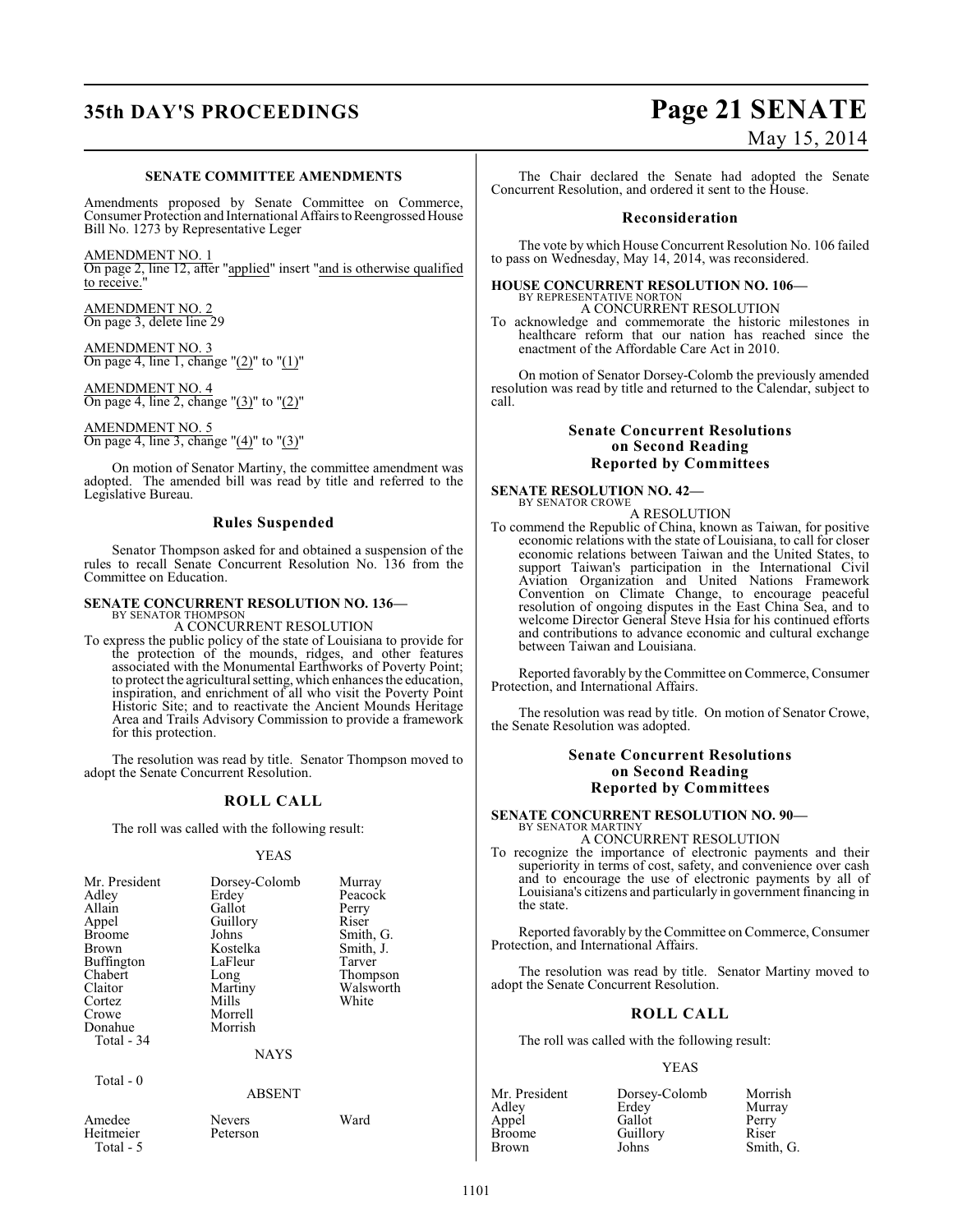### SENATE COMMITTEE AMENDMENTS

Amendments proposed by Senate Committee on Commerce, Consumer Protection and International Affairs to Reengrossed House Bill No. 1273 by Representative Leger

AMENDMENT NO. 1
On page 2, line 12, after "applied" insert "and is otherwise qualified to receive."

AMENDMENT NO. 2
On page 3, delete line 29

AMENDMENT NO. 3
On page 4, line 1, change "(2)" to "(1)"

AMENDMENT NO. 4
On page 4, line 2, change "(3)" to "(2)"

AMENDMENT NO. 5
On page 4, line 3, change "(4)" to "(3)"

On motion of Senator Martiny, the committee amendment was adopted. The amended bill was read by title and referred to the Legislative Bureau.

## Rules Suspended

Senator Thompson asked for and obtained a suspension of the rules to recall Senate Concurrent Resolution No. 136 from the Committee on Education.

**SENATE CONCURRENT RESOLUTION NO. 136—**
BY SENATOR THOMPSON
A CONCURRENT RESOLUTION

To express the public policy of the state of Louisiana to provide for the protection of the mounds, ridges, and other features associated with the Monumental Earthworks of Poverty Point; to protect the agricultural setting, which enhances the education, inspiration, and enrichment of all who visit the Poverty Point Historic Site; and to reactivate the Ancient Mounds Heritage Area and Trails Advisory Commission to provide a framework for this protection.

The resolution was read by title. Senator Thompson moved to adopt the Senate Concurrent Resolution.

## ROLL CALL

The roll was called with the following result:

YEAS

| | | |
|---|---|---|
| Mr. President | Dorsey-Colomb | Murray |
| Adley | Erdey | Peacock |
| Allain | Gallot | Perry |
| Appel | Guillory | Riser |
| Broome | Johns | Smith, G. |
| Brown | Kostelka | Smith, J. |
| Buffington | LaFleur | Tarver |
| Chabert | Long | Thompson |
| Claitor | Martiny | Walsworth |
| Cortez | Mills | White |
| Crowe | Morrell | |
| Donahue | Morrish | |

Total - 34

NAYS

Total - 0

ABSENT

| | | |
|---|---|---|
| Amedee | Nevers | Ward |
| Heitmeier | Peterson | |

Total - 5

The Chair declared the Senate had adopted the Senate Concurrent Resolution, and ordered it sent to the House.

## Reconsideration

The vote by which House Concurrent Resolution No. 106 failed to pass on Wednesday, May 14, 2014, was reconsidered.

**HOUSE CONCURRENT RESOLUTION NO. 106—**
BY REPRESENTATIVE NORTON
A CONCURRENT RESOLUTION

To acknowledge and commemorate the historic milestones in healthcare reform that our nation has reached since the enactment of the Affordable Care Act in 2010.

On motion of Senator Dorsey-Colomb the previously amended resolution was read by title and returned to the Calendar, subject to call.

## Senate Concurrent Resolutions on Second Reading Reported by Committees

**SENATE RESOLUTION NO. 42—**
BY SENATOR CROWE
A RESOLUTION

To commend the Republic of China, known as Taiwan, for positive economic relations with the state of Louisiana, to call for closer economic relations between Taiwan and the United States, to support Taiwan's participation in the International Civil Aviation Organization and United Nations Framework Convention on Climate Change, to encourage peaceful resolution of ongoing disputes in the East China Sea, and to welcome Director General Steve Hsia for his continued efforts and contributions to advance economic and cultural exchange between Taiwan and Louisiana.

Reported favorably by the Committee on Commerce, Consumer Protection, and International Affairs.

The resolution was read by title. On motion of Senator Crowe, the Senate Resolution was adopted.

## Senate Concurrent Resolutions on Second Reading Reported by Committees

**SENATE CONCURRENT RESOLUTION NO. 90—**
BY SENATOR MARTINY
A CONCURRENT RESOLUTION

To recognize the importance of electronic payments and their superiority in terms of cost, safety, and convenience over cash and to encourage the use of electronic payments by all of Louisiana's citizens and particularly in government financing in the state.

Reported favorably by the Committee on Commerce, Consumer Protection, and International Affairs.

The resolution was read by title. Senator Martiny moved to adopt the Senate Concurrent Resolution.

## ROLL CALL

The roll was called with the following result:

YEAS

| | | |
|---|---|---|
| Mr. President | Dorsey-Colomb | Morrish |
| Adley | Erdey | Murray |
| Appel | Gallot | Perry |
| Broome | Guillory | Riser |
| Brown | Johns | Smith, G. |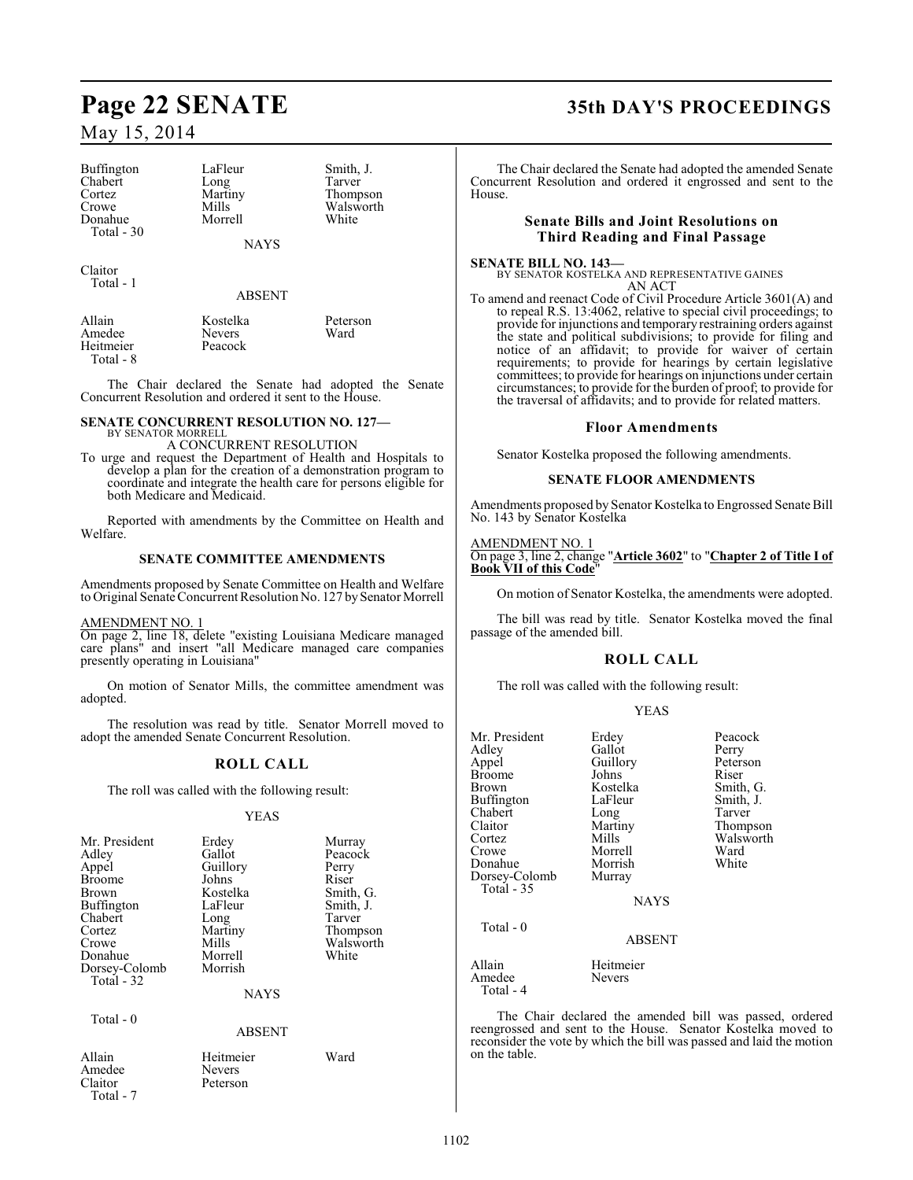| | | |
|---|---|---|
| Buffington | LaFleur | Smith, J. |
| Chabert | Long | Tarver |
| Cortez | Martiny | Thompson |
| Crowe | Mills | Walsworth |
| Donahue | Morrell | White |
| Total - 30 | | |

NAYS

Claitor
Total - 1

ABSENT

| | | |
|---|---|---|
| Allain | Kostelka | Peterson |
| Amedee | Nevers | Ward |
| Heitmeier | Peacock | |
| Total - 8 | | |

The Chair declared the Senate had adopted the Senate Concurrent Resolution and ordered it sent to the House.

**SENATE CONCURRENT RESOLUTION NO. 127—**
BY SENATOR MORRELL
A CONCURRENT RESOLUTION

To urge and request the Department of Health and Hospitals to develop a plan for the creation of a demonstration program to coordinate and integrate the health care for persons eligible for both Medicare and Medicaid.

Reported with amendments by the Committee on Health and Welfare.

### SENATE COMMITTEE AMENDMENTS

Amendments proposed by Senate Committee on Health and Welfare to Original Senate Concurrent Resolution No. 127 by Senator Morrell

AMENDMENT NO. 1
On page 2, line 18, delete "existing Louisiana Medicare managed care plans" and insert "all Medicare managed care companies presently operating in Louisiana"

On motion of Senator Mills, the committee amendment was adopted.

The resolution was read by title. Senator Morrell moved to adopt the amended Senate Concurrent Resolution.

## ROLL CALL

The roll was called with the following result:

YEAS

| | | |
|---|---|---|
| Mr. President | Erdey | Murray |
| Adley | Gallot | Peacock |
| Appel | Guillory | Perry |
| Broome | Johns | Riser |
| Brown | Kostelka | Smith, G. |
| Buffington | LaFleur | Smith, J. |
| Chabert | Long | Tarver |
| Cortez | Martiny | Thompson |
| Crowe | Mills | Walsworth |
| Donahue | Morrell | White |
| Dorsey-Colomb | Morrish | |
| Total - 32 | | |

NAYS

Total - 0

ABSENT

| | | |
|---|---|---|
| Allain | Heitmeier | Ward |
| Amedee | Nevers | |
| Claitor | Peterson | |
| Total - 7 | | |

The Chair declared the Senate had adopted the amended Senate Concurrent Resolution and ordered it engrossed and sent to the House.

### Senate Bills and Joint Resolutions on Third Reading and Final Passage

**SENATE BILL NO. 143—**
BY SENATOR KOSTELKA AND REPRESENTATIVE GAINES
AN ACT

To amend and reenact Code of Civil Procedure Article 3601(A) and to repeal R.S. 13:4062, relative to special civil proceedings; to provide for injunctions and temporary restraining orders against the state and political subdivisions; to provide for filing and notice of an affidavit; to provide for waiver of certain requirements; to provide for hearings by certain legislative committees; to provide for hearings on injunctions under certain circumstances; to provide for the burden of proof; to provide for the traversal of affidavits; and to provide for related matters.

### Floor Amendments

Senator Kostelka proposed the following amendments.

### SENATE FLOOR AMENDMENTS

Amendments proposed by Senator Kostelka to Engrossed Senate Bill No. 143 by Senator Kostelka

AMENDMENT NO. 1
On page 3, line 2, change "**Article 3602**" to "**Chapter 2 of Title I of Book VII of this Code**"

On motion of Senator Kostelka, the amendments were adopted.

The bill was read by title. Senator Kostelka moved the final passage of the amended bill.

## ROLL CALL

The roll was called with the following result:

YEAS

| | | |
|---|---|---|
| Mr. President | Erdey | Peacock |
| Adley | Gallot | Perry |
| Appel | Guillory | Peterson |
| Broome | Johns | Riser |
| Brown | Kostelka | Smith, G. |
| Buffington | LaFleur | Smith, J. |
| Chabert | Long | Tarver |
| Claitor | Martiny | Thompson |
| Cortez | Mills | Walsworth |
| Crowe | Morrell | Ward |
| Donahue | Morrish | White |
| Dorsey-Colomb | Murray | |
| Total - 35 | | |

NAYS

Total - 0

ABSENT

| | |
|---|---|
| Allain | Heitmeier |
| Amedee | Nevers |
| Total - 4 | |

The Chair declared the amended bill was passed, ordered reengrossed and sent to the House. Senator Kostelka moved to reconsider the vote by which the bill was passed and laid the motion on the table.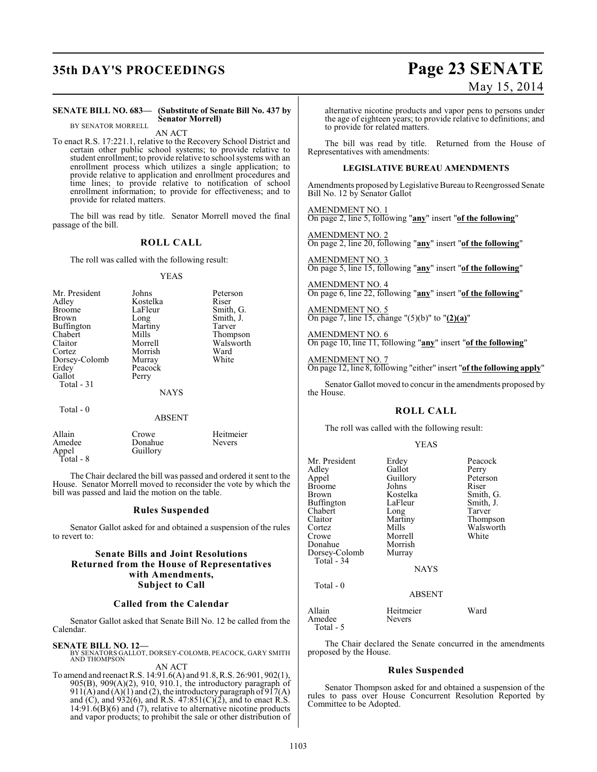**SENATE BILL NO. 683— (Substitute of Senate Bill No. 437 by Senator Morrell)**
BY SENATOR MORRELL

AN ACT

To enact R.S. 17:221.1, relative to the Recovery School District and certain other public school systems; to provide relative to student enrollment; to provide relative to school systems with an enrollment process which utilizes a single application; to provide relative to application and enrollment procedures and time lines; to provide relative to notification of school enrollment information; to provide for effectiveness; and to provide for related matters.

The bill was read by title. Senator Morrell moved the final passage of the bill.

## ROLL CALL

The roll was called with the following result:

YEAS

| | | |
|---|---|---|
| Mr. President | Johns | Peterson |
| Adley | Kostelka | Riser |
| Broome | LaFleur | Smith, G. |
| Brown | Long | Smith, J. |
| Buffington | Martiny | Tarver |
| Chabert | Mills | Thompson |
| Claitor | Morrell | Walsworth |
| Cortez | Morrish | Ward |
| Dorsey-Colomb | Murray | White |
| Erdey | Peacock | |
| Gallot | Perry | |
| Total - 31 | | |

NAYS

Total - 0

ABSENT

| | | |
|---|---|---|
| Allain | Crowe | Heitmeier |
| Amedee | Donahue | Nevers |
| Appel | Guillory | |
| Total - 8 | | |

The Chair declared the bill was passed and ordered it sent to the House. Senator Morrell moved to reconsider the vote by which the bill was passed and laid the motion on the table.

### Rules Suspended

Senator Gallot asked for and obtained a suspension of the rules to revert to:

## Senate Bills and Joint Resolutions Returned from the House of Representatives with Amendments, Subject to Call

### Called from the Calendar

Senator Gallot asked that Senate Bill No. 12 be called from the Calendar.

**SENATE BILL NO. 12—**
BY SENATORS GALLOT, DORSEY-COLOMB, PEACOCK, GARY SMITH AND THOMPSON

AN ACT

To amend and reenact R.S. 14:91.6(A) and 91.8, R.S. 26:901, 902(1), 905(B), 909(A)(2), 910, 910.1, the introductory paragraph of 911(A) and (A)(1) and (2), the introductory paragraph of 917(A) and (C), and 932(6), and R.S. 47:851(C)(2), and to enact R.S. 14:91.6(B)(6) and (7), relative to alternative nicotine products and vapor products; to prohibit the sale or other distribution of alternative nicotine products and vapor pens to persons under the age of eighteen years; to provide relative to definitions; and to provide for related matters.

The bill was read by title. Returned from the House of Representatives with amendments:

### LEGISLATIVE BUREAU AMENDMENTS

Amendments proposed by Legislative Bureau to Reengrossed Senate Bill No. 12 by Senator Gallot

AMENDMENT NO. 1
On page 2, line 5, following "**any**" insert "**of the following**"

AMENDMENT NO. 2
On page 2, line 20, following "**any**" insert "**of the following**"

AMENDMENT NO. 3
On page 5, line 15, following "**any**" insert "**of the following**"

AMENDMENT NO. 4
On page 6, line 22, following "**any**" insert "**of the following**"

AMENDMENT NO. 5
On page 7, line 15, change "(5)(b)" to "**(2)(a)**"

AMENDMENT NO. 6
On page 10, line 11, following "**any**" insert "**of the following**"

AMENDMENT NO. 7
On page 12, line 8, following "either" insert "**of the following apply**"

Senator Gallot moved to concur in the amendments proposed by the House.

## ROLL CALL

The roll was called with the following result:

YEAS

| | | |
|---|---|---|
| Mr. President | Erdey | Peacock |
| Adley | Gallot | Perry |
| Appel | Guillory | Peterson |
| Broome | Johns | Riser |
| Brown | Kostelka | Smith, G. |
| Buffington | LaFleur | Smith, J. |
| Chabert | Long | Tarver |
| Claitor | Martiny | Thompson |
| Cortez | Mills | Walsworth |
| Crowe | Morrell | White |
| Donahue | Morrish | |
| Dorsey-Colomb | Murray | |
| Total - 34 | | |

NAYS

Total - 0

ABSENT

| | | |
|---|---|---|
| Allain | Heitmeier | Ward |
| Amedee | Nevers | |
| Total - 5 | | |

The Chair declared the Senate concurred in the amendments proposed by the House.

### Rules Suspended

Senator Thompson asked for and obtained a suspension of the rules to pass over House Concurrent Resolution Reported by Committee to be Adopted.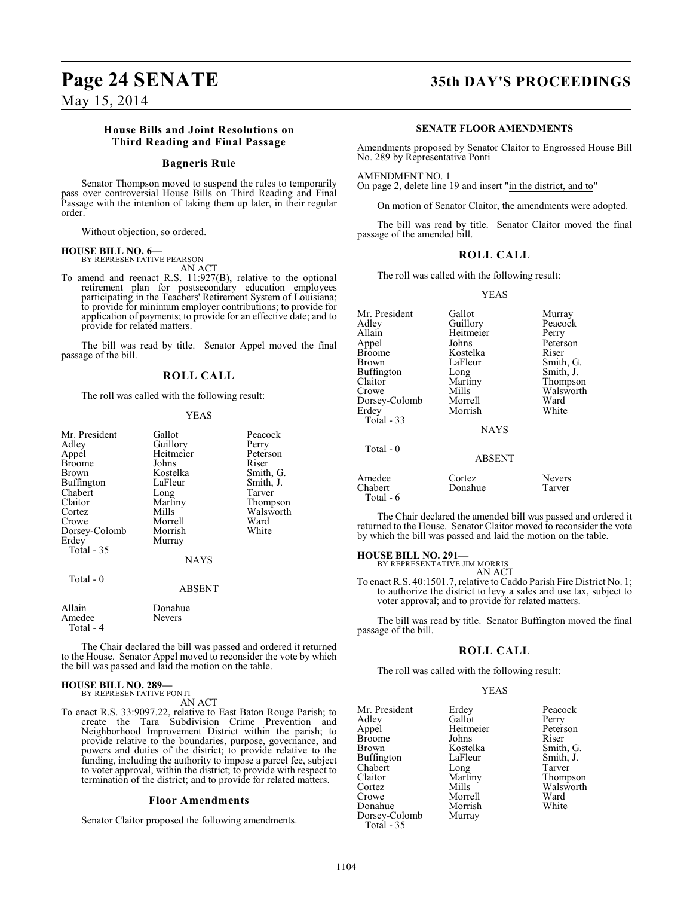### House Bills and Joint Resolutions on Third Reading and Final Passage

#### Bagneris Rule

Senator Thompson moved to suspend the rules to temporarily pass over controversial House Bills on Third Reading and Final Passage with the intention of taking them up later, in their regular order.

Without objection, so ordered.

**HOUSE BILL NO. 6—**
BY REPRESENTATIVE PEARSON
AN ACT

To amend and reenact R.S. 11:927(B), relative to the optional retirement plan for postsecondary education employees participating in the Teachers' Retirement System of Louisiana; to provide for minimum employer contributions; to provide for application of payments; to provide for an effective date; and to provide for related matters.

The bill was read by title. Senator Appel moved the final passage of the bill.

#### ROLL CALL

The roll was called with the following result:

YEAS

| | | |
|---|---|---|
| Mr. President | Gallot | Peacock |
| Adley | Guillory | Perry |
| Appel | Heitmeier | Peterson |
| Broome | Johns | Riser |
| Brown | Kostelka | Smith, G. |
| Buffington | LaFleur | Smith, J. |
| Chabert | Long | Tarver |
| Claitor | Martiny | Thompson |
| Cortez | Mills | Walsworth |
| Crowe | Morrell | Ward |
| Dorsey-Colomb | Morrish | White |
| Erdey | Murray | |

Total - 35

NAYS

Total - 0

ABSENT

| | |
|---|---|
| Allain | Donahue |
| Amedee | Nevers |

Total - 4

The Chair declared the bill was passed and ordered it returned to the House. Senator Appel moved to reconsider the vote by which the bill was passed and laid the motion on the table.

**HOUSE BILL NO. 289—**
BY REPRESENTATIVE PONTI
AN ACT

To enact R.S. 33:9097.22, relative to East Baton Rouge Parish; to create the Tara Subdivision Crime Prevention and Neighborhood Improvement District within the parish; to provide relative to the boundaries, purpose, governance, and powers and duties of the district; to provide relative to the funding, including the authority to impose a parcel fee, subject to voter approval, within the district; to provide with respect to termination of the district; and to provide for related matters.

#### Floor Amendments

Senator Claitor proposed the following amendments.

#### SENATE FLOOR AMENDMENTS

Amendments proposed by Senator Claitor to Engrossed House Bill No. 289 by Representative Ponti

AMENDMENT NO. 1

On page 2, delete line 19 and insert "in the district, and to"

On motion of Senator Claitor, the amendments were adopted.

The bill was read by title. Senator Claitor moved the final passage of the amended bill.

#### ROLL CALL

The roll was called with the following result:

YEAS

| | | |
|---|---|---|
| Mr. President | Gallot | Murray |
| Adley | Guillory | Peacock |
| Allain | Heitmeier | Perry |
| Appel | Johns | Peterson |
| Broome | Kostelka | Riser |
| Brown | LaFleur | Smith, G. |
| Buffington | Long | Smith, J. |
| Claitor | Martiny | Thompson |
| Crowe | Mills | Walsworth |
| Dorsey-Colomb | Morrell | Ward |
| Erdey | Morrish | White |

Total - 33

NAYS

Total - 0

ABSENT

| | | |
|---|---|---|
| Amedee | Cortez | Nevers |
| Chabert | Donahue | Tarver |

Total - 6

The Chair declared the amended bill was passed and ordered it returned to the House. Senator Claitor moved to reconsider the vote by which the bill was passed and laid the motion on the table.

**HOUSE BILL NO. 291—**
BY REPRESENTATIVE JIM MORRIS
AN ACT

To enact R.S. 40:1501.7, relative to Caddo Parish Fire District No. 1; to authorize the district to levy a sales and use tax, subject to voter approval; and to provide for related matters.

The bill was read by title. Senator Buffington moved the final passage of the bill.

#### ROLL CALL

The roll was called with the following result:

YEAS

| | | |
|---|---|---|
| Mr. President | Erdey | Peacock |
| Adley | Gallot | Perry |
| Appel | Heitmeier | Peterson |
| Broome | Johns | Riser |
| Brown | Kostelka | Smith, G. |
| Buffington | LaFleur | Smith, J. |
| Chabert | Long | Tarver |
| Claitor | Martiny | Thompson |
| Cortez | Mills | Walsworth |
| Crowe | Morrell | Ward |
| Donahue | Morrish | White |
| Dorsey-Colomb | Murray | |

Total - 35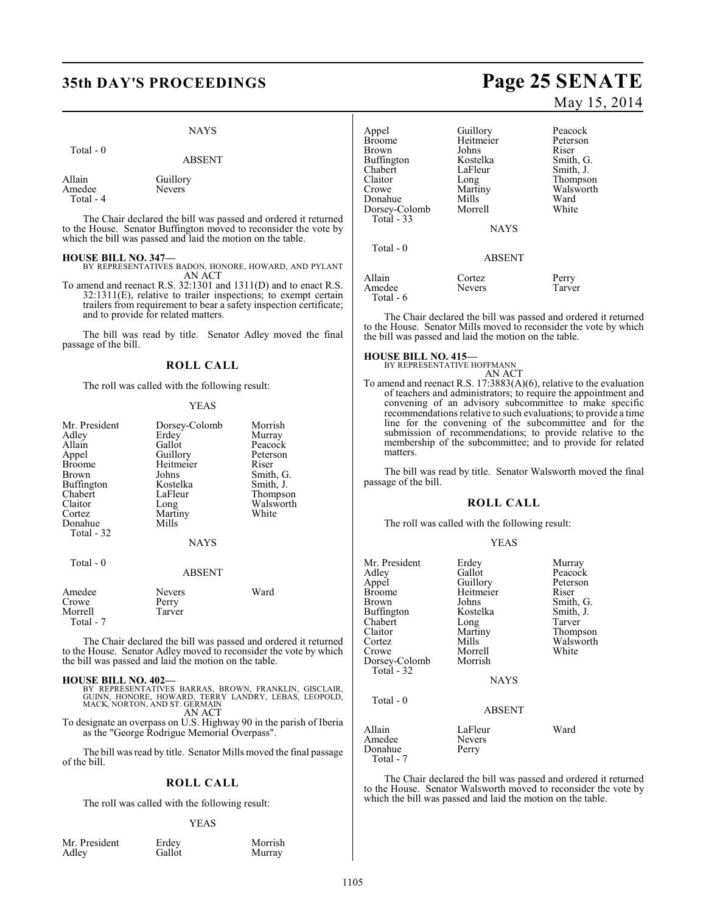NAYS

Total - 0

ABSENT

| | |
|---|---|
| Allain | Guillory |
| Amedee | Nevers |
| Total - 4 | |

The Chair declared the bill was passed and ordered it returned to the House. Senator Buffington moved to reconsider the vote by which the bill was passed and laid the motion on the table.

**HOUSE BILL NO. 347—**
BY REPRESENTATIVES BADON, HONORE, HOWARD, AND PYLANT
AN ACT

To amend and reenact R.S. 32:1301 and 1311(D) and to enact R.S. 32:1311(E), relative to trailer inspections; to exempt certain trailers from requirement to bear a safety inspection certificate; and to provide for related matters.

The bill was read by title. Senator Adley moved the final passage of the bill.

## ROLL CALL

The roll was called with the following result:

YEAS

| | | |
|---|---|---|
| Mr. President | Dorsey-Colomb | Morrish |
| Adley | Erdey | Murray |
| Allain | Gallot | Peacock |
| Appel | Guillory | Peterson |
| Broome | Heitmeier | Riser |
| Brown | Johns | Smith, G. |
| Buffington | Kostelka | Smith, J. |
| Chabert | LaFleur | Thompson |
| Claitor | Long | Walsworth |
| Cortez | Martiny | White |
| Donahue | Mills | |
| Total - 32 | | |

NAYS

Total - 0

ABSENT

| | | |
|---|---|---|
| Amedee | Nevers | Ward |
| Crowe | Perry | |
| Morrell | Tarver | |
| Total - 7 | | |

The Chair declared the bill was passed and ordered it returned to the House. Senator Adley moved to reconsider the vote by which the bill was passed and laid the motion on the table.

**HOUSE BILL NO. 402—**
BY REPRESENTATIVES BARRAS, BROWN, FRANKLIN, GISCLAIR, GUINN, HONORE, HOWARD, TERRY LANDRY, LEBAS, LEOPOLD, MACK, NORTON, AND ST. GERMAIN
AN ACT

To designate an overpass on U.S. Highway 90 in the parish of Iberia as the "George Rodrigue Memorial Overpass".

The bill was read by title. Senator Mills moved the final passage of the bill.

## ROLL CALL

The roll was called with the following result:

YEAS

| | | |
|---|---|---|
| Mr. President | Erdey | Morrish |
| Adley | Gallot | Murray |
| Appel | Guillory | Peacock |
| Broome | Heitmeier | Peterson |
| Brown | Johns | Riser |
| Buffington | Kostelka | Smith, G. |
| Chabert | LaFleur | Smith, J. |
| Claitor | Long | Thompson |
| Crowe | Martiny | Walsworth |
| Donahue | Mills | Ward |
| Dorsey-Colomb | Morrell | White |
| Total - 33 | | |

NAYS

Total - 0

ABSENT

| | | |
|---|---|---|
| Allain | Cortez | Perry |
| Amedee | Nevers | Tarver |
| Total - 6 | | |

The Chair declared the bill was passed and ordered it returned to the House. Senator Mills moved to reconsider the vote by which the bill was passed and laid the motion on the table.

**HOUSE BILL NO. 415—**
BY REPRESENTATIVE HOFFMANN
AN ACT

To amend and reenact R.S. 17:3883(A)(6), relative to the evaluation of teachers and administrators; to require the appointment and convening of an advisory subcommittee to make specific recommendations relative to such evaluations; to provide a time line for the convening of the subcommittee and for the submission of recommendations; to provide relative to the membership of the subcommittee; and to provide for related matters.

The bill was read by title. Senator Walsworth moved the final passage of the bill.

## ROLL CALL

The roll was called with the following result:

YEAS

| | | |
|---|---|---|
| Mr. President | Erdey | Murray |
| Adley | Gallot | Peacock |
| Appel | Guillory | Peterson |
| Broome | Heitmeier | Riser |
| Brown | Johns | Smith, G. |
| Buffington | Kostelka | Smith, J. |
| Chabert | Long | Tarver |
| Claitor | Martiny | Thompson |
| Cortez | Mills | Walsworth |
| Crowe | Morrell | White |
| Dorsey-Colomb | Morrish | |
| Total - 32 | | |

NAYS

Total - 0

ABSENT

| | | |
|---|---|---|
| Allain | LaFleur | Ward |
| Amedee | Nevers | |
| Donahue | Perry | |
| Total - 7 | | |

The Chair declared the bill was passed and ordered it returned to the House. Senator Walsworth moved to reconsider the vote by which the bill was passed and laid the motion on the table.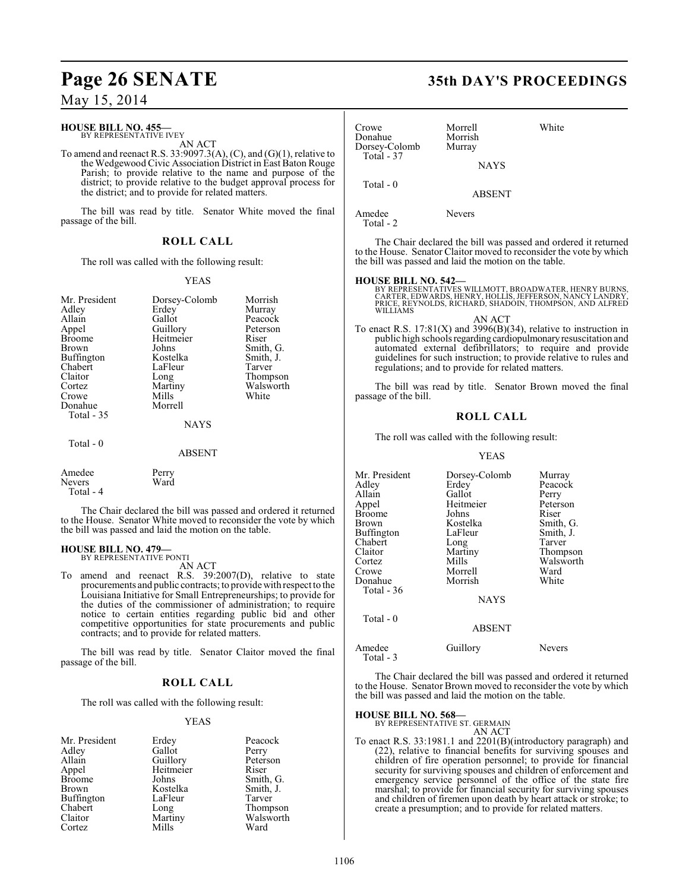**HOUSE BILL NO. 455—**
BY REPRESENTATIVE IVEY

AN ACT

To amend and reenact R.S. 33:9097.3(A), (C), and (G)(1), relative to the Wedgewood Civic Association District in East Baton Rouge Parish; to provide relative to the name and purpose of the district; to provide relative to the budget approval process for the district; and to provide for related matters.

The bill was read by title. Senator White moved the final passage of the bill.

## ROLL CALL

The roll was called with the following result:

YEAS

| | | |
|---|---|---|
| Mr. President | Dorsey-Colomb | Morrish |
| Adley | Erdey | Murray |
| Allain | Gallot | Peacock |
| Appel | Guillory | Peterson |
| Broome | Heitmeier | Riser |
| Brown | Johns | Smith, G. |
| Buffington | Kostelka | Smith, J. |
| Chabert | LaFleur | Tarver |
| Claitor | Long | Thompson |
| Cortez | Martiny | Walsworth |
| Crowe | Mills | White |
| Donahue | Morrell | |

Total - 35

NAYS

Total - 0

ABSENT

| | |
|---|---|
| Amedee | Perry |
| Nevers | Ward |

Total - 4

The Chair declared the bill was passed and ordered it returned to the House. Senator White moved to reconsider the vote by which the bill was passed and laid the motion on the table.

**HOUSE BILL NO. 479—**
BY REPRESENTATIVE PONTI

AN ACT

To amend and reenact R.S. 39:2007(D), relative to state procurements and public contracts; to provide with respect to the Louisiana Initiative for Small Entrepreneurships; to provide for the duties of the commissioner of administration; to require notice to certain entities regarding public bid and other competitive opportunities for state procurements and public contracts; and to provide for related matters.

The bill was read by title. Senator Claitor moved the final passage of the bill.

## ROLL CALL

The roll was called with the following result:

YEAS

| | | |
|---|---|---|
| Mr. President | Erdey | Peacock |
| Adley | Gallot | Perry |
| Allain | Guillory | Peterson |
| Appel | Heitmeier | Riser |
| Broome | Johns | Smith, G. |
| Brown | Kostelka | Smith, J. |
| Buffington | LaFleur | Tarver |
| Chabert | Long | Thompson |
| Claitor | Martiny | Walsworth |
| Cortez | Mills | Ward |
| Crowe | Morrell | White |
| Donahue | Morrish | |
| Dorsey-Colomb | Murray | |

Total - 37

NAYS

Total - 0

ABSENT

| | |
|---|---|
| Amedee | Nevers |

Total - 2

The Chair declared the bill was passed and ordered it returned to the House. Senator Claitor moved to reconsider the vote by which the bill was passed and laid the motion on the table.

**HOUSE BILL NO. 542—**
BY REPRESENTATIVES WILLMOTT, BROADWATER, HENRY BURNS, CARTER, EDWARDS, HENRY, HOLLIS, JEFFERSON, NANCY LANDRY, PRICE, REYNOLDS, RICHARD, SHADOIN, THOMPSON, AND ALFRED WILLIAMS

AN ACT

To enact R.S. 17:81(X) and 3996(B)(34), relative to instruction in public high schools regarding cardiopulmonary resuscitation and automated external defibrillators; to require and provide guidelines for such instruction; to provide relative to rules and regulations; and to provide for related matters.

The bill was read by title. Senator Brown moved the final passage of the bill.

## ROLL CALL

The roll was called with the following result:

YEAS

| | | |
|---|---|---|
| Mr. President | Dorsey-Colomb | Murray |
| Adley | Erdey | Peacock |
| Allain | Gallot | Perry |
| Appel | Heitmeier | Peterson |
| Broome | Johns | Riser |
| Brown | Kostelka | Smith, G. |
| Buffington | LaFleur | Smith, J. |
| Chabert | Long | Tarver |
| Claitor | Martiny | Thompson |
| Cortez | Mills | Walsworth |
| Crowe | Morrell | Ward |
| Donahue | Morrish | White |

Total - 36

NAYS

Total - 0

ABSENT

| | | |
|---|---|---|
| Amedee | Guillory | Nevers |

Total - 3

The Chair declared the bill was passed and ordered it returned to the House. Senator Brown moved to reconsider the vote by which the bill was passed and laid the motion on the table.

**HOUSE BILL NO. 568—**
BY REPRESENTATIVE ST. GERMAIN

AN ACT

To enact R.S. 33:1981.1 and 2201(B)(introductory paragraph) and (22), relative to financial benefits for surviving spouses and children of fire operation personnel; to provide for financial security for surviving spouses and children of enforcement and emergency service personnel of the office of the state fire marshal; to provide for financial security for surviving spouses and children of firemen upon death by heart attack or stroke; to create a presumption; and to provide for related matters.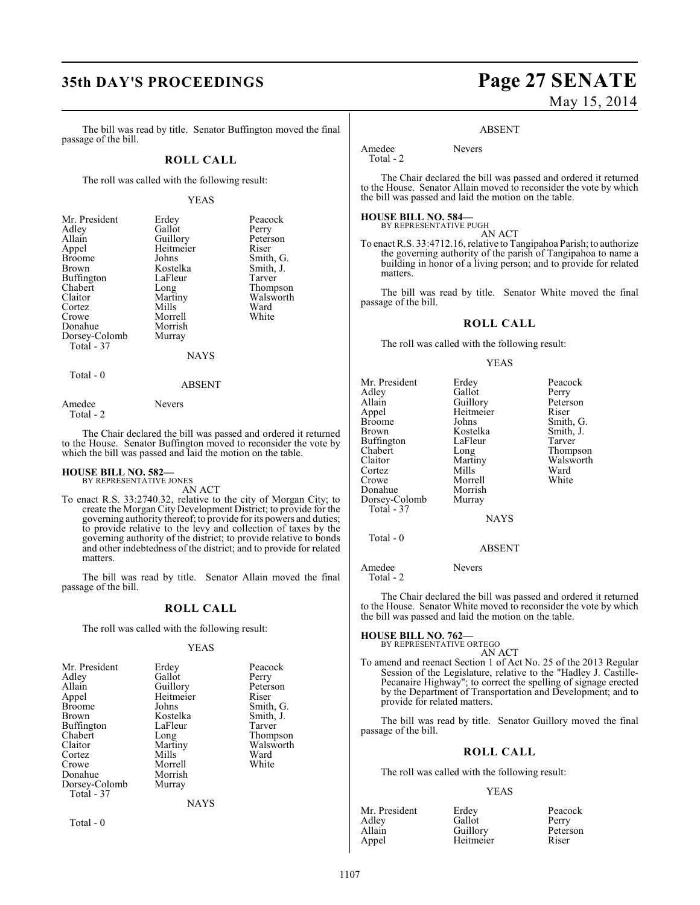The bill was read by title. Senator Buffington moved the final passage of the bill.

## ROLL CALL

The roll was called with the following result:

YEAS

| | | |
|---|---|---|
| Mr. President | Erdey | Peacock |
| Adley | Gallot | Perry |
| Allain | Guillory | Peterson |
| Appel | Heitmeier | Riser |
| Broome | Johns | Smith, G. |
| Brown | Kostelka | Smith, J. |
| Buffington | LaFleur | Tarver |
| Chabert | Long | Thompson |
| Claitor | Martiny | Walsworth |
| Cortez | Mills | Ward |
| Crowe | Morrell | White |
| Donahue | Morrish | |
| Dorsey-Colomb | Murray | |

Total - 37

NAYS

Total - 0

ABSENT

| | |
|---|---|
| Amedee | Nevers |

Total - 2

The Chair declared the bill was passed and ordered it returned to the House. Senator Buffington moved to reconsider the vote by which the bill was passed and laid the motion on the table.

**HOUSE BILL NO. 582—**
BY REPRESENTATIVE JONES
AN ACT

To enact R.S. 33:2740.32, relative to the city of Morgan City; to create the Morgan City Development District; to provide for the governing authority thereof; to provide for its powers and duties; to provide relative to the levy and collection of taxes by the governing authority of the district; to provide relative to bonds and other indebtedness of the district; and to provide for related matters.

The bill was read by title. Senator Allain moved the final passage of the bill.

## ROLL CALL

The roll was called with the following result:

YEAS

| | | |
|---|---|---|
| Mr. President | Erdey | Peacock |
| Adley | Gallot | Perry |
| Allain | Guillory | Peterson |
| Appel | Heitmeier | Riser |
| Broome | Johns | Smith, G. |
| Brown | Kostelka | Smith, J. |
| Buffington | LaFleur | Tarver |
| Chabert | Long | Thompson |
| Claitor | Martiny | Walsworth |
| Cortez | Mills | Ward |
| Crowe | Morrell | White |
| Donahue | Morrish | |
| Dorsey-Colomb | Murray | |

Total - 37

NAYS

Total - 0

ABSENT

| | |
|---|---|
| Amedee | Nevers |

Total - 2

The Chair declared the bill was passed and ordered it returned to the House. Senator Allain moved to reconsider the vote by which the bill was passed and laid the motion on the table.

**HOUSE BILL NO. 584—**
BY REPRESENTATIVE PUGH
AN ACT

To enact R.S. 33:4712.16, relative to Tangipahoa Parish; to authorize the governing authority of the parish of Tangipahoa to name a building in honor of a living person; and to provide for related matters.

The bill was read by title. Senator White moved the final passage of the bill.

## ROLL CALL

The roll was called with the following result:

YEAS

| | | |
|---|---|---|
| Mr. President | Erdey | Peacock |
| Adley | Gallot | Perry |
| Allain | Guillory | Peterson |
| Appel | Heitmeier | Riser |
| Broome | Johns | Smith, G. |
| Brown | Kostelka | Smith, J. |
| Buffington | LaFleur | Tarver |
| Chabert | Long | Thompson |
| Claitor | Martiny | Walsworth |
| Cortez | Mills | Ward |
| Crowe | Morrell | White |
| Donahue | Morrish | |
| Dorsey-Colomb | Murray | |

Total - 37

NAYS

Total - 0

ABSENT

| | |
|---|---|
| Amedee | Nevers |

Total - 2

The Chair declared the bill was passed and ordered it returned to the House. Senator White moved to reconsider the vote by which the bill was passed and laid the motion on the table.

**HOUSE BILL NO. 762—**
BY REPRESENTATIVE ORTEGO
AN ACT

To amend and reenact Section 1 of Act No. 25 of the 2013 Regular Session of the Legislature, relative to the "Hadley J. Castille-Pecanaire Highway"; to correct the spelling of signage erected by the Department of Transportation and Development; and to provide for related matters.

The bill was read by title. Senator Guillory moved the final passage of the bill.

## ROLL CALL

The roll was called with the following result:

YEAS

| | | |
|---|---|---|
| Mr. President | Erdey | Peacock |
| Adley | Gallot | Perry |
| Allain | Guillory | Peterson |
| Appel | Heitmeier | Riser |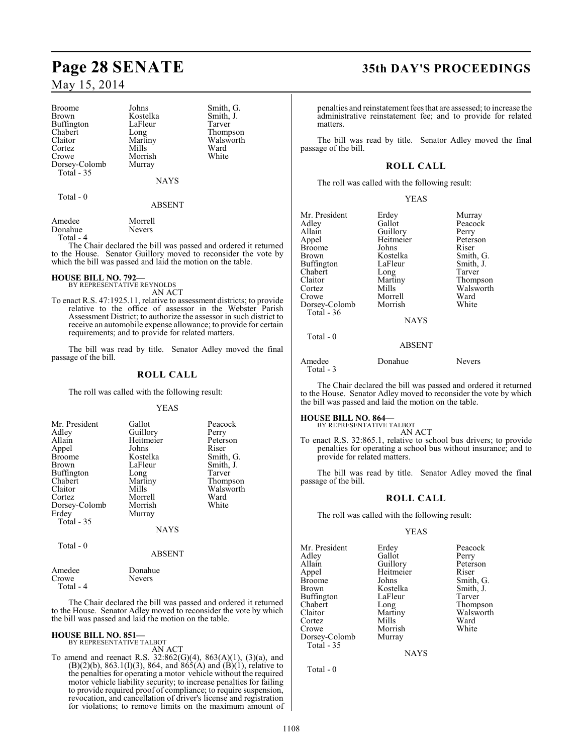| Broome | Johns | Smith, G. |
|---|---|---|
| Brown | Kostelka | Smith, J. |
| Buffington | LaFleur | Tarver |
| Chabert | Long | Thompson |
| Claitor | Martiny | Walsworth |
| Cortez | Mills | Ward |
| Crowe | Morrish | White |
| Dorsey-Colomb | Murray | |

Total - 35

NAYS

Total - 0

ABSENT

| Amedee | Morrell |
|---|---|
| Donahue | Nevers |

Total - 4

The Chair declared the bill was passed and ordered it returned to the House. Senator Guillory moved to reconsider the vote by which the bill was passed and laid the motion on the table.

**HOUSE BILL NO. 792—**
BY REPRESENTATIVE REYNOLDS

AN ACT

To enact R.S. 47:1925.11, relative to assessment districts; to provide relative to the office of assessor in the Webster Parish Assessment District; to authorize the assessor in such district to receive an automobile expense allowance; to provide for certain requirements; and to provide for related matters.

The bill was read by title. Senator Adley moved the final passage of the bill.

## ROLL CALL

The roll was called with the following result:

YEAS

| Mr. President | Gallot | Peacock |
|---|---|---|
| Adley | Guillory | Perry |
| Allain | Heitmeier | Peterson |
| Appel | Johns | Riser |
| Broome | Kostelka | Smith, G. |
| Brown | LaFleur | Smith, J. |
| Buffington | Long | Tarver |
| Chabert | Martiny | Thompson |
| Claitor | Mills | Walsworth |
| Cortez | Morrell | Ward |
| Dorsey-Colomb | Morrish | White |
| Erdey | Murray | |

Total - 35

NAYS

Total - 0

ABSENT

| Amedee | Donahue |
|---|---|
| Crowe | Nevers |

Total - 4

The Chair declared the bill was passed and ordered it returned to the House. Senator Adley moved to reconsider the vote by which the bill was passed and laid the motion on the table.

**HOUSE BILL NO. 851—**
BY REPRESENTATIVE TALBOT

AN ACT

To amend and reenact R.S. 32:862(G)(4), 863(A)(1), (3)(a), and (B)(2)(b), 863.1(I)(3), 864, and 865(A) and (B)(1), relative to the penalties for operating a motor vehicle without the required motor vehicle liability security; to increase penalties for failing to provide required proof of compliance; to require suspension, revocation, and cancellation of driver's license and registration for violations; to remove limits on the maximum amount of penalties and reinstatement fees that are assessed; to increase the administrative reinstatement fee; and to provide for related matters.

The bill was read by title. Senator Adley moved the final passage of the bill.

## ROLL CALL

The roll was called with the following result:

YEAS

| Mr. President | Erdey | Murray |
|---|---|---|
| Adley | Gallot | Peacock |
| Allain | Guillory | Perry |
| Appel | Heitmeier | Peterson |
| Broome | Johns | Riser |
| Brown | Kostelka | Smith, G. |
| Buffington | LaFleur | Smith, J. |
| Chabert | Long | Tarver |
| Claitor | Martiny | Thompson |
| Cortez | Mills | Walsworth |
| Crowe | Morrell | Ward |
| Dorsey-Colomb | Morrish | White |

Total - 36

NAYS

Total - 0

ABSENT

| Amedee | Donahue | Nevers |
|---|---|---|

Total - 3

The Chair declared the bill was passed and ordered it returned to the House. Senator Adley moved to reconsider the vote by which the bill was passed and laid the motion on the table.

**HOUSE BILL NO. 864—**
BY REPRESENTATIVE TALBOT

AN ACT

To enact R.S. 32:865.1, relative to school bus drivers; to provide penalties for operating a school bus without insurance; and to provide for related matters.

The bill was read by title. Senator Adley moved the final passage of the bill.

## ROLL CALL

The roll was called with the following result:

YEAS

| Mr. President | Erdey | Peacock |
|---|---|---|
| Adley | Gallot | Perry |
| Allain | Guillory | Peterson |
| Appel | Heitmeier | Riser |
| Broome | Johns | Smith, G. |
| Brown | Kostelka | Smith, J. |
| Buffington | LaFleur | Tarver |
| Chabert | Long | Thompson |
| Claitor | Martiny | Walsworth |
| Cortez | Mills | Ward |
| Crowe | Morrish | White |
| Dorsey-Colomb | Murray | |

Total - 35

NAYS

Total - 0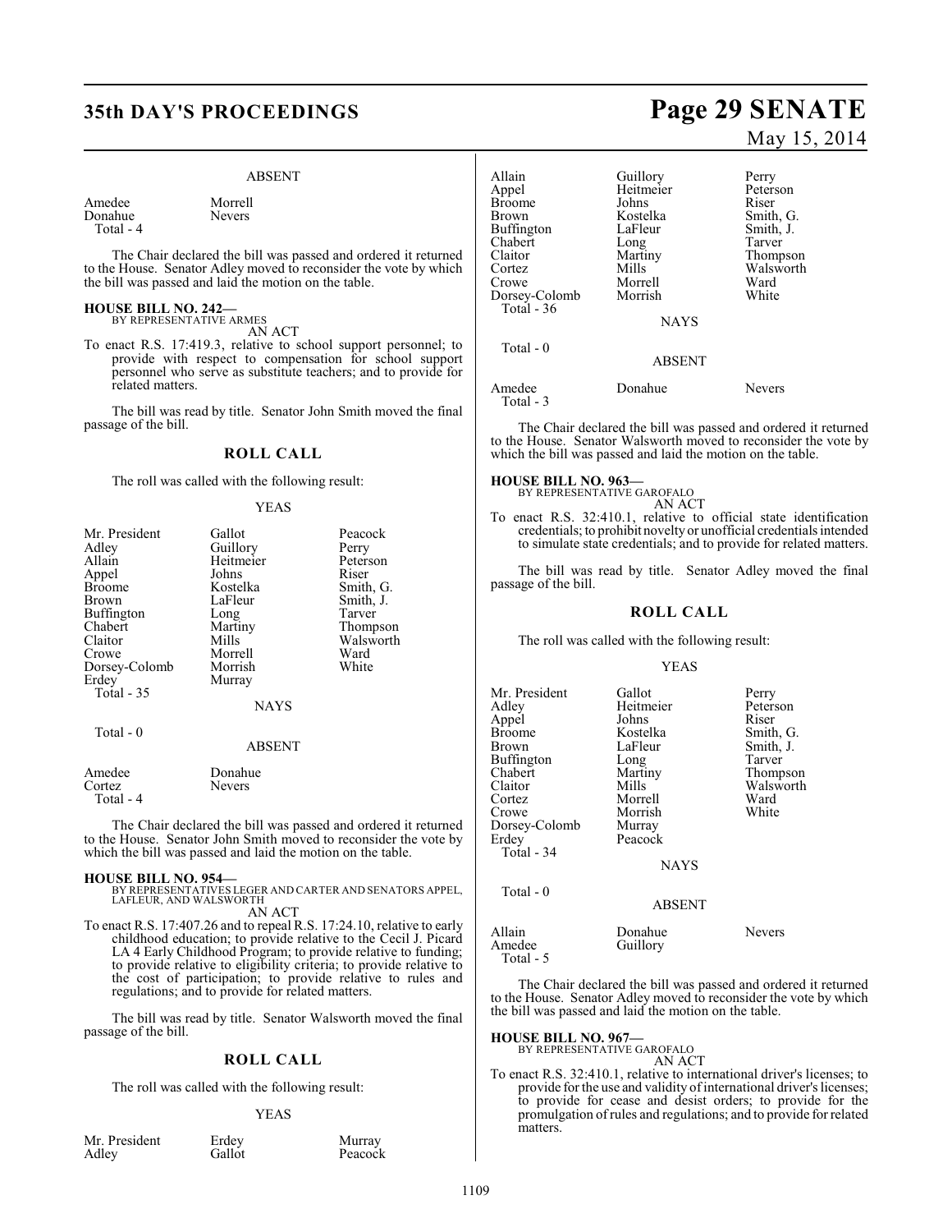### ABSENT

| | |
|---|---|
| Amedee | Morrell |
| Donahue | Nevers |
| Total - 4 | |

The Chair declared the bill was passed and ordered it returned to the House. Senator Adley moved to reconsider the vote by which the bill was passed and laid the motion on the table.

**HOUSE BILL NO. 242—**
BY REPRESENTATIVE ARMES
AN ACT

To enact R.S. 17:419.3, relative to school support personnel; to provide with respect to compensation for school support personnel who serve as substitute teachers; and to provide for related matters.

The bill was read by title. Senator John Smith moved the final passage of the bill.

## ROLL CALL

The roll was called with the following result:

### YEAS

| | | |
|---|---|---|
| Mr. President | Gallot | Peacock |
| Adley | Guillory | Perry |
| Allain | Heitmeier | Peterson |
| Appel | Johns | Riser |
| Broome | Kostelka | Smith, G. |
| Brown | LaFleur | Smith, J. |
| Buffington | Long | Tarver |
| Chabert | Martiny | Thompson |
| Claitor | Mills | Walsworth |
| Crowe | Morrell | Ward |
| Dorsey-Colomb | Morrish | White |
| Erdey | Murray | |
| Total - 35 | | |

### NAYS

Total - 0

### ABSENT

| | |
|---|---|
| Amedee | Donahue |
| Cortez | Nevers |
| Total - 4 | |

The Chair declared the bill was passed and ordered it returned to the House. Senator John Smith moved to reconsider the vote by which the bill was passed and laid the motion on the table.

**HOUSE BILL NO. 954—**
BY REPRESENTATIVES LEGER AND CARTER AND SENATORS APPEL, LAFLEUR, AND WALSWORTH
AN ACT

To enact R.S. 17:407.26 and to repeal R.S. 17:24.10, relative to early childhood education; to provide relative to the Cecil J. Picard LA 4 Early Childhood Program; to provide relative to funding; to provide relative to eligibility criteria; to provide relative to the cost of participation; to provide relative to rules and regulations; and to provide for related matters.

The bill was read by title. Senator Walsworth moved the final passage of the bill.

## ROLL CALL

The roll was called with the following result:

### YEAS

| | | |
|---|---|---|
| Mr. President | Erdey | Murray |
| Adley | Gallot | Peacock |
| Allain | Guillory | Perry |
| Appel | Heitmeier | Peterson |
| Broome | Johns | Riser |
| Brown | Kostelka | Smith, G. |
| Buffington | LaFleur | Smith, J. |
| Chabert | Long | Tarver |
| Claitor | Martiny | Thompson |
| Cortez | Mills | Walsworth |
| Crowe | Morrell | Ward |
| Dorsey-Colomb | Morrish | White |
| Total - 36 | | |

### NAYS

Total - 0

### ABSENT

| | | |
|---|---|---|
| Amedee | Donahue | Nevers |
| Total - 3 | | |

The Chair declared the bill was passed and ordered it returned to the House. Senator Walsworth moved to reconsider the vote by which the bill was passed and laid the motion on the table.

**HOUSE BILL NO. 963—**
BY REPRESENTATIVE GAROFALO
AN ACT

To enact R.S. 32:410.1, relative to official state identification credentials; to prohibit novelty or unofficial credentials intended to simulate state credentials; and to provide for related matters.

The bill was read by title. Senator Adley moved the final passage of the bill.

## ROLL CALL

The roll was called with the following result:

### YEAS

| | | |
|---|---|---|
| Mr. President | Gallot | Perry |
| Adley | Heitmeier | Peterson |
| Appel | Johns | Riser |
| Broome | Kostelka | Smith, G. |
| Brown | LaFleur | Smith, J. |
| Buffington | Long | Tarver |
| Chabert | Martiny | Thompson |
| Claitor | Mills | Walsworth |
| Cortez | Morrell | Ward |
| Crowe | Morrish | White |
| Dorsey-Colomb | Murray | |
| Erdey | Peacock | |
| Total - 34 | | |

### NAYS

Total - 0

### ABSENT

| | | |
|---|---|---|
| Allain | Donahue | Nevers |
| Amedee | Guillory | |
| Total - 5 | | |

The Chair declared the bill was passed and ordered it returned to the House. Senator Adley moved to reconsider the vote by which the bill was passed and laid the motion on the table.

**HOUSE BILL NO. 967—**
BY REPRESENTATIVE GAROFALO
AN ACT

To enact R.S. 32:410.1, relative to international driver's licenses; to provide for the use and validity of international driver's licenses; to provide for cease and desist orders; to provide for the promulgation of rules and regulations; and to provide for related matters.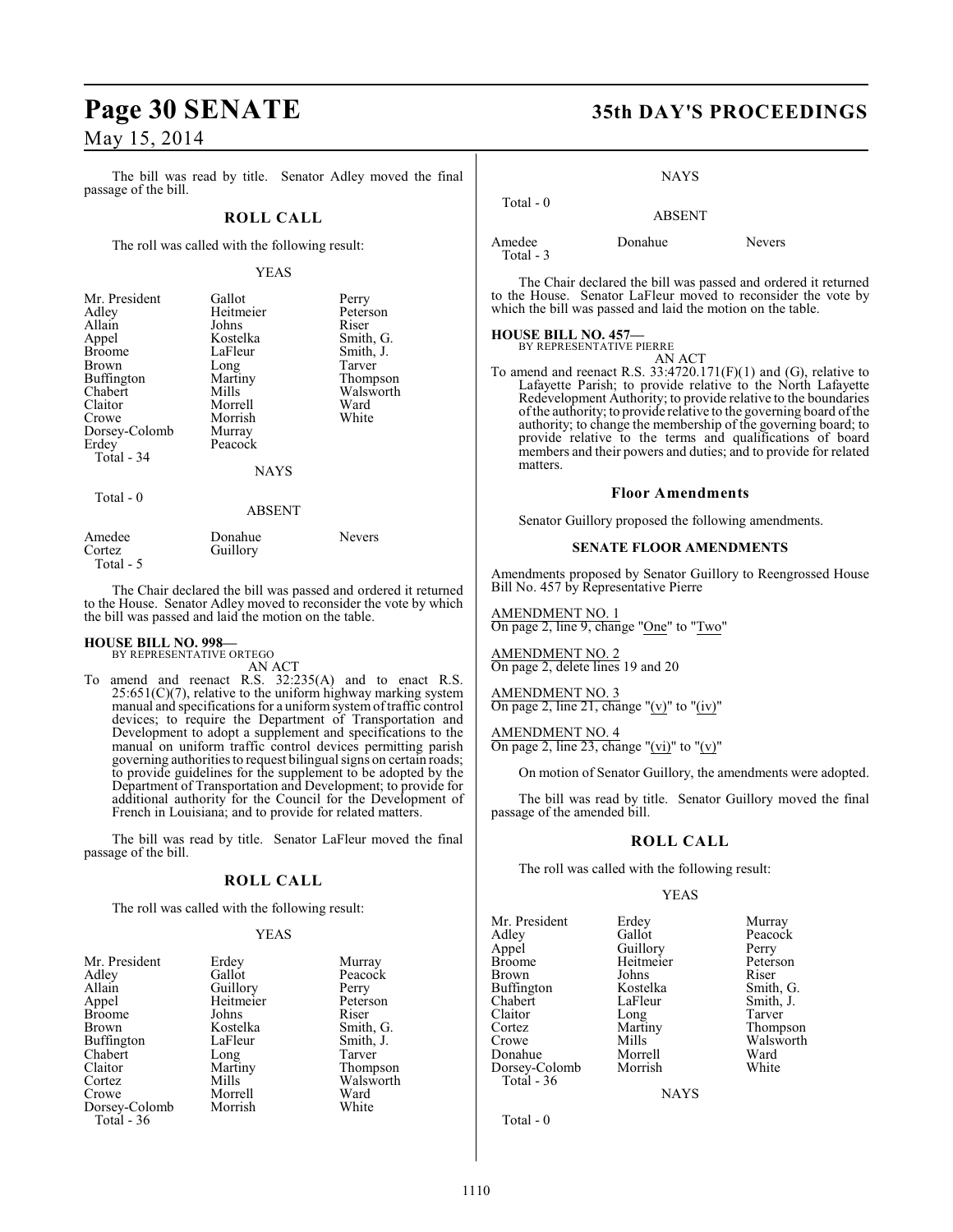The bill was read by title. Senator Adley moved the final passage of the bill.

## ROLL CALL

The roll was called with the following result:

YEAS

| | | |
|---|---|---|
| Mr. President | Gallot | Perry |
| Adley | Heitmeier | Peterson |
| Allain | Johns | Riser |
| Appel | Kostelka | Smith, G. |
| Broome | LaFleur | Smith, J. |
| Brown | Long | Tarver |
| Buffington | Martiny | Thompson |
| Chabert | Mills | Walsworth |
| Claitor | Morrell | Ward |
| Crowe | Morrish | White |
| Dorsey-Colomb | Murray | |
| Erdey | Peacock | |
| Total - 34 | | |

NAYS

Total - 0

ABSENT

| | | |
|---|---|---|
| Amedee | Donahue | Nevers |
| Cortez | Guillory | |
| Total - 5 | | |

The Chair declared the bill was passed and ordered it returned to the House. Senator Adley moved to reconsider the vote by which the bill was passed and laid the motion on the table.

**HOUSE BILL NO. 998—**
BY REPRESENTATIVE ORTEGO
AN ACT

To amend and reenact R.S. 32:235(A) and to enact R.S. 25:651(C)(7), relative to the uniform highway marking system manual and specifications for a uniform system of traffic control devices; to require the Department of Transportation and Development to adopt a supplement and specifications to the manual on uniform traffic control devices permitting parish governing authorities to request bilingual signs on certain roads; to provide guidelines for the supplement to be adopted by the Department of Transportation and Development; to provide for additional authority for the Council for the Development of French in Louisiana; and to provide for related matters.

The bill was read by title. Senator LaFleur moved the final passage of the bill.

## ROLL CALL

The roll was called with the following result:

YEAS

| | | |
|---|---|---|
| Mr. President | Erdey | Murray |
| Adley | Gallot | Peacock |
| Allain | Guillory | Perry |
| Appel | Heitmeier | Peterson |
| Broome | Johns | Riser |
| Brown | Kostelka | Smith, G. |
| Buffington | LaFleur | Smith, J. |
| Chabert | Long | Tarver |
| Claitor | Martiny | Thompson |
| Cortez | Mills | Walsworth |
| Crowe | Morrell | Ward |
| Dorsey-Colomb | Morrish | White |
| Total - 36 | | |

NAYS

Total - 0

ABSENT

| | | |
|---|---|---|
| Amedee | Donahue | Nevers |
| Total - 3 | | |

The Chair declared the bill was passed and ordered it returned to the House. Senator LaFleur moved to reconsider the vote by which the bill was passed and laid the motion on the table.

**HOUSE BILL NO. 457—**
BY REPRESENTATIVE PIERRE
AN ACT

To amend and reenact R.S. 33:4720.171(F)(1) and (G), relative to Lafayette Parish; to provide relative to the North Lafayette Redevelopment Authority; to provide relative to the boundaries of the authority; to provide relative to the governing board of the authority; to change the membership of the governing board; to provide relative to the terms and qualifications of board members and their powers and duties; and to provide for related matters.

### Floor Amendments

Senator Guillory proposed the following amendments.

### SENATE FLOOR AMENDMENTS

Amendments proposed by Senator Guillory to Reengrossed House Bill No. 457 by Representative Pierre

AMENDMENT NO. 1
On page 2, line 9, change "One" to "Two"

AMENDMENT NO. 2
On page 2, delete lines 19 and 20

AMENDMENT NO. 3
On page 2, line 21, change "(v)" to "(iv)"

AMENDMENT NO. 4
On page 2, line 23, change "(vi)" to "(v)"

On motion of Senator Guillory, the amendments were adopted.

The bill was read by title. Senator Guillory moved the final passage of the amended bill.

## ROLL CALL

The roll was called with the following result:

YEAS

| | | |
|---|---|---|
| Mr. President | Erdey | Murray |
| Adley | Gallot | Peacock |
| Appel | Guillory | Perry |
| Broome | Heitmeier | Peterson |
| Brown | Johns | Riser |
| Buffington | Kostelka | Smith, G. |
| Chabert | LaFleur | Smith, J. |
| Claitor | Long | Tarver |
| Cortez | Martiny | Thompson |
| Crowe | Mills | Walsworth |
| Donahue | Morrell | Ward |
| Dorsey-Colomb | Morrish | White |
| Total - 36 | | |

NAYS

Total - 0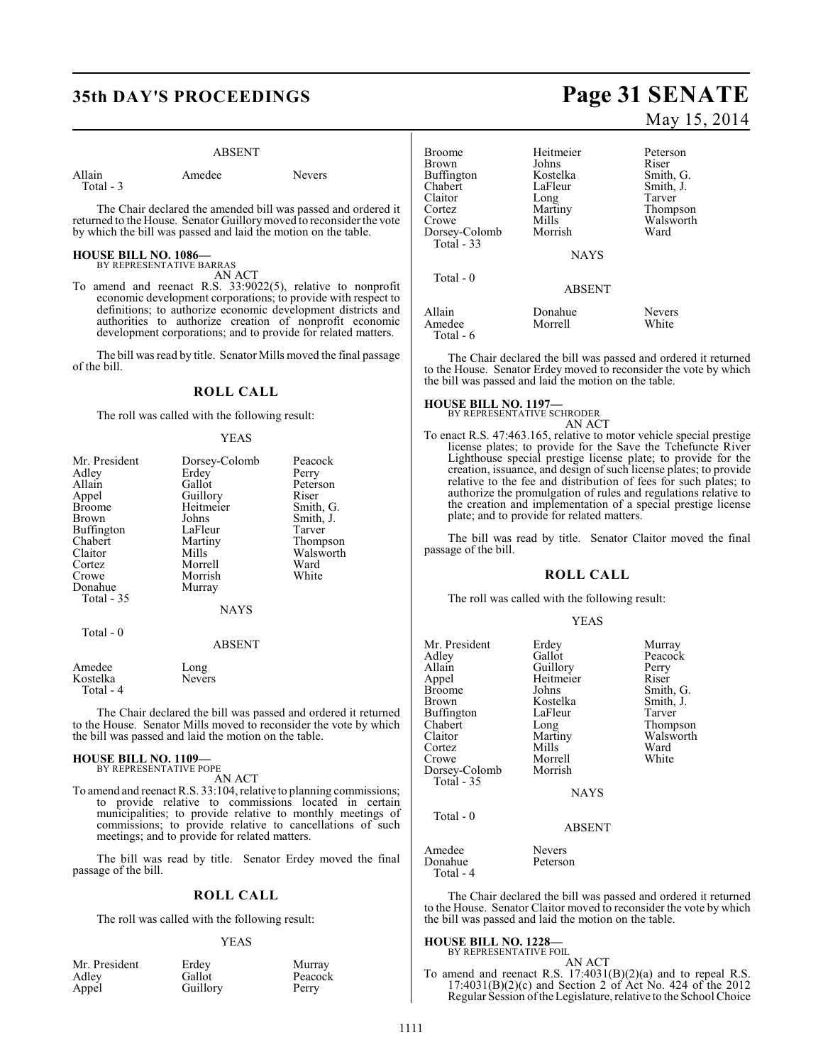ABSENT

| | | |
|---|---|---|
| Allain | Amedee | Nevers |
| Total - 3 | | |

The Chair declared the amended bill was passed and ordered it returned to the House. Senator Guillory moved to reconsider the vote by which the bill was passed and laid the motion on the table.

**HOUSE BILL NO. 1086—**
BY REPRESENTATIVE BARRAS

AN ACT

To amend and reenact R.S. 33:9022(5), relative to nonprofit economic development corporations; to provide with respect to definitions; to authorize economic development districts and authorities to authorize creation of nonprofit economic development corporations; and to provide for related matters.

The bill was read by title. Senator Mills moved the final passage of the bill.

## ROLL CALL

The roll was called with the following result:

YEAS

| | | |
|---|---|---|
| Mr. President | Dorsey-Colomb | Peacock |
| Adley | Erdey | Perry |
| Allain | Gallot | Peterson |
| Appel | Guillory | Riser |
| Broome | Heitmeier | Smith, G. |
| Brown | Johns | Smith, J. |
| Buffington | LaFleur | Tarver |
| Chabert | Martiny | Thompson |
| Claitor | Mills | Walsworth |
| Cortez | Morrell | Ward |
| Crowe | Morrish | White |
| Donahue | Murray | |
| Total - 35 | | |

NAYS

Total - 0

ABSENT

| | |
|---|---|
| Amedee | Long |
| Kostelka | Nevers |
| Total - 4 | |

The Chair declared the bill was passed and ordered it returned to the House. Senator Mills moved to reconsider the vote by which the bill was passed and laid the motion on the table.

**HOUSE BILL NO. 1109—**
BY REPRESENTATIVE POPE

AN ACT

To amend and reenact R.S. 33:104, relative to planning commissions; to provide relative to commissions located in certain municipalities; to provide relative to monthly meetings of commissions; to provide relative to cancellations of such meetings; and to provide for related matters.

The bill was read by title. Senator Erdey moved the final passage of the bill.

## ROLL CALL

The roll was called with the following result:

YEAS

| | | |
|---|---|---|
| Mr. President | Erdey | Murray |
| Adley | Gallot | Peacock |
| Appel | Guillory | Perry |
| Broome | Heitmeier | Peterson |
| Brown | Johns | Riser |
| Buffington | Kostelka | Smith, G. |
| Chabert | LaFleur | Smith, J. |
| Claitor | Long | Tarver |
| Cortez | Martiny | Thompson |
| Crowe | Mills | Walsworth |
| Dorsey-Colomb | Morrish | Ward |
| Total - 33 | | |

NAYS

Total - 0

ABSENT

| | | |
|---|---|---|
| Allain | Donahue | Nevers |
| Amedee | Morrell | White |
| Total - 6 | | |

The Chair declared the bill was passed and ordered it returned to the House. Senator Erdey moved to reconsider the vote by which the bill was passed and laid the motion on the table.

**HOUSE BILL NO. 1197—**
BY REPRESENTATIVE SCHRODER

AN ACT

To enact R.S. 47:463.165, relative to motor vehicle special prestige license plates; to provide for the Save the Tchefuncte River Lighthouse special prestige license plate; to provide for the creation, issuance, and design of such license plates; to provide relative to the fee and distribution of fees for such plates; to authorize the promulgation of rules and regulations relative to the creation and implementation of a special prestige license plate; and to provide for related matters.

The bill was read by title. Senator Claitor moved the final passage of the bill.

## ROLL CALL

The roll was called with the following result:

YEAS

| | | |
|---|---|---|
| Mr. President | Erdey | Murray |
| Adley | Gallot | Peacock |
| Allain | Guillory | Perry |
| Appel | Heitmeier | Riser |
| Broome | Johns | Smith, G. |
| Brown | Kostelka | Smith, J. |
| Buffington | LaFleur | Tarver |
| Chabert | Long | Thompson |
| Claitor | Martiny | Walsworth |
| Cortez | Mills | Ward |
| Crowe | Morrell | White |
| Dorsey-Colomb | Morrish | |
| Total - 35 | | |

NAYS

Total - 0

ABSENT

| | |
|---|---|
| Amedee | Nevers |
| Donahue | Peterson |
| Total - 4 | |

The Chair declared the bill was passed and ordered it returned to the House. Senator Claitor moved to reconsider the vote by which the bill was passed and laid the motion on the table.

**HOUSE BILL NO. 1228—**
BY REPRESENTATIVE FOIL

AN ACT

To amend and reenact R.S. 17:4031(B)(2)(a) and to repeal R.S. 17:4031(B)(2)(c) and Section 2 of Act No. 424 of the 2012 Regular Session of the Legislature, relative to the School Choice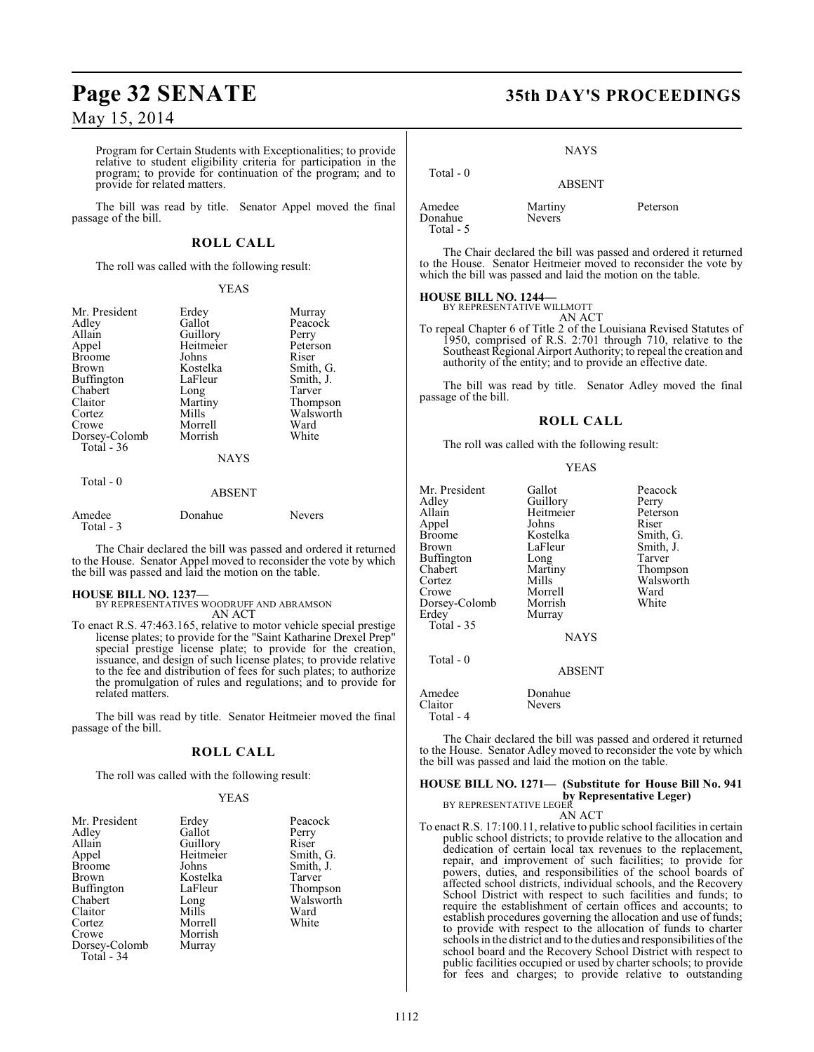Program for Certain Students with Exceptionalities; to provide relative to student eligibility criteria for participation in the program; to provide for continuation of the program; and to provide for related matters.

The bill was read by title. Senator Appel moved the final passage of the bill.

## ROLL CALL

The roll was called with the following result:

YEAS

| | | |
|---|---|---|
| Mr. President | Erdey | Murray |
| Adley | Gallot | Peacock |
| Allain | Guillory | Perry |
| Appel | Heitmeier | Peterson |
| Broome | Johns | Riser |
| Brown | Kostelka | Smith, G. |
| Buffington | LaFleur | Smith, J. |
| Chabert | Long | Tarver |
| Claitor | Martiny | Thompson |
| Cortez | Mills | Walsworth |
| Crowe | Morrell | Ward |
| Dorsey-Colomb | Morrish | White |

Total - 36

NAYS

Total - 0

ABSENT

| | | |
|---|---|---|
| Amedee | Donahue | Nevers |

Total - 3

The Chair declared the bill was passed and ordered it returned to the House. Senator Appel moved to reconsider the vote by which the bill was passed and laid the motion on the table.

**HOUSE BILL NO. 1237—**
BY REPRESENTATIVES WOODRUFF AND ABRAMSON
AN ACT

To enact R.S. 47:463.165, relative to motor vehicle special prestige license plates; to provide for the "Saint Katharine Drexel Prep" special prestige license plate; to provide for the creation, issuance, and design of such license plates; to provide relative to the fee and distribution of fees for such plates; to authorize the promulgation of rules and regulations; and to provide for related matters.

The bill was read by title. Senator Heitmeier moved the final passage of the bill.

## ROLL CALL

The roll was called with the following result:

YEAS

| | | |
|---|---|---|
| Mr. President | Erdey | Peacock |
| Adley | Gallot | Perry |
| Allain | Guillory | Riser |
| Appel | Heitmeier | Smith, G. |
| Broome | Johns | Smith, J. |
| Brown | Kostelka | Tarver |
| Buffington | LaFleur | Thompson |
| Chabert | Long | Walsworth |
| Claitor | Mills | Ward |
| Cortez | Morrell | White |
| Crowe | Morrish | |
| Dorsey-Colomb | Murray | |

Total - 34

NAYS

Total - 0

ABSENT

| | | |
|---|---|---|
| Amedee | Martiny | Peterson |
| Donahue | Nevers | |

Total - 5

The Chair declared the bill was passed and ordered it returned to the House. Senator Heitmeier moved to reconsider the vote by which the bill was passed and laid the motion on the table.

**HOUSE BILL NO. 1244—**
BY REPRESENTATIVE WILLMOTT
AN ACT

To repeal Chapter 6 of Title 2 of the Louisiana Revised Statutes of 1950, comprised of R.S. 2:701 through 710, relative to the Southeast Regional Airport Authority; to repeal the creation and authority of the entity; and to provide an effective date.

The bill was read by title. Senator Adley moved the final passage of the bill.

## ROLL CALL

The roll was called with the following result:

YEAS

| | | |
|---|---|---|
| Mr. President | Gallot | Peacock |
| Adley | Guillory | Perry |
| Allain | Heitmeier | Peterson |
| Appel | Johns | Riser |
| Broome | Kostelka | Smith, G. |
| Brown | LaFleur | Smith, J. |
| Buffington | Long | Tarver |
| Chabert | Martiny | Thompson |
| Cortez | Mills | Walsworth |
| Crowe | Morrell | Ward |
| Dorsey-Colomb | Morrish | White |
| Erdey | Murray | |

Total - 35

NAYS

Total - 0

ABSENT

| | |
|---|---|
| Amedee | Donahue |
| Claitor | Nevers |

Total - 4

The Chair declared the bill was passed and ordered it returned to the House. Senator Adley moved to reconsider the vote by which the bill was passed and laid the motion on the table.

**HOUSE BILL NO. 1271— (Substitute for House Bill No. 941 by Representative Leger)**
BY REPRESENTATIVE LEGER
AN ACT

To enact R.S. 17:100.11, relative to public school facilities in certain public school districts; to provide relative to the allocation and dedication of certain local tax revenues to the replacement, repair, and improvement of such facilities; to provide for powers, duties, and responsibilities of the school boards of affected school districts, individual schools, and the Recovery School District with respect to such facilities and funds; to require the establishment of certain offices and accounts; to establish procedures governing the allocation and use of funds; to provide with respect to the allocation of funds to charter schools in the district and to the duties and responsibilities of the school board and the Recovery School District with respect to public facilities occupied or used by charter schools; to provide for fees and charges; to provide relative to outstanding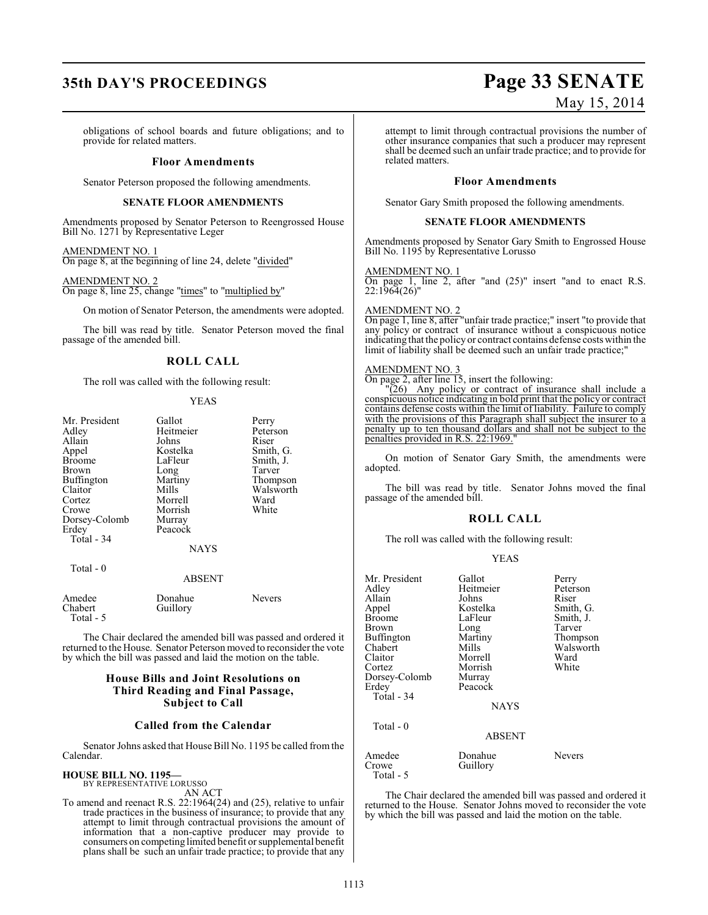obligations of school boards and future obligations; and to provide for related matters.

### Floor Amendments

Senator Peterson proposed the following amendments.

#### SENATE FLOOR AMENDMENTS

Amendments proposed by Senator Peterson to Reengrossed House Bill No. 1271 by Representative Leger

AMENDMENT NO. 1
On page 8, at the beginning of line 24, delete "divided"

AMENDMENT NO. 2
On page 8, line 25, change "times" to "multiplied by"

On motion of Senator Peterson, the amendments were adopted.

The bill was read by title. Senator Peterson moved the final passage of the amended bill.

### ROLL CALL

The roll was called with the following result:

YEAS

| | | |
|---|---|---|
| Mr. President | Gallot | Perry |
| Adley | Heitmeier | Peterson |
| Allain | Johns | Riser |
| Appel | Kostelka | Smith, G. |
| Broome | LaFleur | Smith, J. |
| Brown | Long | Tarver |
| Buffington | Martiny | Thompson |
| Claitor | Mills | Walsworth |
| Cortez | Morrell | Ward |
| Crowe | Morrish | White |
| Dorsey-Colomb | Murray | |
| Erdey | Peacock | |

Total - 34

NAYS

Total - 0

ABSENT

| | | |
|---|---|---|
| Amedee | Donahue | Nevers |
| Chabert | Guillory | |

Total - 5

The Chair declared the amended bill was passed and ordered it returned to the House. Senator Peterson moved to reconsider the vote by which the bill was passed and laid the motion on the table.

## House Bills and Joint Resolutions on Third Reading and Final Passage, Subject to Call

### Called from the Calendar

Senator Johns asked that House Bill No. 1195 be called from the Calendar.

**HOUSE BILL NO. 1195—**
BY REPRESENTATIVE LORUSSO
AN ACT

To amend and reenact R.S. 22:1964(24) and (25), relative to unfair trade practices in the business of insurance; to provide that any attempt to limit through contractual provisions the amount of information that a non-captive producer may provide to consumers on competing limited benefit or supplemental benefit plans shall be such an unfair trade practice; to provide that any attempt to limit through contractual provisions the number of other insurance companies that such a producer may represent shall be deemed such an unfair trade practice; and to provide for related matters.

### Floor Amendments

Senator Gary Smith proposed the following amendments.

#### SENATE FLOOR AMENDMENTS

Amendments proposed by Senator Gary Smith to Engrossed House Bill No. 1195 by Representative Lorusso

AMENDMENT NO. 1
On page 1, line 2, after "and (25)" insert "and to enact R.S. 22:1964(26)"

AMENDMENT NO. 2
On page 1, line 8, after "unfair trade practice;" insert "to provide that any policy or contract of insurance without a conspicuous notice indicating that the policy or contract contains defense costs within the limit of liability shall be deemed such an unfair trade practice;"

AMENDMENT NO. 3
On page 2, after line 15, insert the following:

"(26) Any policy or contract of insurance shall include a conspicuous notice indicating in bold print that the policy or contract contains defense costs within the limit of liability. Failure to comply with the provisions of this Paragraph shall subject the insurer to a penalty up to ten thousand dollars and shall not be subject to the penalties provided in R.S. 22:1969."

On motion of Senator Gary Smith, the amendments were adopted.

The bill was read by title. Senator Johns moved the final passage of the amended bill.

### ROLL CALL

The roll was called with the following result:

YEAS

| | | |
|---|---|---|
| Mr. President | Gallot | Perry |
| Adley | Heitmeier | Peterson |
| Allain | Johns | Riser |
| Appel | Kostelka | Smith, G. |
| Broome | LaFleur | Smith, J. |
| Brown | Long | Tarver |
| Buffington | Martiny | Thompson |
| Chabert | Mills | Walsworth |
| Claitor | Morrell | Ward |
| Cortez | Morrish | White |
| Dorsey-Colomb | Murray | |
| Erdey | Peacock | |

Total - 34

NAYS

Total - 0

ABSENT

| | | |
|---|---|---|
| Amedee | Donahue | Nevers |
| Crowe | Guillory | |

Total - 5

The Chair declared the amended bill was passed and ordered it returned to the House. Senator Johns moved to reconsider the vote by which the bill was passed and laid the motion on the table.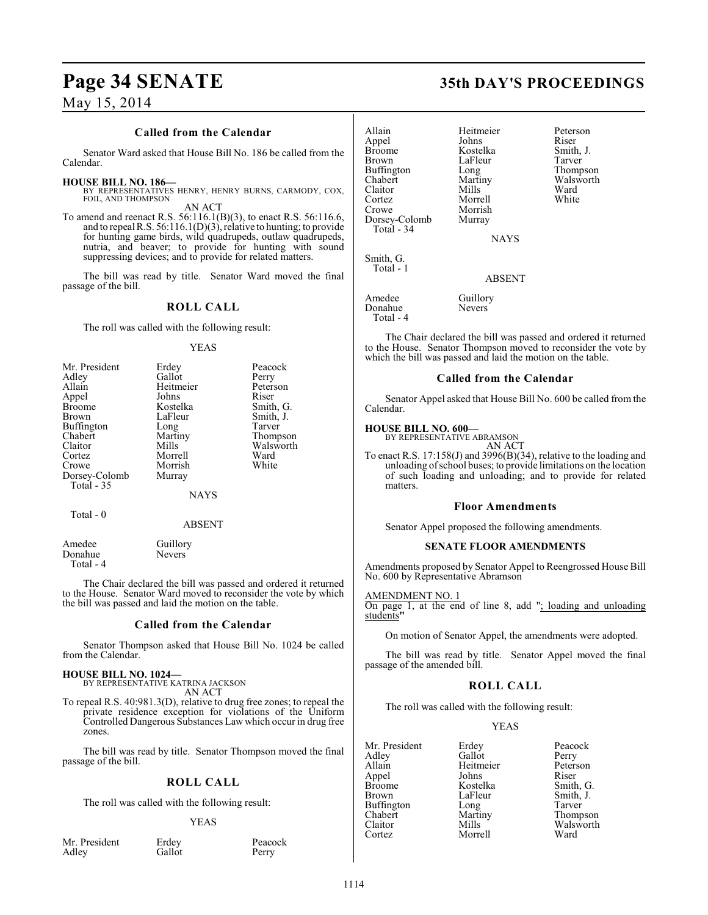### Called from the Calendar

Senator Ward asked that House Bill No. 186 be called from the Calendar.

**HOUSE BILL NO. 186—**
BY REPRESENTATIVES HENRY, HENRY BURNS, CARMODY, COX, FOIL, AND THOMPSON

AN ACT

To amend and reenact R.S. 56:116.1(B)(3), to enact R.S. 56:116.6, and to repeal R.S. 56:116.1(D)(3), relative to hunting; to provide for hunting game birds, wild quadrupeds, outlaw quadrupeds, nutria, and beaver; to provide for hunting with sound suppressing devices; and to provide for related matters.

The bill was read by title. Senator Ward moved the final passage of the bill.

### ROLL CALL

The roll was called with the following result:

YEAS

| | | |
|---|---|---|
| Mr. President | Erdey | Peacock |
| Adley | Gallot | Perry |
| Allain | Heitmeier | Peterson |
| Appel | Johns | Riser |
| Broome | Kostelka | Smith, G. |
| Brown | LaFleur | Smith, J. |
| Buffington | Long | Tarver |
| Chabert | Martiny | Thompson |
| Claitor | Mills | Walsworth |
| Cortez | Morrell | Ward |
| Crowe | Morrish | White |
| Dorsey-Colomb | Murray | |

Total - 35

NAYS

Total - 0

ABSENT

| | |
|---|---|
| Amedee | Guillory |
| Donahue | Nevers |

Total - 4

The Chair declared the bill was passed and ordered it returned to the House. Senator Ward moved to reconsider the vote by which the bill was passed and laid the motion on the table.

### Called from the Calendar

Senator Thompson asked that House Bill No. 1024 be called from the Calendar.

**HOUSE BILL NO. 1024—**
BY REPRESENTATIVE KATRINA JACKSON

AN ACT

To repeal R.S. 40:981.3(D), relative to drug free zones; to repeal the private residence exception for violations of the Uniform Controlled Dangerous Substances Law which occur in drug free zones.

The bill was read by title. Senator Thompson moved the final passage of the bill.

### ROLL CALL

The roll was called with the following result:

YEAS

| | | |
|---|---|---|
| Mr. President | Erdey | Peacock |
| Adley | Gallot | Perry |
| Allain | Heitmeier | Peterson |
| Appel | Johns | Riser |
| Broome | Kostelka | Smith, J. |
| Brown | LaFleur | Tarver |
| Buffington | Long | Thompson |
| Chabert | Martiny | Walsworth |
| Claitor | Mills | Ward |
| Cortez | Morrell | White |
| Crowe | Morrish | |
| Dorsey-Colomb | Murray | |

Total - 34

NAYS

Smith, G.

Total - 1

ABSENT

| | |
|---|---|
| Amedee | Guillory |
| Donahue | Nevers |

Total - 4

The Chair declared the bill was passed and ordered it returned to the House. Senator Thompson moved to reconsider the vote by which the bill was passed and laid the motion on the table.

### Called from the Calendar

Senator Appel asked that House Bill No. 600 be called from the Calendar.

**HOUSE BILL NO. 600—**
BY REPRESENTATIVE ABRAMSON

AN ACT

To enact R.S. 17:158(J) and 3996(B)(34), relative to the loading and unloading of school buses; to provide limitations on the location of such loading and unloading; and to provide for related matters.

### Floor Amendments

Senator Appel proposed the following amendments.

**SENATE FLOOR AMENDMENTS**

Amendments proposed by Senator Appel to Reengrossed House Bill No. 600 by Representative Abramson

AMENDMENT NO. 1
On page 1, at the end of line 8, add "; loading and unloading students"

On motion of Senator Appel, the amendments were adopted.

The bill was read by title. Senator Appel moved the final passage of the amended bill.

### ROLL CALL

The roll was called with the following result:

YEAS

| | | |
|---|---|---|
| Mr. President | Erdey | Peacock |
| Adley | Gallot | Perry |
| Allain | Heitmeier | Peterson |
| Appel | Johns | Riser |
| Broome | Kostelka | Smith, G. |
| Brown | LaFleur | Smith, J. |
| Buffington | Long | Tarver |
| Chabert | Martiny | Thompson |
| Claitor | Mills | Walsworth |
| Cortez | Morrell | Ward |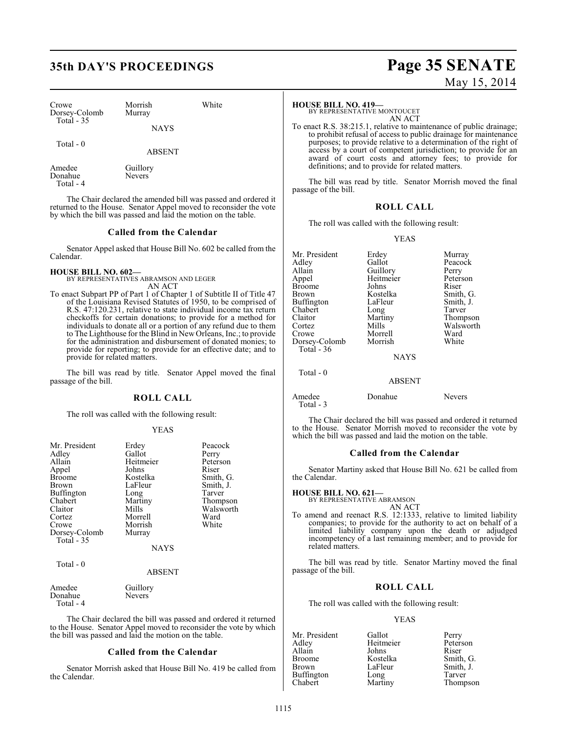| Crowe | Morrish | White |
|---|---|---|
| Dorsey-Colomb | Murray | |
| Total - 35 | | |

NAYS

Total - 0

ABSENT

| Amedee | Guillory |
|---|---|
| Donahue | Nevers |
| Total - 4 | |

The Chair declared the amended bill was passed and ordered it returned to the House. Senator Appel moved to reconsider the vote by which the bill was passed and laid the motion on the table.

### Called from the Calendar

Senator Appel asked that House Bill No. 602 be called from the Calendar.

**HOUSE BILL NO. 602—**
BY REPRESENTATIVES ABRAMSON AND LEGER
AN ACT

To enact Subpart PP of Part 1 of Chapter 1 of Subtitle II of Title 47 of the Louisiana Revised Statutes of 1950, to be comprised of R.S. 47:120.231, relative to state individual income tax return checkoffs for certain donations; to provide for a method for individuals to donate all or a portion of any refund due to them to The Lighthouse for the Blind in New Orleans, Inc.; to provide for the administration and disbursement of donated monies; to provide for reporting; to provide for an effective date; and to provide for related matters.

The bill was read by title. Senator Appel moved the final passage of the bill.

### ROLL CALL

The roll was called with the following result:

YEAS

| Mr. President | Erdey | Peacock |
|---|---|---|
| Adley | Gallot | Perry |
| Allain | Heitmeier | Peterson |
| Appel | Johns | Riser |
| Broome | Kostelka | Smith, G. |
| Brown | LaFleur | Smith, J. |
| Buffington | Long | Tarver |
| Chabert | Martiny | Thompson |
| Claitor | Mills | Walsworth |
| Cortez | Morrell | Ward |
| Crowe | Morrish | White |
| Dorsey-Colomb | Murray | |
| Total - 35 | | |

NAYS

Total - 0

ABSENT

| Amedee | Guillory |
|---|---|
| Donahue | Nevers |
| Total - 4 | |

The Chair declared the bill was passed and ordered it returned to the House. Senator Appel moved to reconsider the vote by which the bill was passed and laid the motion on the table.

### Called from the Calendar

Senator Morrish asked that House Bill No. 419 be called from the Calendar.

**HOUSE BILL NO. 419—**
BY REPRESENTATIVE MONTOUCET
AN ACT

To enact R.S. 38:215.1, relative to maintenance of public drainage; to prohibit refusal of access to public drainage for maintenance purposes; to provide relative to a determination of the right of access by a court of competent jurisdiction; to provide for an award of court costs and attorney fees; to provide for definitions; and to provide for related matters.

The bill was read by title. Senator Morrish moved the final passage of the bill.

### ROLL CALL

The roll was called with the following result:

YEAS

| Mr. President | Erdey | Murray |
|---|---|---|
| Adley | Gallot | Peacock |
| Allain | Guillory | Perry |
| Appel | Heitmeier | Peterson |
| Broome | Johns | Riser |
| Brown | Kostelka | Smith, G. |
| Buffington | LaFleur | Smith, J. |
| Chabert | Long | Tarver |
| Claitor | Martiny | Thompson |
| Cortez | Mills | Walsworth |
| Crowe | Morrell | Ward |
| Dorsey-Colomb | Morrish | White |
| Total - 36 | | |

NAYS

Total - 0

ABSENT

| Amedee | Donahue | Nevers |
|---|---|---|
| Total - 3 | | |

The Chair declared the bill was passed and ordered it returned to the House. Senator Morrish moved to reconsider the vote by which the bill was passed and laid the motion on the table.

### Called from the Calendar

Senator Martiny asked that House Bill No. 621 be called from the Calendar.

**HOUSE BILL NO. 621—**
BY REPRESENTATIVE ABRAMSON
AN ACT

To amend and reenact R.S. 12:1333, relative to limited liability companies; to provide for the authority to act on behalf of a limited liability company upon the death or adjudged incompetency of a last remaining member; and to provide for related matters.

The bill was read by title. Senator Martiny moved the final passage of the bill.

### ROLL CALL

The roll was called with the following result:

YEAS

| Mr. President | Gallot | Perry |
|---|---|---|
| Adley | Heitmeier | Peterson |
| Allain | Johns | Riser |
| Broome | Kostelka | Smith, G. |
| Brown | LaFleur | Smith, J. |
| Buffington | Long | Tarver |
| Chabert | Martiny | Thompson |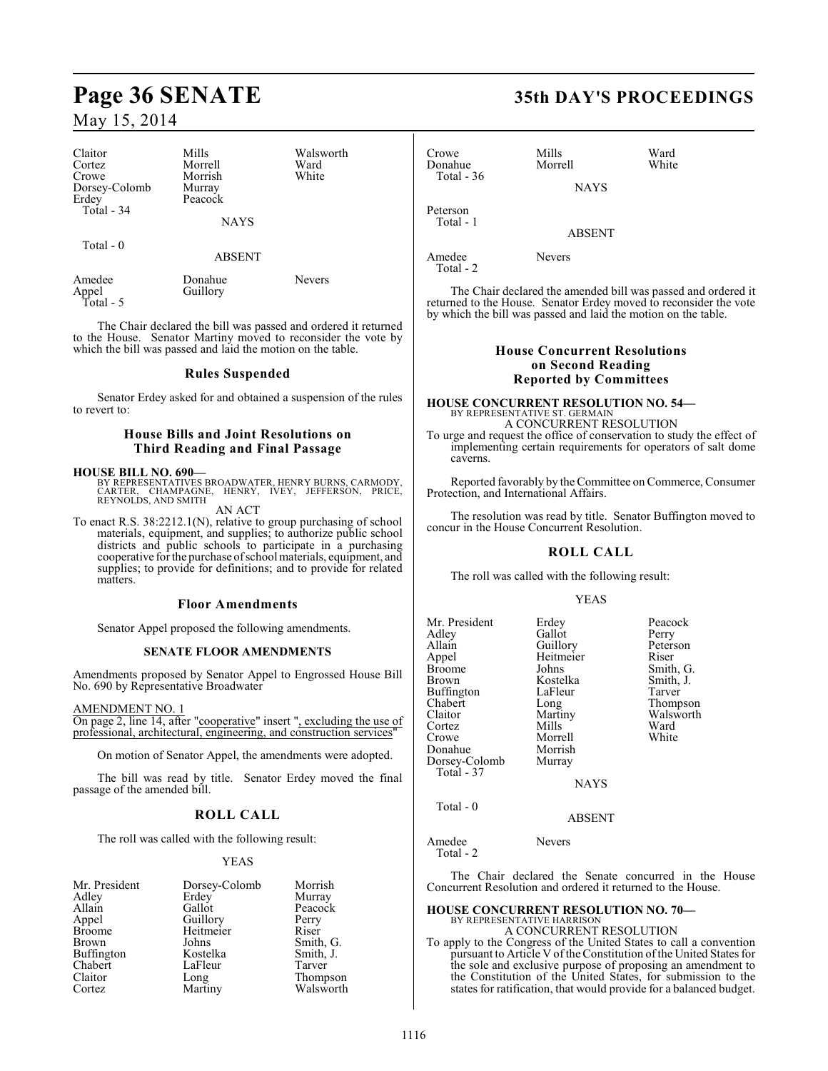| | | |
|---|---|---|
| Claitor | Mills | Walsworth |
| Cortez | Morrell | Ward |
| Crowe | Morrish | White |
| Dorsey-Colomb | Murray | |
| Erdey | Peacock | |
| Total - 34 | | |

NAYS

Total - 0

ABSENT

| | | |
|---|---|---|
| Amedee | Donahue | Nevers |
| Appel | Guillory | |
| Total - 5 | | |

The Chair declared the bill was passed and ordered it returned to the House. Senator Martiny moved to reconsider the vote by which the bill was passed and laid the motion on the table.

### Rules Suspended

Senator Erdey asked for and obtained a suspension of the rules to revert to:

### House Bills and Joint Resolutions on Third Reading and Final Passage

**HOUSE BILL NO. 690—**
BY REPRESENTATIVES BROADWATER, HENRY BURNS, CARMODY, CARTER, CHAMPAGNE, HENRY, IVEY, JEFFERSON, PRICE, REYNOLDS, AND SMITH

AN ACT

To enact R.S. 38:2212.1(N), relative to group purchasing of school materials, equipment, and supplies; to authorize public school districts and public schools to participate in a purchasing cooperative for the purchase of school materials, equipment, and supplies; to provide for definitions; and to provide for related matters.

### Floor Amendments

Senator Appel proposed the following amendments.

**SENATE FLOOR AMENDMENTS**

Amendments proposed by Senator Appel to Engrossed House Bill No. 690 by Representative Broadwater

AMENDMENT NO. 1
On page 2, line 14, after "cooperative" insert ", excluding the use of professional, architectural, engineering, and construction services"

On motion of Senator Appel, the amendments were adopted.

The bill was read by title. Senator Erdey moved the final passage of the amended bill.

### ROLL CALL

The roll was called with the following result:

YEAS

| | | |
|---|---|---|
| Mr. President | Dorsey-Colomb | Morrish |
| Adley | Erdey | Murray |
| Allain | Gallot | Peacock |
| Appel | Guillory | Perry |
| Broome | Heitmeier | Riser |
| Brown | Johns | Smith, G. |
| Buffington | Kostelka | Smith, J. |
| Chabert | LaFleur | Tarver |
| Claitor | Long | Thompson |
| Cortez | Martiny | Walsworth |
| Crowe | Mills | Ward |
| Donahue | Morrell | White |
| Total - 36 | | |

NAYS

Peterson
Total - 1

ABSENT

| | |
|---|---|
| Amedee | Nevers |
| Total - 2 | |

The Chair declared the amended bill was passed and ordered it returned to the House. Senator Erdey moved to reconsider the vote by which the bill was passed and laid the motion on the table.

### House Concurrent Resolutions on Second Reading Reported by Committees

**HOUSE CONCURRENT RESOLUTION NO. 54—**
BY REPRESENTATIVE ST. GERMAIN

A CONCURRENT RESOLUTION

To urge and request the office of conservation to study the effect of implementing certain requirements for operators of salt dome caverns.

Reported favorably by the Committee on Commerce, Consumer Protection, and International Affairs.

The resolution was read by title. Senator Buffington moved to concur in the House Concurrent Resolution.

### ROLL CALL

The roll was called with the following result:

YEAS

| | | |
|---|---|---|
| Mr. President | Erdey | Peacock |
| Adley | Gallot | Perry |
| Allain | Guillory | Peterson |
| Appel | Heitmeier | Riser |
| Broome | Johns | Smith, G. |
| Brown | Kostelka | Smith, J. |
| Buffington | LaFleur | Tarver |
| Chabert | Long | Thompson |
| Claitor | Martiny | Walsworth |
| Cortez | Mills | Ward |
| Crowe | Morrell | White |
| Donahue | Morrish | |
| Dorsey-Colomb | Murray | |
| Total - 37 | | |

NAYS

Total - 0

ABSENT

| | |
|---|---|
| Amedee | Nevers |
| Total - 2 | |

The Chair declared the Senate concurred in the House Concurrent Resolution and ordered it returned to the House.

**HOUSE CONCURRENT RESOLUTION NO. 70—**
BY REPRESENTATIVE HARRISON

A CONCURRENT RESOLUTION

To apply to the Congress of the United States to call a convention pursuant to Article V of the Constitution of the United States for the sole and exclusive purpose of proposing an amendment to the Constitution of the United States, for submission to the states for ratification, that would provide for a balanced budget.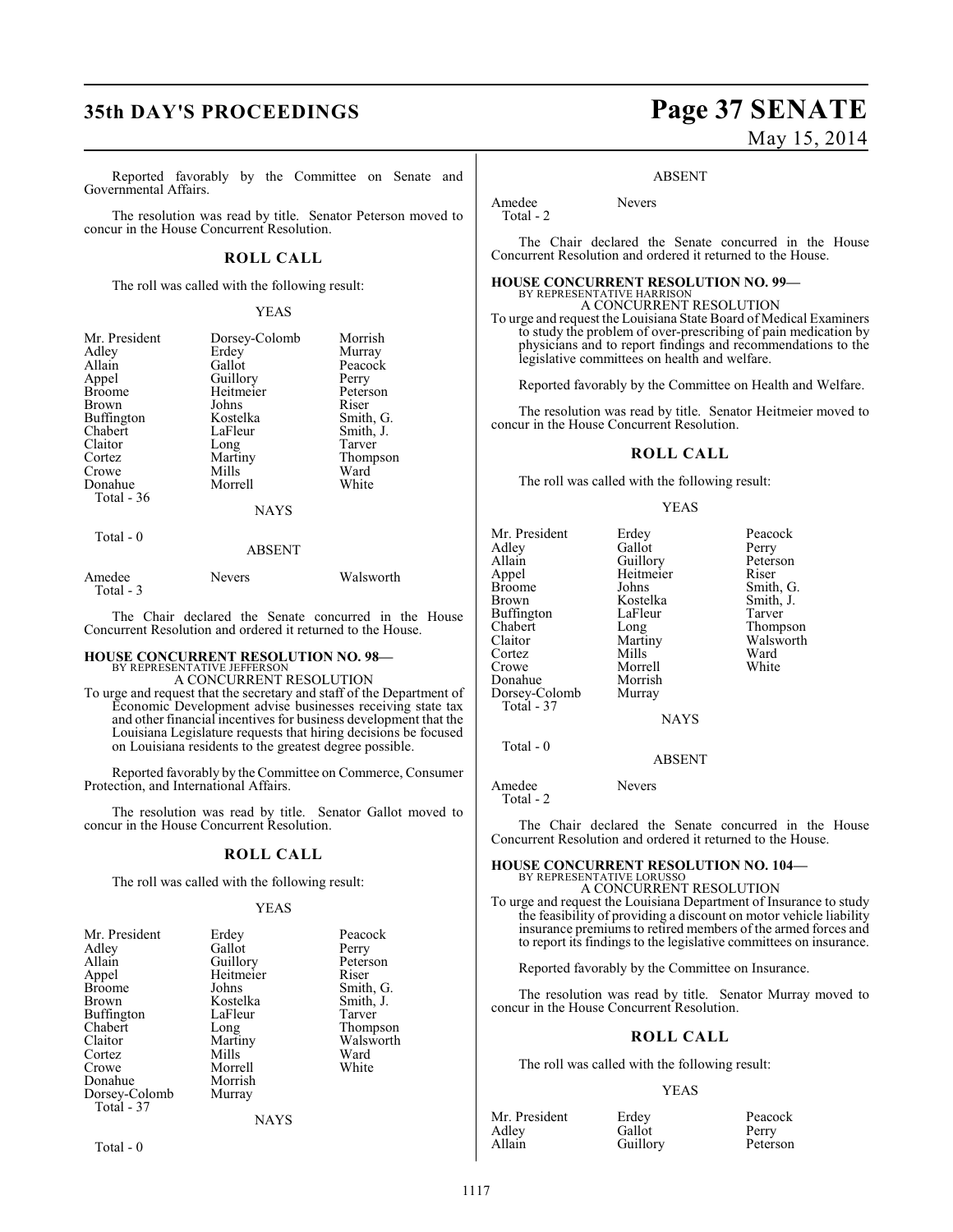Reported favorably by the Committee on Senate and Governmental Affairs.

The resolution was read by title. Senator Peterson moved to concur in the House Concurrent Resolution.

## ROLL CALL

The roll was called with the following result:

YEAS

| | | |
|---|---|---|
| Mr. President | Dorsey-Colomb | Morrish |
| Adley | Erdey | Murray |
| Allain | Gallot | Peacock |
| Appel | Guillory | Perry |
| Broome | Heitmeier | Peterson |
| Brown | Johns | Riser |
| Buffington | Kostelka | Smith, G. |
| Chabert | LaFleur | Smith, J. |
| Claitor | Long | Tarver |
| Cortez | Martiny | Thompson |
| Crowe | Mills | Ward |
| Donahue | Morrell | White |

Total - 36

NAYS

Total - 0

ABSENT

| | | |
|---|---|---|
| Amedee | Nevers | Walsworth |

Total - 3

The Chair declared the Senate concurred in the House Concurrent Resolution and ordered it returned to the House.

**HOUSE CONCURRENT RESOLUTION NO. 98—**
BY REPRESENTATIVE JEFFERSON
A CONCURRENT RESOLUTION

To urge and request that the secretary and staff of the Department of Economic Development advise businesses receiving state tax and other financial incentives for business development that the Louisiana Legislature requests that hiring decisions be focused on Louisiana residents to the greatest degree possible.

Reported favorably by the Committee on Commerce, Consumer Protection, and International Affairs.

The resolution was read by title. Senator Gallot moved to concur in the House Concurrent Resolution.

## ROLL CALL

The roll was called with the following result:

YEAS

| | | |
|---|---|---|
| Mr. President | Erdey | Peacock |
| Adley | Gallot | Perry |
| Allain | Guillory | Peterson |
| Appel | Heitmeier | Riser |
| Broome | Johns | Smith, G. |
| Brown | Kostelka | Smith, J. |
| Buffington | LaFleur | Tarver |
| Chabert | Long | Thompson |
| Claitor | Martiny | Walsworth |
| Cortez | Mills | Ward |
| Crowe | Morrell | White |
| Donahue | Morrish | |
| Dorsey-Colomb | Murray | |

Total - 37

NAYS

Total - 0

ABSENT

| | |
|---|---|
| Amedee | Nevers |

Total - 2

The Chair declared the Senate concurred in the House Concurrent Resolution and ordered it returned to the House.

**HOUSE CONCURRENT RESOLUTION NO. 99—**
BY REPRESENTATIVE HARRISON
A CONCURRENT RESOLUTION

To urge and request the Louisiana State Board of Medical Examiners to study the problem of over-prescribing of pain medication by physicians and to report findings and recommendations to the legislative committees on health and welfare.

Reported favorably by the Committee on Health and Welfare.

The resolution was read by title. Senator Heitmeier moved to concur in the House Concurrent Resolution.

## ROLL CALL

The roll was called with the following result:

YEAS

| | | |
|---|---|---|
| Mr. President | Erdey | Peacock |
| Adley | Gallot | Perry |
| Allain | Guillory | Peterson |
| Appel | Heitmeier | Riser |
| Broome | Johns | Smith, G. |
| Brown | Kostelka | Smith, J. |
| Buffington | LaFleur | Tarver |
| Chabert | Long | Thompson |
| Claitor | Martiny | Walsworth |
| Cortez | Mills | Ward |
| Crowe | Morrell | White |
| Donahue | Morrish | |
| Dorsey-Colomb | Murray | |

Total - 37

NAYS

Total - 0

ABSENT

| | |
|---|---|
| Amedee | Nevers |

Total - 2

The Chair declared the Senate concurred in the House Concurrent Resolution and ordered it returned to the House.

**HOUSE CONCURRENT RESOLUTION NO. 104—**
BY REPRESENTATIVE LORUSSO
A CONCURRENT RESOLUTION

To urge and request the Louisiana Department of Insurance to study the feasibility of providing a discount on motor vehicle liability insurance premiums to retired members of the armed forces and to report its findings to the legislative committees on insurance.

Reported favorably by the Committee on Insurance.

The resolution was read by title. Senator Murray moved to concur in the House Concurrent Resolution.

## ROLL CALL

The roll was called with the following result:

YEAS

| | | |
|---|---|---|
| Mr. President | Erdey | Peacock |
| Adley | Gallot | Perry |
| Allain | Guillory | Peterson |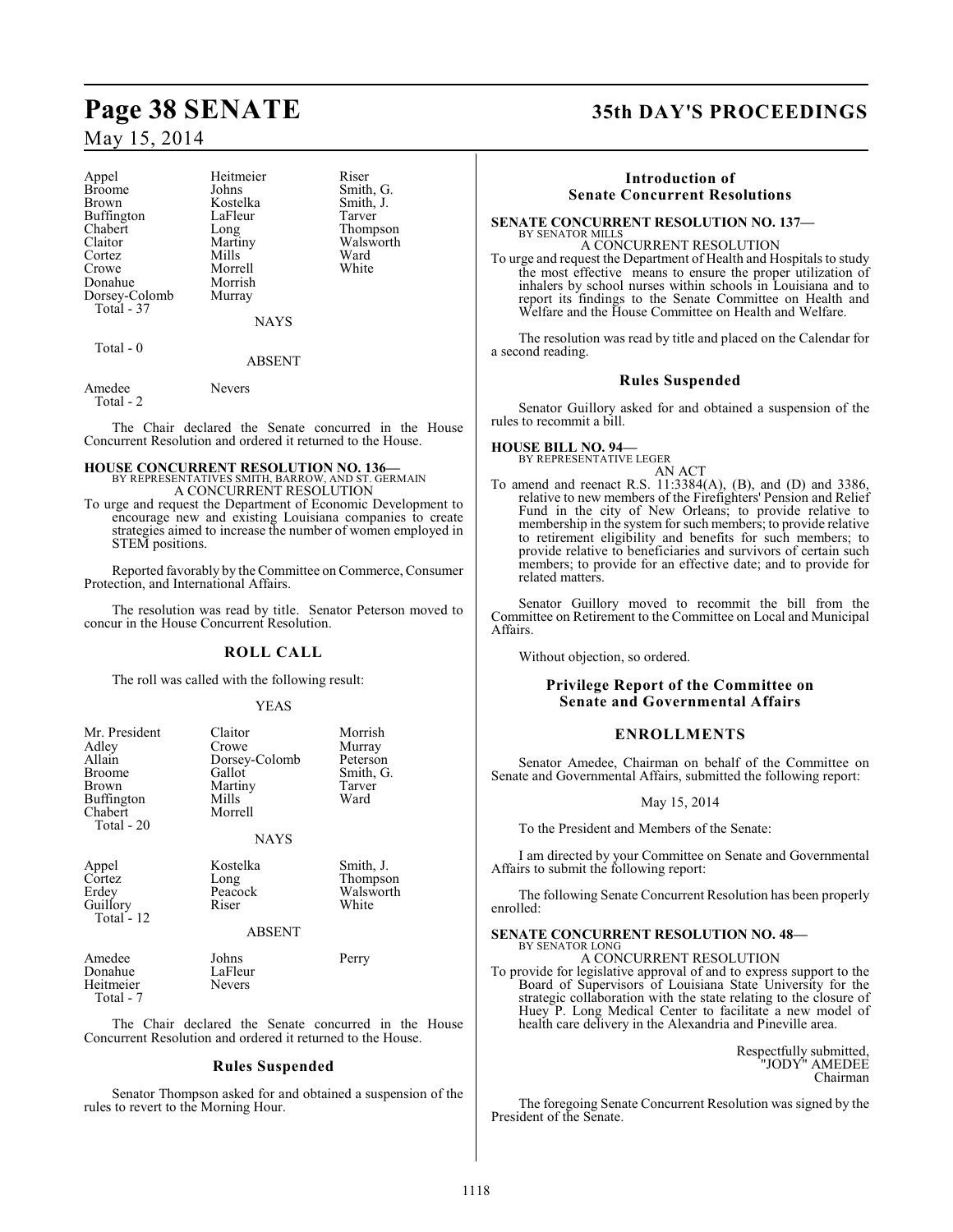| | | |
|---|---|---|
| Appel | Heitmeier | Riser |
| Broome | Johns | Smith, G. |
| Brown | Kostelka | Smith, J. |
| Buffington | LaFleur | Tarver |
| Chabert | Long | Thompson |
| Claitor | Martiny | Walsworth |
| Cortez | Mills | Ward |
| Crowe | Morrell | White |
| Donahue | Morrish | |
| Dorsey-Colomb | Murray | |
| Total - 37 | | |

NAYS

Total - 0

ABSENT

| | |
|---|---|
| Amedee | Nevers |
| Total - 2 | |

The Chair declared the Senate concurred in the House Concurrent Resolution and ordered it returned to the House.

**HOUSE CONCURRENT RESOLUTION NO. 136—**
BY REPRESENTATIVES SMITH, BARROW, AND ST. GERMAIN
A CONCURRENT RESOLUTION

To urge and request the Department of Economic Development to encourage new and existing Louisiana companies to create strategies aimed to increase the number of women employed in STEM positions.

Reported favorably by the Committee on Commerce, Consumer Protection, and International Affairs.

The resolution was read by title. Senator Peterson moved to concur in the House Concurrent Resolution.

## ROLL CALL

The roll was called with the following result:

YEAS

| | | |
|---|---|---|
| Mr. President | Claitor | Morrish |
| Adley | Crowe | Murray |
| Allain | Dorsey-Colomb | Peterson |
| Broome | Gallot | Smith, G. |
| Brown | Martiny | Tarver |
| Buffington | Mills | Ward |
| Chabert | Morrell | |
| Total - 20 | | |

NAYS

| | | |
|---|---|---|
| Appel | Kostelka | Smith, J. |
| Cortez | Long | Thompson |
| Erdey | Peacock | Walsworth |
| Guillory | Riser | White |
| Total - 12 | | |

ABSENT

| | | |
|---|---|---|
| Amedee | Johns | Perry |
| Donahue | LaFleur | |
| Heitmeier | Nevers | |
| Total - 7 | | |

The Chair declared the Senate concurred in the House Concurrent Resolution and ordered it returned to the House.

## Rules Suspended

Senator Thompson asked for and obtained a suspension of the rules to revert to the Morning Hour.

## Introduction of Senate Concurrent Resolutions

**SENATE CONCURRENT RESOLUTION NO. 137—**
BY SENATOR MILLS
A CONCURRENT RESOLUTION

To urge and request the Department of Health and Hospitals to study the most effective means to ensure the proper utilization of inhalers by school nurses within schools in Louisiana and to report its findings to the Senate Committee on Health and Welfare and the House Committee on Health and Welfare.

The resolution was read by title and placed on the Calendar for a second reading.

## Rules Suspended

Senator Guillory asked for and obtained a suspension of the rules to recommit a bill.

**HOUSE BILL NO. 94—**
BY REPRESENTATIVE LEGER
AN ACT

To amend and reenact R.S. 11:3384(A), (B), and (D) and 3386, relative to new members of the Firefighters' Pension and Relief Fund in the city of New Orleans; to provide relative to membership in the system for such members; to provide relative to retirement eligibility and benefits for such members; to provide relative to beneficiaries and survivors of certain such members; to provide for an effective date; and to provide for related matters.

Senator Guillory moved to recommit the bill from the Committee on Retirement to the Committee on Local and Municipal Affairs.

Without objection, so ordered.

## Privilege Report of the Committee on Senate and Governmental Affairs

## ENROLLMENTS

Senator Amedee, Chairman on behalf of the Committee on Senate and Governmental Affairs, submitted the following report:

May 15, 2014

To the President and Members of the Senate:

I am directed by your Committee on Senate and Governmental Affairs to submit the following report:

The following Senate Concurrent Resolution has been properly enrolled:

**SENATE CONCURRENT RESOLUTION NO. 48—**
BY SENATOR LONG
A CONCURRENT RESOLUTION

To provide for legislative approval of and to express support to the Board of Supervisors of Louisiana State University for the strategic collaboration with the state relating to the closure of Huey P. Long Medical Center to facilitate a new model of health care delivery in the Alexandria and Pineville area.

Respectfully submitted,
"JODY" AMEDEE
Chairman

The foregoing Senate Concurrent Resolution was signed by the President of the Senate.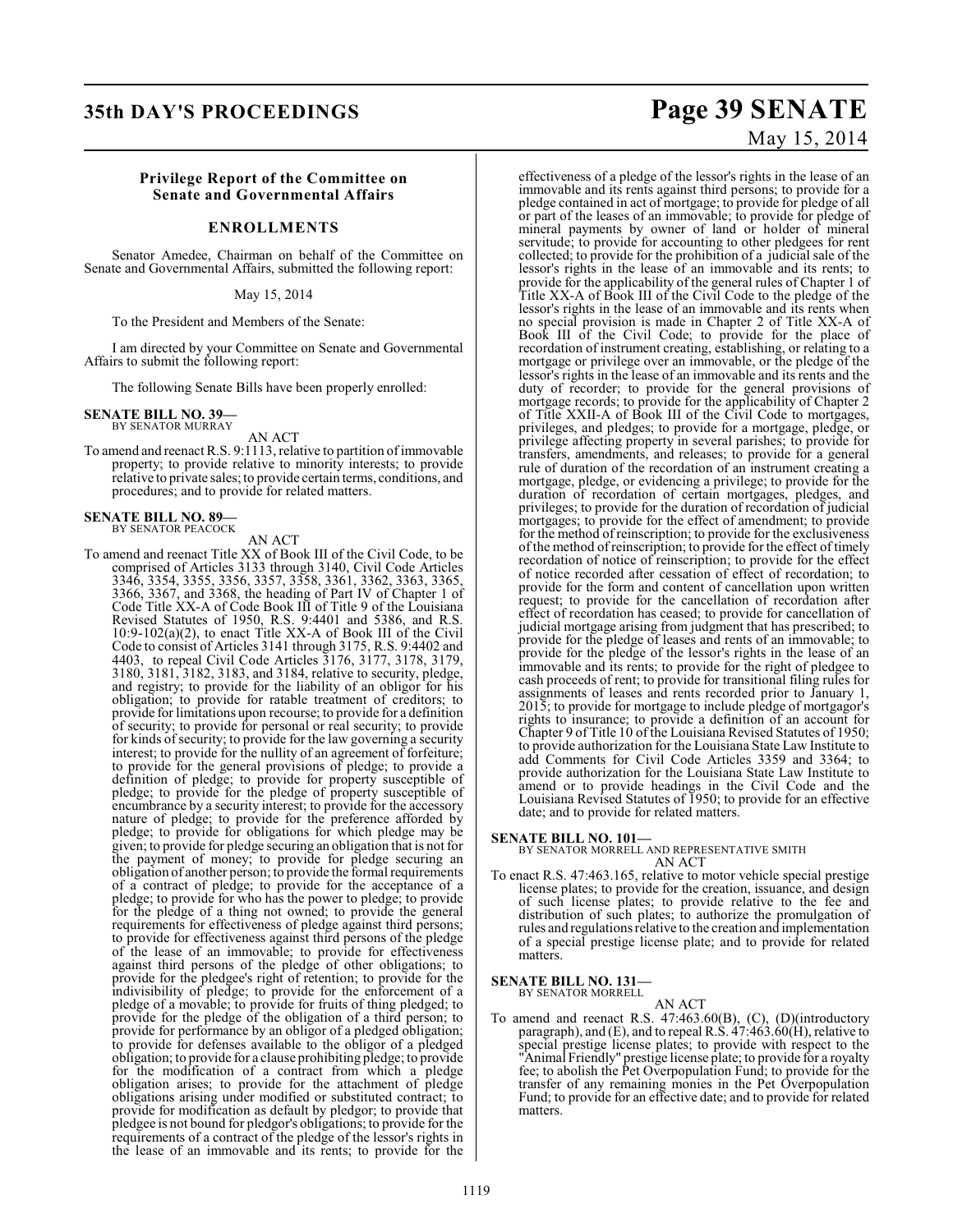### Privilege Report of the Committee on Senate and Governmental Affairs

## ENROLLMENTS

Senator Amedee, Chairman on behalf of the Committee on Senate and Governmental Affairs, submitted the following report:

May 15, 2014

To the President and Members of the Senate:

I am directed by your Committee on Senate and Governmental Affairs to submit the following report:

The following Senate Bills have been properly enrolled:

**SENATE BILL NO. 39—**
BY SENATOR MURRAY

AN ACT

To amend and reenact R.S. 9:1113, relative to partition of immovable property; to provide relative to minority interests; to provide relative to private sales; to provide certain terms, conditions, and procedures; and to provide for related matters.

**SENATE BILL NO. 89—**
BY SENATOR PEACOCK

AN ACT

To amend and reenact Title XX of Book III of the Civil Code, to be comprised of Articles 3133 through 3140, Civil Code Articles 3346, 3354, 3355, 3356, 3357, 3358, 3361, 3362, 3363, 3365, 3366, 3367, and 3368, the heading of Part IV of Chapter 1 of Code Title XX-A of Code Book III of Title 9 of the Louisiana Revised Statutes of 1950, R.S. 9:4401 and 5386, and R.S. 10:9-102(a)(2), to enact Title XX-A of Book III of the Civil Code to consist of Articles 3141 through 3175, R.S. 9:4402 and 4403, to repeal Civil Code Articles 3176, 3177, 3178, 3179, 3180, 3181, 3182, 3183, and 3184, relative to security, pledge, and registry; to provide for the liability of an obligor for his obligation; to provide for ratable treatment of creditors; to provide for limitations upon recourse; to provide for a definition of security; to provide for personal or real security; to provide for kinds of security; to provide for the law governing a security interest; to provide for the nullity of an agreement of forfeiture; to provide for the general provisions of pledge; to provide a definition of pledge; to provide for property susceptible of pledge; to provide for the pledge of property susceptible of encumbrance by a security interest; to provide for the accessory nature of pledge; to provide for the preference afforded by pledge; to provide for obligations for which pledge may be given; to provide for pledge securing an obligation that is not for the payment of money; to provide for pledge securing an obligation of another person; to provide the formal requirements of a contract of pledge; to provide for the acceptance of a pledge; to provide for who has the power to pledge; to provide for the pledge of a thing not owned; to provide the general requirements for effectiveness of pledge against third persons; to provide for effectiveness against third persons of the pledge of the lease of an immovable; to provide for effectiveness against third persons of the pledge of other obligations; to provide for the pledgee's right of retention; to provide for the indivisibility of pledge; to provide for the enforcement of a pledge of a movable; to provide for fruits of thing pledged; to provide for the pledge of the obligation of a third person; to provide for performance by an obligor of a pledged obligation; to provide for defenses available to the obligor of a pledged obligation; to provide for a clause prohibiting pledge; to provide for the modification of a contract from which a pledge obligation arises; to provide for the attachment of pledge obligations arising under modified or substituted contract; to provide for modification as default by pledgor; to provide that pledgee is not bound for pledgor's obligations; to provide for the requirements of a contract of the pledge of the lessor's rights in the lease of an immovable and its rents; to provide for the effectiveness of a pledge of the lessor's rights in the lease of an immovable and its rents against third persons; to provide for a pledge contained in act of mortgage; to provide for pledge of all or part of the leases of an immovable; to provide for pledge of mineral payments by owner of land or holder of mineral servitude; to provide for accounting to other pledgees for rent collected; to provide for the prohibition of a judicial sale of the lessor's rights in the lease of an immovable and its rents; to provide for the applicability of the general rules of Chapter 1 of Title XX-A of Book III of the Civil Code to the pledge of the lessor's rights in the lease of an immovable and its rents when no special provision is made in Chapter 2 of Title XX-A of Book III of the Civil Code; to provide for the place of recordation of instrument creating, establishing, or relating to a mortgage or privilege over an immovable, or the pledge of the lessor's rights in the lease of an immovable and its rents and the duty of recorder; to provide for the general provisions of mortgage records; to provide for the applicability of Chapter 2 of Title XXII-A of Book III of the Civil Code to mortgages, privileges, and pledges; to provide for a mortgage, pledge, or privilege affecting property in several parishes; to provide for transfers, amendments, and releases; to provide for a general rule of duration of the recordation of an instrument creating a mortgage, pledge, or evidencing a privilege; to provide for the duration of recordation of certain mortgages, pledges, and privileges; to provide for the duration of recordation of judicial mortgages; to provide for the effect of amendment; to provide for the method of reinscription; to provide for the exclusiveness of the method of reinscription; to provide for the effect of timely recordation of notice of reinscription; to provide for the effect of notice recorded after cessation of effect of recordation; to provide for the form and content of cancellation upon written request; to provide for the cancellation of recordation after effect of recordation has ceased; to provide for cancellation of judicial mortgage arising from judgment that has prescribed; to provide for the pledge of leases and rents of an immovable; to provide for the pledge of the lessor's rights in the lease of an immovable and its rents; to provide for the right of pledgee to cash proceeds of rent; to provide for transitional filing rules for assignments of leases and rents recorded prior to January 1, 2015; to provide for mortgage to include pledge of mortgagor's rights to insurance; to provide a definition of an account for Chapter 9 of Title 10 of the Louisiana Revised Statutes of 1950; to provide authorization for the Louisiana State Law Institute to add Comments for Civil Code Articles 3359 and 3364; to provide authorization for the Louisiana State Law Institute to amend or to provide headings in the Civil Code and the Louisiana Revised Statutes of 1950; to provide for an effective date; and to provide for related matters.

**SENATE BILL NO. 101—**
BY SENATOR MORRELL AND REPRESENTATIVE SMITH

AN ACT

To enact R.S. 47:463.165, relative to motor vehicle special prestige license plates; to provide for the creation, issuance, and design of such license plates; to provide relative to the fee and distribution of such plates; to authorize the promulgation of rules and regulations relative to the creation and implementation of a special prestige license plate; and to provide for related matters.

**SENATE BILL NO. 131—**
BY SENATOR MORRELL

AN ACT

To amend and reenact R.S. 47:463.60(B), (C), (D)(introductory paragraph), and (E), and to repeal R.S. 47:463.60(H), relative to special prestige license plates; to provide with respect to the "Animal Friendly" prestige license plate; to provide for a royalty fee; to abolish the Pet Overpopulation Fund; to provide for the transfer of any remaining monies in the Pet Overpopulation Fund; to provide for an effective date; and to provide for related matters.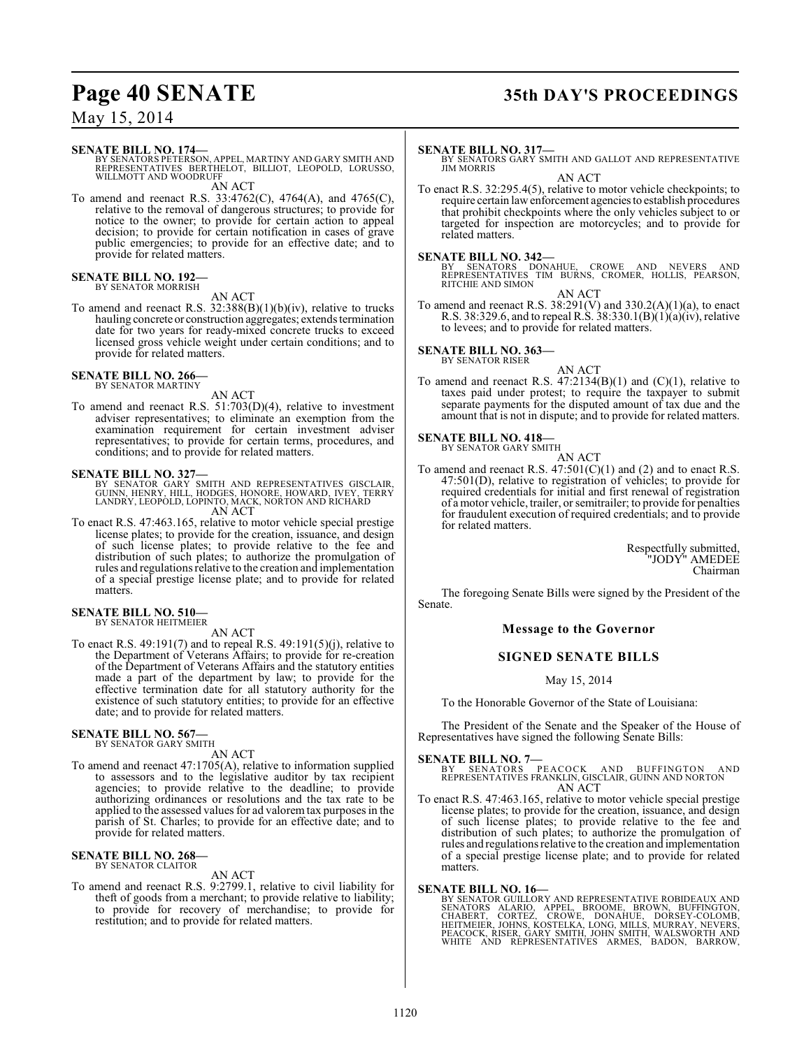**SENATE BILL NO. 174—**
BY SENATORS PETERSON, APPEL, MARTINY AND GARY SMITH AND REPRESENTATIVES BERTHELOT, BILLIOT, LEOPOLD, LORUSSO, WILLMOTT AND WOODRUFF

AN ACT

To amend and reenact R.S. 33:4762(C), 4764(A), and 4765(C), relative to the removal of dangerous structures; to provide for notice to the owner; to provide for certain action to appeal decision; to provide for certain notification in cases of grave public emergencies; to provide for an effective date; and to provide for related matters.

**SENATE BILL NO. 192—**
BY SENATOR MORRISH

AN ACT

To amend and reenact R.S. 32:388(B)(1)(b)(iv), relative to trucks hauling concrete or construction aggregates; extends termination date for two years for ready-mixed concrete trucks to exceed licensed gross vehicle weight under certain conditions; and to provide for related matters.

**SENATE BILL NO. 266—**
BY SENATOR MARTINY

AN ACT

To amend and reenact R.S. 51:703(D)(4), relative to investment adviser representatives; to eliminate an exemption from the examination requirement for certain investment adviser representatives; to provide for certain terms, procedures, and conditions; and to provide for related matters.

**SENATE BILL NO. 327—**
BY SENATOR GARY SMITH AND REPRESENTATIVES GISCLAIR, GUINN, HENRY, HILL, HODGES, HONORE, HOWARD, IVEY, TERRY LANDRY, LEOPOLD, LOPINTO, MACK, NORTON AND RICHARD

AN ACT

To enact R.S. 47:463.165, relative to motor vehicle special prestige license plates; to provide for the creation, issuance, and design of such license plates; to provide relative to the fee and distribution of such plates; to authorize the promulgation of rules and regulations relative to the creation and implementation of a special prestige license plate; and to provide for related matters.

**SENATE BILL NO. 510—**
BY SENATOR HEITMEIER

AN ACT

To enact R.S. 49:191(7) and to repeal R.S. 49:191(5)(j), relative to the Department of Veterans Affairs; to provide for re-creation of the Department of Veterans Affairs and the statutory entities made a part of the department by law; to provide for the effective termination date for all statutory authority for the existence of such statutory entities; to provide for an effective date; and to provide for related matters.

**SENATE BILL NO. 567—**
BY SENATOR GARY SMITH

AN ACT

To amend and reenact 47:1705(A), relative to information supplied to assessors and to the legislative auditor by tax recipient agencies; to provide relative to the deadline; to provide authorizing ordinances or resolutions and the tax rate to be applied to the assessed values for ad valorem tax purposes in the parish of St. Charles; to provide for an effective date; and to provide for related matters.

**SENATE BILL NO. 268—**
BY SENATOR CLAITOR

AN ACT

To amend and reenact R.S. 9:2799.1, relative to civil liability for theft of goods from a merchant; to provide relative to liability; to provide for recovery of merchandise; to provide for restitution; and to provide for related matters.

**SENATE BILL NO. 317—**
BY SENATORS GARY SMITH AND GALLOT AND REPRESENTATIVE JIM MORRIS

AN ACT

To enact R.S. 32:295.4(5), relative to motor vehicle checkpoints; to require certain law enforcement agencies to establish procedures that prohibit checkpoints where the only vehicles subject to or targeted for inspection are motorcycles; and to provide for related matters.

**SENATE BILL NO. 342—**
BY SENATORS DONAHUE, CROWE AND NEVERS AND REPRESENTATIVES TIM BURNS, CROMER, HOLLIS, PEARSON, RITCHIE AND SIMON

AN ACT

To amend and reenact R.S. 38:291(V) and 330.2(A)(1)(a), to enact R.S. 38:329.6, and to repeal R.S. 38:330.1(B)(1)(a)(iv), relative to levees; and to provide for related matters.

**SENATE BILL NO. 363—**
BY SENATOR RISER

AN ACT

To amend and reenact R.S. 47:2134(B)(1) and (C)(1), relative to taxes paid under protest; to require the taxpayer to submit separate payments for the disputed amount of tax due and the amount that is not in dispute; and to provide for related matters.

**SENATE BILL NO. 418—**
BY SENATOR GARY SMITH

AN ACT

To amend and reenact R.S. 47:501(C)(1) and (2) and to enact R.S. 47:501(D), relative to registration of vehicles; to provide for required credentials for initial and first renewal of registration of a motor vehicle, trailer, or semitrailer; to provide for penalties for fraudulent execution of required credentials; and to provide for related matters.

Respectfully submitted,
"JODY" AMEDEE
Chairman

The foregoing Senate Bills were signed by the President of the Senate.

## Message to the Governor

## SIGNED SENATE BILLS

May 15, 2014

To the Honorable Governor of the State of Louisiana:

The President of the Senate and the Speaker of the House of Representatives have signed the following Senate Bills:

**SENATE BILL NO. 7—**
BY SENATORS PEACOCK AND BUFFINGTON AND REPRESENTATIVES FRANKLIN, GISCLAIR, GUINN AND NORTON

AN ACT

To enact R.S. 47:463.165, relative to motor vehicle special prestige license plates; to provide for the creation, issuance, and design of such license plates; to provide relative to the fee and distribution of such plates; to authorize the promulgation of rules and regulations relative to the creation and implementation of a special prestige license plate; and to provide for related matters.

**SENATE BILL NO. 16—**
BY SENATOR GUILLORY AND REPRESENTATIVE ROBIDEAUX AND SENATORS ALARIO, APPEL, BROOME, BROWN, BUFFINGTON, CHABERT, CORTEZ, CROWE, DONAHUE, DORSEY-COLOMB, HEITMEIER, JOHNS, KOSTELKA, LONG, MILLS, MURRAY, NEVERS, PEACOCK, RISER, GARY SMITH, JOHN SMITH, WALSWORTH AND WHITE AND REPRESENTATIVES ARMES, BADON, BARROW,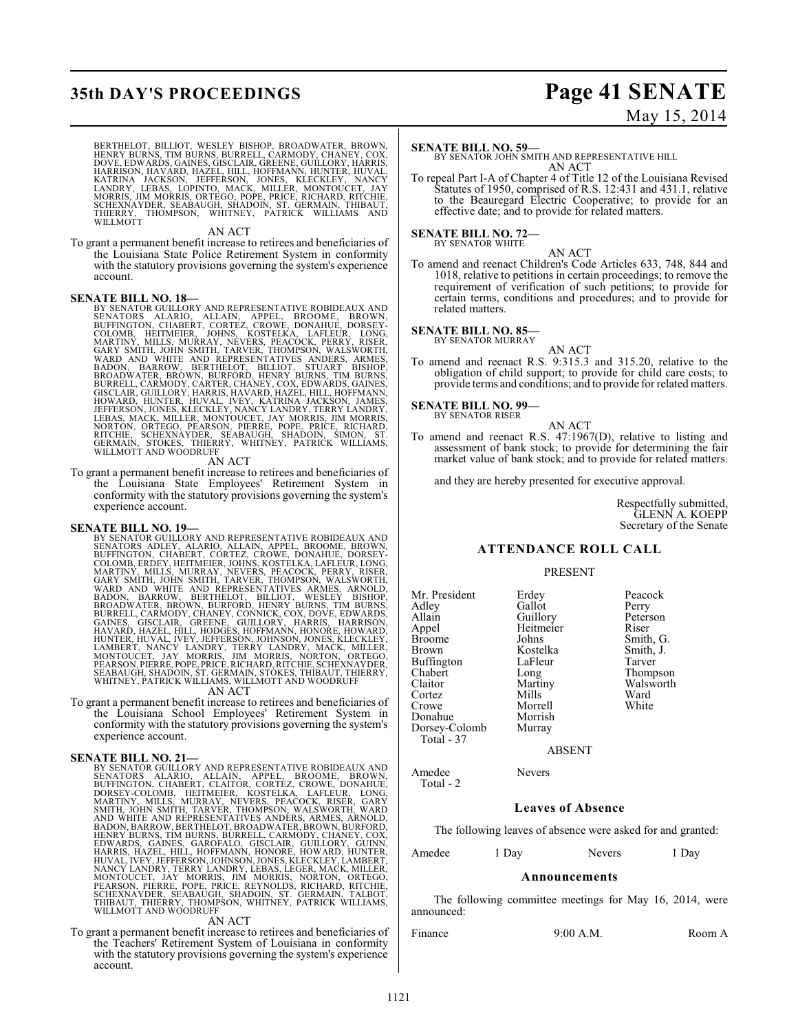BERTHELOT, BILLIOT, WESLEY BISHOP, BROADWATER, BROWN, HENRY BURNS, TIM BURNS, BURRELL, CARMODY, CHANEY, COX, DOVE, EDWARDS, GAINES, GISCLAIR, GREENE, GUILLORY, HARRIS, HARRISON, HAVARD, HAZEL, HILL, HOFFMANN, HUNTER, HUVAL, KATRINA JACKSON, JEFFERSON, JONES, KLECKLEY, NANCY LANDRY, LEBAS, LOPINTO, MACK, MILLER, MONTOUCET, JAY MORRIS, JIM MORRIS, ORTEGO, POPE, PRICE, RICHARD, RITCHIE, SCHEXNAYDER, SEABAUGH, SHADOIN, ST. GERMAIN, THIBAUT, THIERRY, THOMPSON, WHITNEY, PATRICK WILLIAMS AND WILLMOTT

AN ACT

To grant a permanent benefit increase to retirees and beneficiaries of the Louisiana State Police Retirement System in conformity with the statutory provisions governing the system's experience account.

**SENATE BILL NO. 18—**
BY SENATOR GUILLORY AND REPRESENTATIVE ROBIDEAUX AND SENATORS ALARIO, ALLAIN, APPEL, BROOME, BROWN, BUFFINGTON, CHABERT, CORTEZ, CROWE, DONAHUE, DORSEY-COLOMB, HEITMEIER, JOHNS, KOSTELKA, LAFLEUR, LONG, MARTINY, MILLS, MURRAY, NEVERS, PEACOCK, PERRY, RISER, GARY SMITH, JOHN SMITH, TARVER, THOMPSON, WALSWORTH, WARD AND WHITE AND REPRESENTATIVES ANDERS, ARMES, BADON, BARROW, BERTHELOT, BILLIOT, STUART BISHOP, BROADWATER, BROWN, BURFORD, HENRY BURNS, TIM BURNS, BURRELL, CARMODY, CARTER, CHANEY, COX, EDWARDS, GAINES, GISCLAIR, GUILLORY, HARRIS, HAVARD, HAZEL, HILL, HOFFMANN, HOWARD, HUNTER, HUVAL, IVEY, KATRINA JACKSON, JAMES, JEFFERSON, JONES, KLECKLEY, NANCY LANDRY, TERRY LANDRY, LEBAS, MACK, MILLER, MONTOUCET, JAY MORRIS, JIM MORRIS, NORTON, ORTEGO, PEARSON, PIERRE, POPE, PRICE, RICHARD, RITCHIE, SCHEXNAYDER, SEABAUGH, SHADOIN, SIMON, ST. GERMAIN, STOKES, THIERRY, WHITNEY, PATRICK WILLIAMS, WILLMOTT AND WOODRUFF

AN ACT

To grant a permanent benefit increase to retirees and beneficiaries of the Louisiana State Employees' Retirement System in conformity with the statutory provisions governing the system's experience account.

**SENATE BILL NO. 19—**
BY SENATOR GUILLORY AND REPRESENTATIVE ROBIDEAUX AND SENATORS ADLEY, ALARIO, ALLAIN, APPEL, BROOME, BROWN, BUFFINGTON, CHABERT, CORTEZ, CROWE, DONAHUE, DORSEY-COLOMB, ERDEY, HEITMEIER, JOHNS, KOSTELKA, LAFLEUR, LONG, MARTINY, MILLS, MURRAY, NEVERS, PEACOCK, PERRY, RISER, GARY SMITH, JOHN SMITH, TARVER, THOMPSON, WALSWORTH, WARD AND WHITE AND REPRESENTATIVES ARMES, ARNOLD, BADON, BARROW, BERTHELOT, BILLIOT, WESLEY BISHOP, BROADWATER, BROWN, BURFORD, HENRY BURNS, TIM BURNS, BURRELL, CARMODY, CHANEY, CONNICK, COX, DOVE, EDWARDS, GAINES, GISCLAIR, GREENE, GUILLORY, HARRIS, HARRISON, HAVARD, HAZEL, HILL, HODGES, HOFFMANN, HONORE, HOWARD, HUNTER, HUVAL, IVEY, JEFFERSON, JOHNSON, JONES, KLECKLEY, LAMBERT, NANCY LANDRY, TERRY LANDRY, MACK, MILLER, MONTOUCET, JAY MORRIS, JIM MORRIS, NORTON, ORTEGO, PEARSON, PIERRE, POPE, PRICE, RICHARD, RITCHIE, SCHEXNAYDER, SEABAUGH, SHADOIN, ST. GERMAIN, STOKES, THIBAUT, THIERRY, WHITNEY, PATRICK WILLIAMS, WILLMOTT AND WOODRUFF

AN ACT

To grant a permanent benefit increase to retirees and beneficiaries of the Louisiana School Employees' Retirement System in conformity with the statutory provisions governing the system's experience account.

**SENATE BILL NO. 21—**
BY SENATOR GUILLORY AND REPRESENTATIVE ROBIDEAUX AND SENATORS ALARIO, ALLAIN, APPEL, BROOME, BROWN, BUFFINGTON, CHABERT, CLAITOR, CORTEZ, CROWE, DONAHUE, DORSEY-COLOMB, HEITMEIER, KOSTELKA, LAFLEUR, LONG, MARTINY, MILLS, MURRAY, NEVERS, PEACOCK, RISER, GARY SMITH, JOHN SMITH, TARVER, THOMPSON, WALSWORTH, WARD AND WHITE AND REPRESENTATIVES ANDERS, ARMES, ARNOLD, BADON, BARROW, BERTHELOT, BROADWATER, BROWN, BURFORD, HENRY BURNS, TIM BURNS, BURRELL, CARMODY, CHANEY, COX, EDWARDS, GAINES, GAROFALO, GISCLAIR, GUILLORY, GUINN, HARRIS, HAZEL, HILL, HOFFMANN, HONORE, HOWARD, HUNTER, HUVAL, IVEY, JEFFERSON, JOHNSON, JONES, KLECKLEY, LAMBERT, NANCY LANDRY, TERRY LANDRY, LEBAS, LEGER, MACK, MILLER, MONTOUCET, JAY MORRIS, JIM MORRIS, NORTON, ORTEGO, PEARSON, PIERRE, POPE, PRICE, REYNOLDS, RICHARD, RITCHIE, SCHEXNAYDER, SEABAUGH, SHADOIN, ST. GERMAIN, TALBOT, THIBAUT, THIERRY, THOMPSON, WHITNEY, PATRICK WILLIAMS, WILLMOTT AND WOODRUFF

AN ACT

To grant a permanent benefit increase to retirees and beneficiaries of the Teachers' Retirement System of Louisiana in conformity with the statutory provisions governing the system's experience account.

**SENATE BILL NO. 59—**
BY SENATOR JOHN SMITH AND REPRESENTATIVE HILL

AN ACT

To repeal Part I-A of Chapter 4 of Title 12 of the Louisiana Revised Statutes of 1950, comprised of R.S. 12:431 and 431.1, relative to the Beauregard Electric Cooperative; to provide for an effective date; and to provide for related matters.

**SENATE BILL NO. 72—**
BY SENATOR WHITE

AN ACT

To amend and reenact Children's Code Articles 633, 748, 844 and 1018, relative to petitions in certain proceedings; to remove the requirement of verification of such petitions; to provide for certain terms, conditions and procedures; and to provide for related matters.

**SENATE BILL NO. 85—**
BY SENATOR MURRAY

AN ACT

To amend and reenact R.S. 9:315.3 and 315.20, relative to the obligation of child support; to provide for child care costs; to provide terms and conditions; and to provide for related matters.

**SENATE BILL NO. 99—**
BY SENATOR RISER

AN ACT

To amend and reenact R.S. 47:1967(D), relative to listing and assessment of bank stock; to provide for determining the fair market value of bank stock; and to provide for related matters.

and they are hereby presented for executive approval.

Respectfully submitted,
GLENN A. KOEPP
Secretary of the Senate

## ATTENDANCE ROLL CALL

PRESENT

| | | |
|---|---|---|
| Mr. President | Erdey | Peacock |
| Adley | Gallot | Perry |
| Allain | Guillory | Peterson |
| Appel | Heitmeier | Riser |
| Broome | Johns | Smith, G. |
| Brown | Kostelka | Smith, J. |
| Buffington | LaFleur | Tarver |
| Chabert | Long | Thompson |
| Claitor | Martiny | Walsworth |
| Cortez | Mills | Ward |
| Crowe | Morrell | White |
| Donahue | Morrish | |
| Dorsey-Colomb | Murray | |

Total - 37

ABSENT

| | |
|---|---|
| Amedee | Nevers |

Total - 2

### Leaves of Absence

The following leaves of absence were asked for and granted:

| | | | |
|---|---|---|---|
| Amedee | 1 Day | Nevers | 1 Day |

### Announcements

The following committee meetings for May 16, 2014, were announced:

| | | |
|---|---|---|
| Finance | 9:00 A.M. | Room A |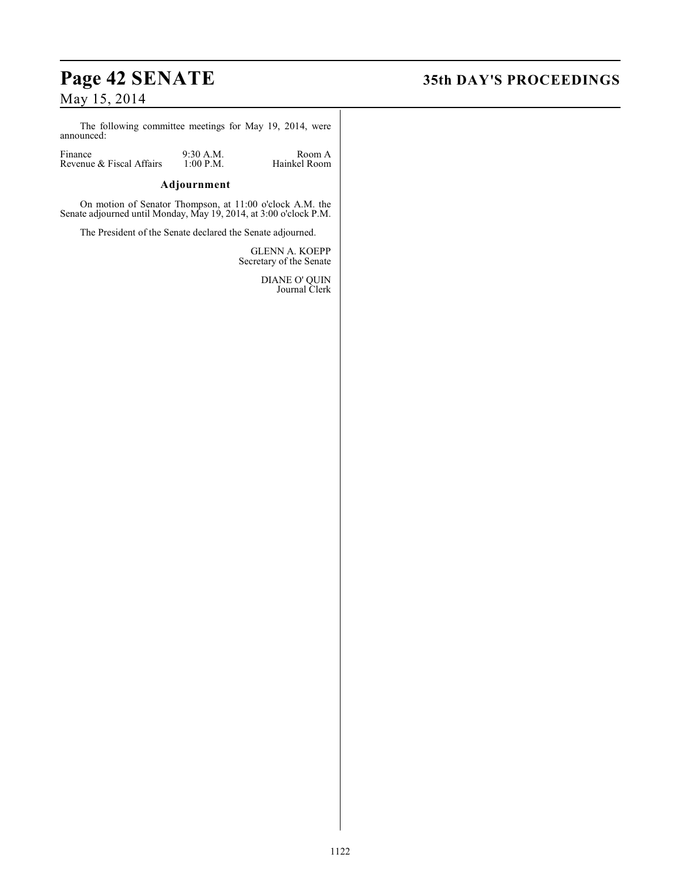The following committee meetings for May 19, 2014, were announced:

| | | |
|---|---|---|
| Finance | 9:30 A.M. | Room A |
| Revenue & Fiscal Affairs | 1:00 P.M. | Hainkel Room |

### Adjournment

On motion of Senator Thompson, at 11:00 o'clock A.M. the Senate adjourned until Monday, May 19, 2014, at 3:00 o'clock P.M.

The President of the Senate declared the Senate adjourned.

GLENN A. KOEPP
Secretary of the Senate

DIANE O' QUIN
Journal Clerk